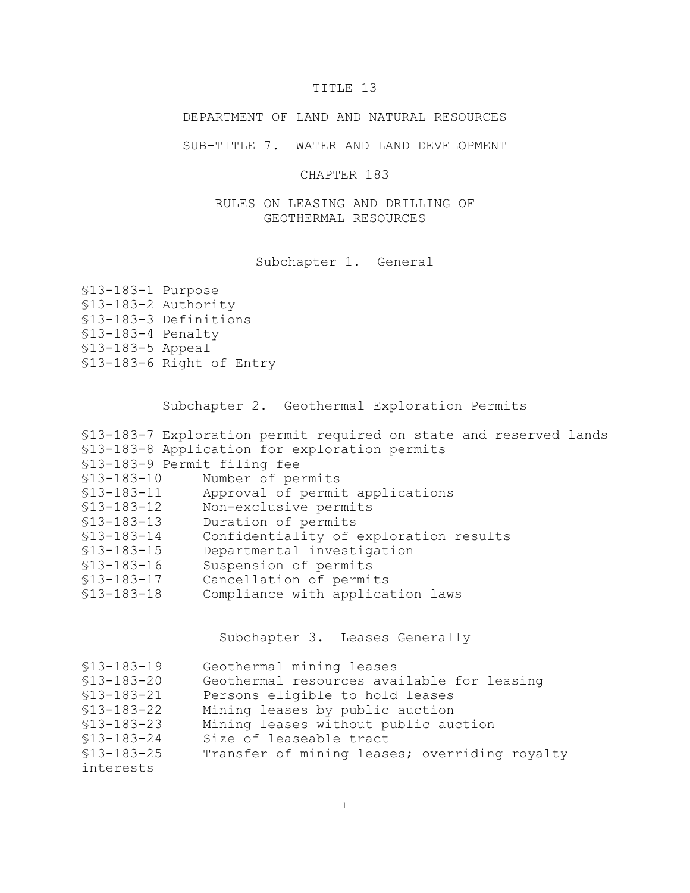# TITLE 13

# DEPARTMENT OF LAND AND NATURAL RESOURCES

## SUB-TITLE 7. WATER AND LAND DEVELOPMENT

## CHAPTER 183

## RULES ON LEASING AND DRILLING OF GEOTHERMAL RESOURCES

### Subchapter 1. General

§13-183-1 Purpose
§13-183-2 Authority
§13-183-3 Definitions
§13-183-4 Penalty
§13-183-5 Appeal
§13-183-6 Right of Entry

### Subchapter 2. Geothermal Exploration Permits

§13-183-7 Exploration permit required on state and reserved lands
§13-183-8 Application for exploration permits
§13-183-9 Permit filing fee
§13-183-10 Number of permits
§13-183-11 Approval of permit applications
§13-183-12 Non-exclusive permits
§13-183-13 Duration of permits
§13-183-14 Confidentiality of exploration results
§13-183-15 Departmental investigation
§13-183-16 Suspension of permits
§13-183-17 Cancellation of permits
§13-183-18 Compliance with application laws

### Subchapter 3. Leases Generally

§13-183-19 Geothermal mining leases
§13-183-20 Geothermal resources available for leasing
§13-183-21 Persons eligible to hold leases
§13-183-22 Mining leases by public auction
§13-183-23 Mining leases without public auction
§13-183-24 Size of leaseable tract
§13-183-25 Transfer of mining leases; overriding royalty interests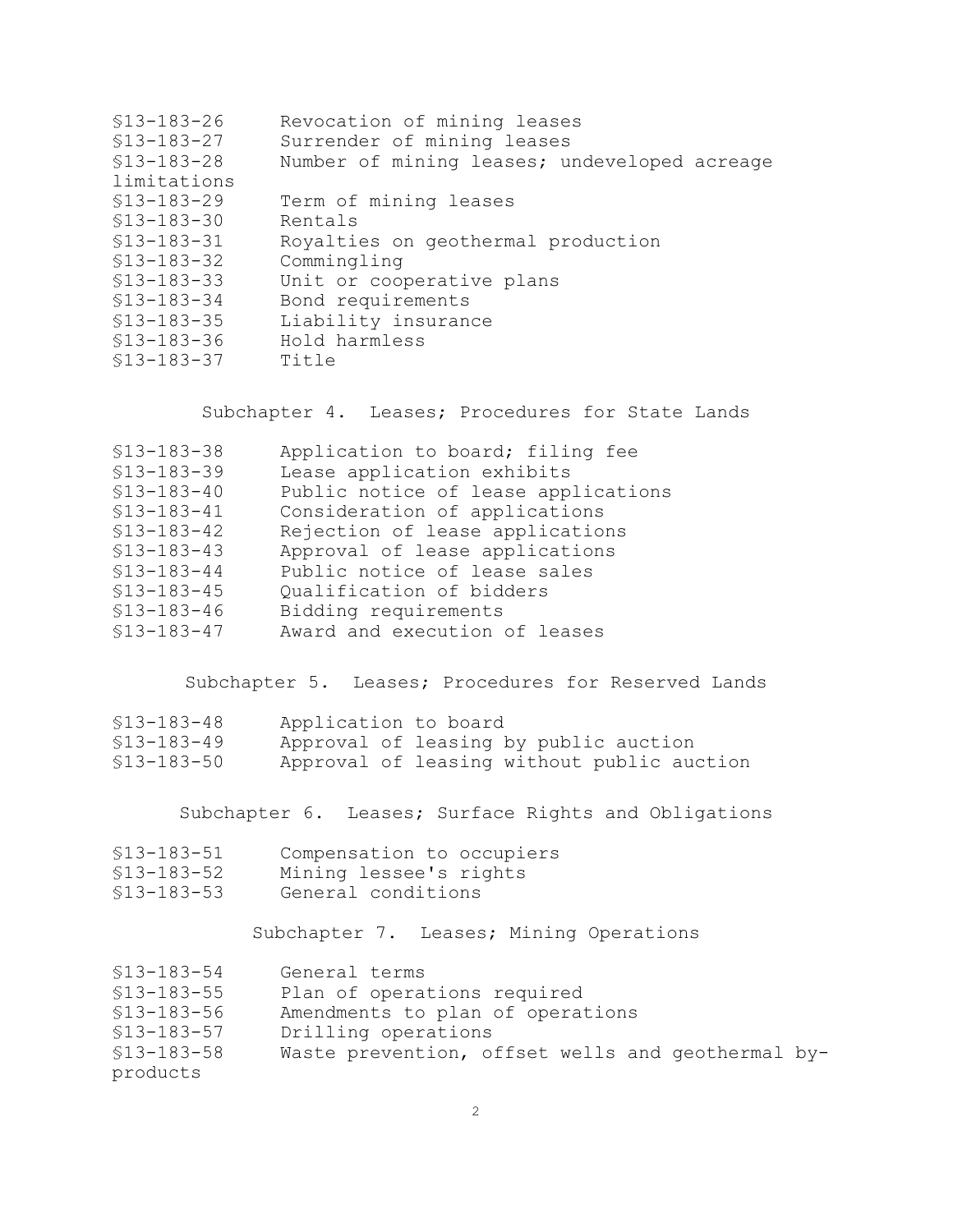§13-183-26 Revocation of mining leases
§13-183-27 Surrender of mining leases
§13-183-28 Number of mining leases; undeveloped acreage limitations
§13-183-29 Term of mining leases
§13-183-30 Rentals
§13-183-31 Royalties on geothermal production
§13-183-32 Commingling
§13-183-33 Unit or cooperative plans
§13-183-34 Bond requirements
§13-183-35 Liability insurance
§13-183-36 Hold harmless
§13-183-37 Title

## Subchapter 4. Leases; Procedures for State Lands

§13-183-38 Application to board; filing fee
§13-183-39 Lease application exhibits
§13-183-40 Public notice of lease applications
§13-183-41 Consideration of applications
§13-183-42 Rejection of lease applications
§13-183-43 Approval of lease applications
§13-183-44 Public notice of lease sales
§13-183-45 Qualification of bidders
§13-183-46 Bidding requirements
§13-183-47 Award and execution of leases

## Subchapter 5. Leases; Procedures for Reserved Lands

§13-183-48 Application to board
§13-183-49 Approval of leasing by public auction
§13-183-50 Approval of leasing without public auction

## Subchapter 6. Leases; Surface Rights and Obligations

§13-183-51 Compensation to occupiers
§13-183-52 Mining lessee's rights
§13-183-53 General conditions

## Subchapter 7. Leases; Mining Operations

§13-183-54 General terms
§13-183-55 Plan of operations required
§13-183-56 Amendments to plan of operations
§13-183-57 Drilling operations
§13-183-58 Waste prevention, offset wells and geothermal by-products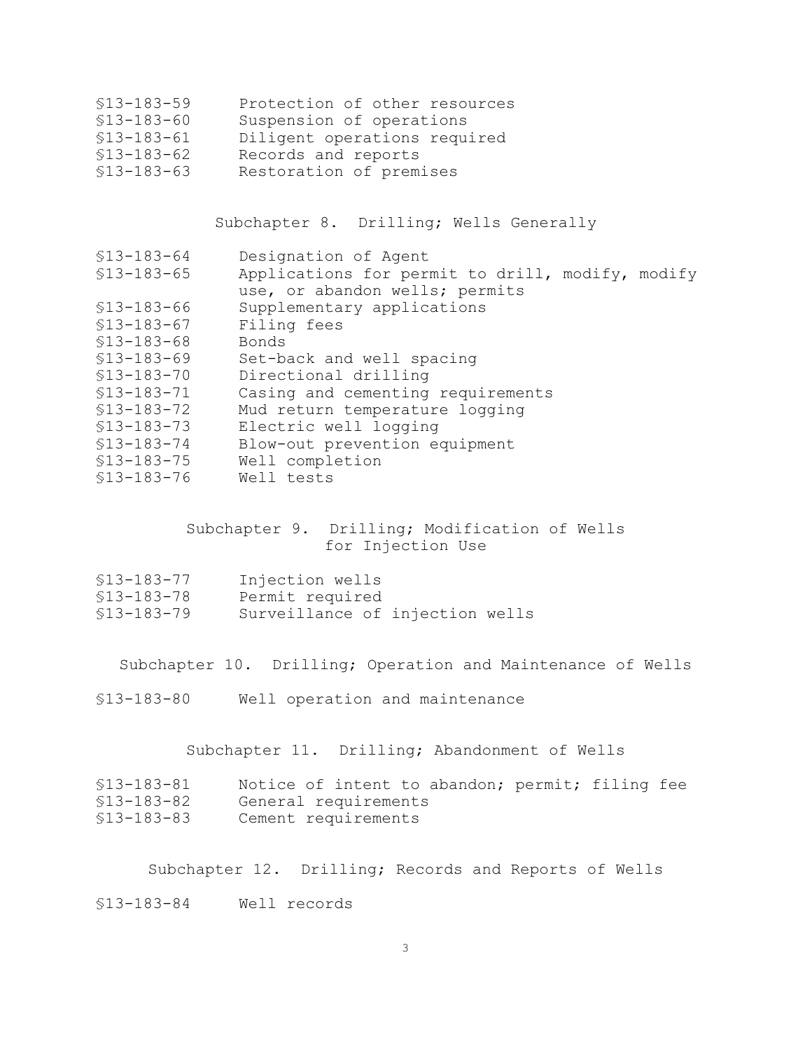§13-183-59 Protection of other resources
§13-183-60 Suspension of operations
§13-183-61 Diligent operations required
§13-183-62 Records and reports
§13-183-63 Restoration of premises

## Subchapter 8. Drilling; Wells Generally

§13-183-64 Designation of Agent
§13-183-65 Applications for permit to drill, modify, modify use, or abandon wells; permits
§13-183-66 Supplementary applications
§13-183-67 Filing fees
§13-183-68 Bonds
§13-183-69 Set-back and well spacing
§13-183-70 Directional drilling
§13-183-71 Casing and cementing requirements
§13-183-72 Mud return temperature logging
§13-183-73 Electric well logging
§13-183-74 Blow-out prevention equipment
§13-183-75 Well completion
§13-183-76 Well tests

## Subchapter 9. Drilling; Modification of Wells for Injection Use

§13-183-77 Injection wells
§13-183-78 Permit required
§13-183-79 Surveillance of injection wells

## Subchapter 10. Drilling; Operation and Maintenance of Wells

§13-183-80 Well operation and maintenance

## Subchapter 11. Drilling; Abandonment of Wells

§13-183-81 Notice of intent to abandon; permit; filing fee
§13-183-82 General requirements
§13-183-83 Cement requirements

## Subchapter 12. Drilling; Records and Reports of Wells

§13-183-84 Well records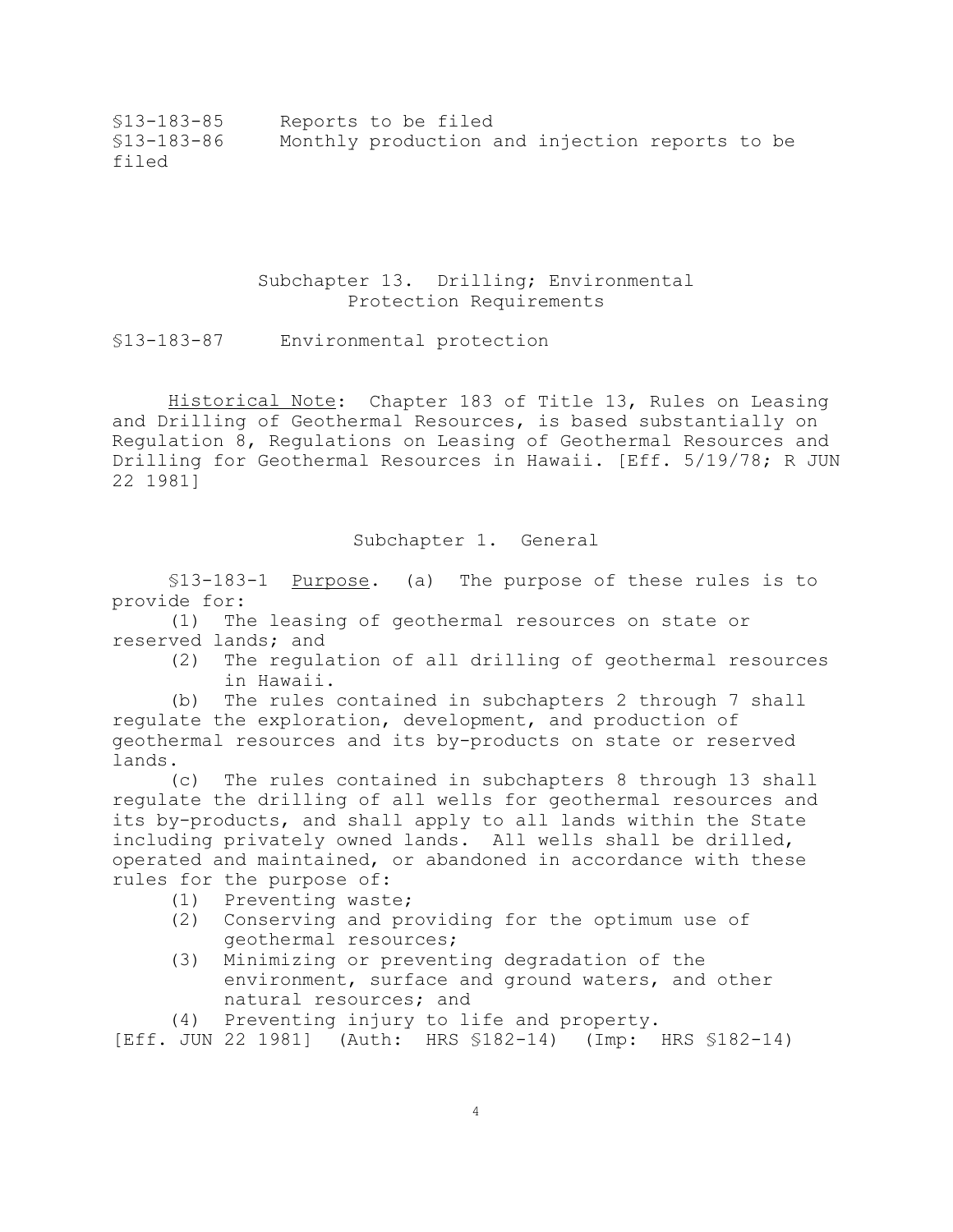§13-183-85 Reports to be filed
§13-183-86 Monthly production and injection reports to be filed

## Subchapter 13. Drilling; Environmental Protection Requirements

§13-183-87 Environmental protection

<u>Historical Note</u>: Chapter 183 of Title 13, Rules on Leasing and Drilling of Geothermal Resources, is based substantially on Regulation 8, Regulations on Leasing of Geothermal Resources and Drilling for Geothermal Resources in Hawaii. [Eff. 5/19/78; R JUN 22 1981]

## Subchapter 1. General

§13-183-1 <u>Purpose</u>. (a) The purpose of these rules is to provide for:

(1) The leasing of geothermal resources on state or reserved lands; and
(2) The regulation of all drilling of geothermal resources in Hawaii.

(b) The rules contained in subchapters 2 through 7 shall regulate the exploration, development, and production of geothermal resources and its by-products on state or reserved lands.

(c) The rules contained in subchapters 8 through 13 shall regulate the drilling of all wells for geothermal resources and its by-products, and shall apply to all lands within the State including privately owned lands. All wells shall be drilled, operated and maintained, or abandoned in accordance with these rules for the purpose of:

(1) Preventing waste;
(2) Conserving and providing for the optimum use of geothermal resources;
(3) Minimizing or preventing degradation of the environment, surface and ground waters, and other natural resources; and
(4) Preventing injury to life and property.

[Eff. JUN 22 1981] (Auth: HRS §182-14) (Imp: HRS §182-14)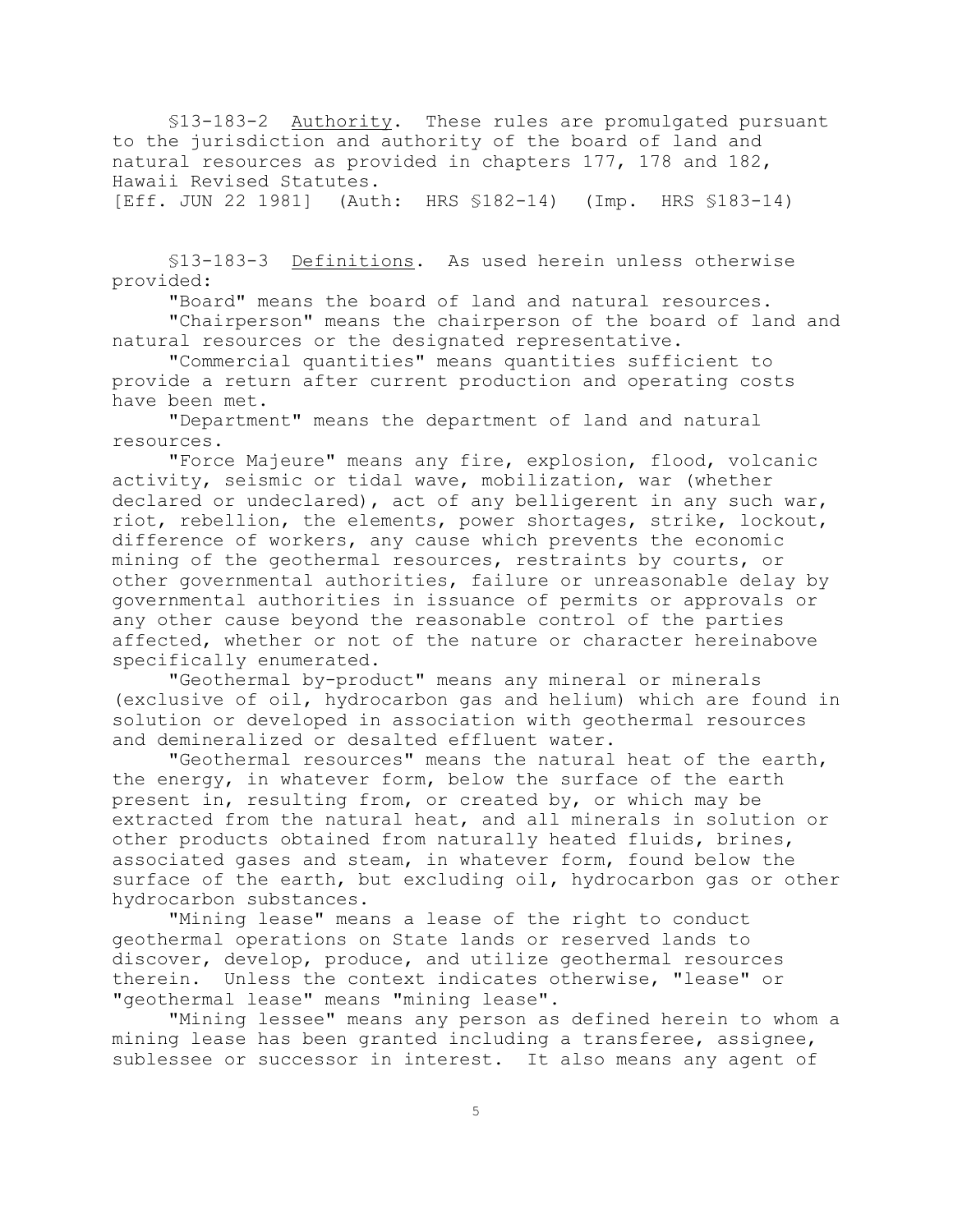§13-183-2 Authority. These rules are promulgated pursuant to the jurisdiction and authority of the board of land and natural resources as provided in chapters 177, 178 and 182, Hawaii Revised Statutes.
[Eff. JUN 22 1981] (Auth: HRS §182-14) (Imp. HRS §183-14)

§13-183-3 Definitions. As used herein unless otherwise provided:

"Board" means the board of land and natural resources.

"Chairperson" means the chairperson of the board of land and natural resources or the designated representative.

"Commercial quantities" means quantities sufficient to provide a return after current production and operating costs have been met.

"Department" means the department of land and natural resources.

"Force Majeure" means any fire, explosion, flood, volcanic activity, seismic or tidal wave, mobilization, war (whether declared or undeclared), act of any belligerent in any such war, riot, rebellion, the elements, power shortages, strike, lockout, difference of workers, any cause which prevents the economic mining of the geothermal resources, restraints by courts, or other governmental authorities, failure or unreasonable delay by governmental authorities in issuance of permits or approvals or any other cause beyond the reasonable control of the parties affected, whether or not of the nature or character hereinabove specifically enumerated.

"Geothermal by-product" means any mineral or minerals (exclusive of oil, hydrocarbon gas and helium) which are found in solution or developed in association with geothermal resources and demineralized or desalted effluent water.

"Geothermal resources" means the natural heat of the earth, the energy, in whatever form, below the surface of the earth present in, resulting from, or created by, or which may be extracted from the natural heat, and all minerals in solution or other products obtained from naturally heated fluids, brines, associated gases and steam, in whatever form, found below the surface of the earth, but excluding oil, hydrocarbon gas or other hydrocarbon substances.

"Mining lease" means a lease of the right to conduct geothermal operations on State lands or reserved lands to discover, develop, produce, and utilize geothermal resources therein. Unless the context indicates otherwise, "lease" or "geothermal lease" means "mining lease".

"Mining lessee" means any person as defined herein to whom a mining lease has been granted including a transferee, assignee, sublessee or successor in interest. It also means any agent of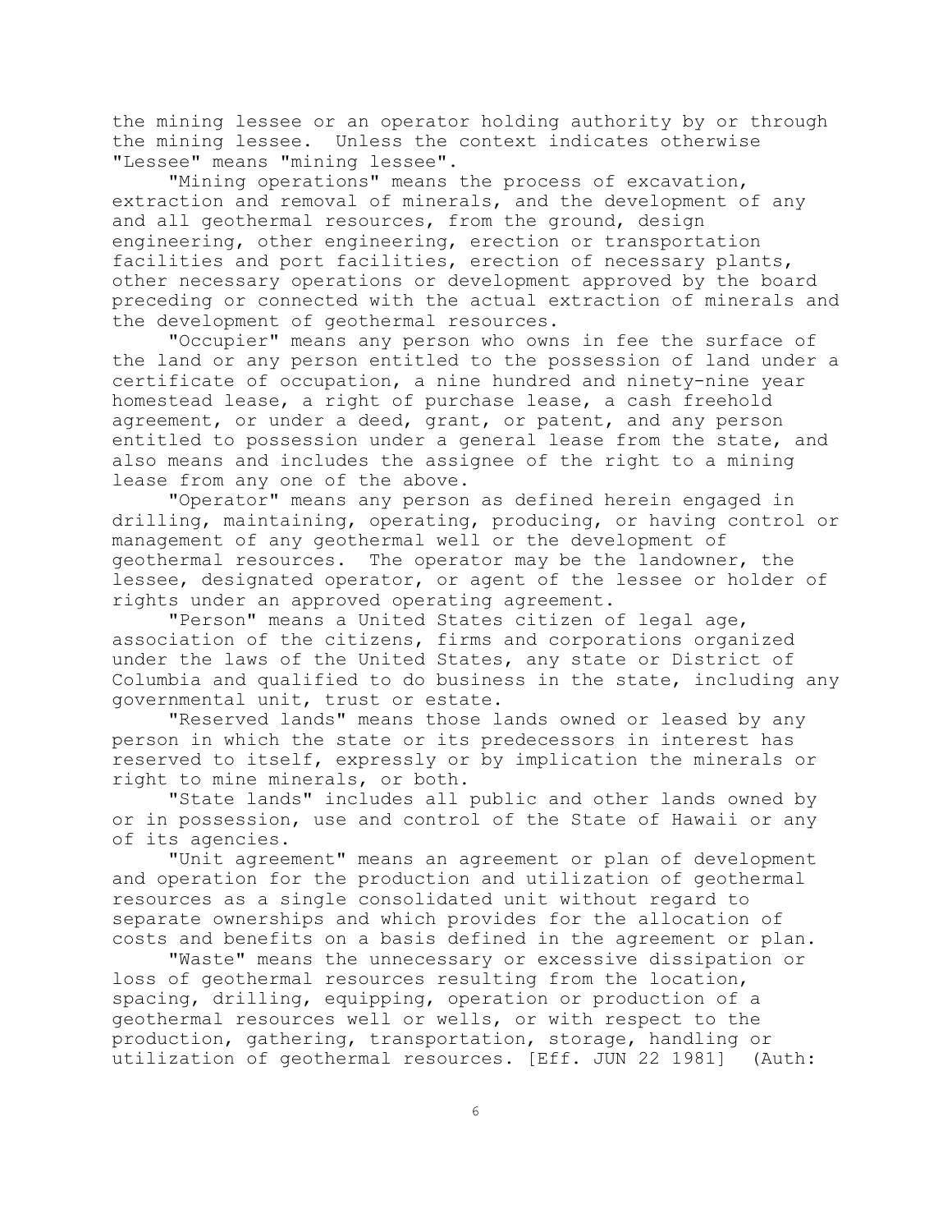the mining lessee or an operator holding authority by or through the mining lessee. Unless the context indicates otherwise "Lessee" means "mining lessee".

"Mining operations" means the process of excavation, extraction and removal of minerals, and the development of any and all geothermal resources, from the ground, design engineering, other engineering, erection or transportation facilities and port facilities, erection of necessary plants, other necessary operations or development approved by the board preceding or connected with the actual extraction of minerals and the development of geothermal resources.

"Occupier" means any person who owns in fee the surface of the land or any person entitled to the possession of land under a certificate of occupation, a nine hundred and ninety-nine year homestead lease, a right of purchase lease, a cash freehold agreement, or under a deed, grant, or patent, and any person entitled to possession under a general lease from the state, and also means and includes the assignee of the right to a mining lease from any one of the above.

"Operator" means any person as defined herein engaged in drilling, maintaining, operating, producing, or having control or management of any geothermal well or the development of geothermal resources. The operator may be the landowner, the lessee, designated operator, or agent of the lessee or holder of rights under an approved operating agreement.

"Person" means a United States citizen of legal age, association of the citizens, firms and corporations organized under the laws of the United States, any state or District of Columbia and qualified to do business in the state, including any governmental unit, trust or estate.

"Reserved lands" means those lands owned or leased by any person in which the state or its predecessors in interest has reserved to itself, expressly or by implication the minerals or right to mine minerals, or both.

"State lands" includes all public and other lands owned by or in possession, use and control of the State of Hawaii or any of its agencies.

"Unit agreement" means an agreement or plan of development and operation for the production and utilization of geothermal resources as a single consolidated unit without regard to separate ownerships and which provides for the allocation of costs and benefits on a basis defined in the agreement or plan.

"Waste" means the unnecessary or excessive dissipation or loss of geothermal resources resulting from the location, spacing, drilling, equipping, operation or production of a geothermal resources well or wells, or with respect to the production, gathering, transportation, storage, handling or utilization of geothermal resources. [Eff. JUN 22 1981] (Auth: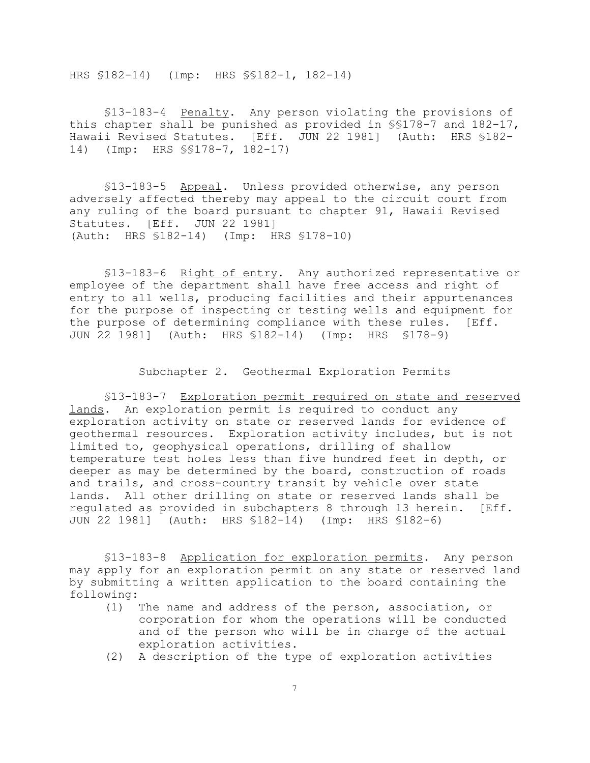HRS §182-14) (Imp: HRS §§182-1, 182-14)

§13-183-4 <u>Penalty</u>. Any person violating the provisions of this chapter shall be punished as provided in §§178-7 and 182-17, Hawaii Revised Statutes. [Eff. JUN 22 1981] (Auth: HRS §182-14) (Imp: HRS §§178-7, 182-17)

§13-183-5 <u>Appeal</u>. Unless provided otherwise, any person adversely affected thereby may appeal to the circuit court from any ruling of the board pursuant to chapter 91, Hawaii Revised Statutes. [Eff. JUN 22 1981] (Auth: HRS §182-14) (Imp: HRS §178-10)

§13-183-6 <u>Right of entry</u>. Any authorized representative or employee of the department shall have free access and right of entry to all wells, producing facilities and their appurtenances for the purpose of inspecting or testing wells and equipment for the purpose of determining compliance with these rules. [Eff. JUN 22 1981] (Auth: HRS §182-14) (Imp: HRS §178-9)

## Subchapter 2. Geothermal Exploration Permits

§13-183-7 <u>Exploration permit required on state and reserved lands</u>. An exploration permit is required to conduct any exploration activity on state or reserved lands for evidence of geothermal resources. Exploration activity includes, but is not limited to, geophysical operations, drilling of shallow temperature test holes less than five hundred feet in depth, or deeper as may be determined by the board, construction of roads and trails, and cross-country transit by vehicle over state lands. All other drilling on state or reserved lands shall be regulated as provided in subchapters 8 through 13 herein. [Eff. JUN 22 1981] (Auth: HRS §182-14) (Imp: HRS §182-6)

§13-183-8 <u>Application for exploration permits</u>. Any person may apply for an exploration permit on any state or reserved land by submitting a written application to the board containing the following:

(1) The name and address of the person, association, or corporation for whom the operations will be conducted and of the person who will be in charge of the actual exploration activities.

(2) A description of the type of exploration activities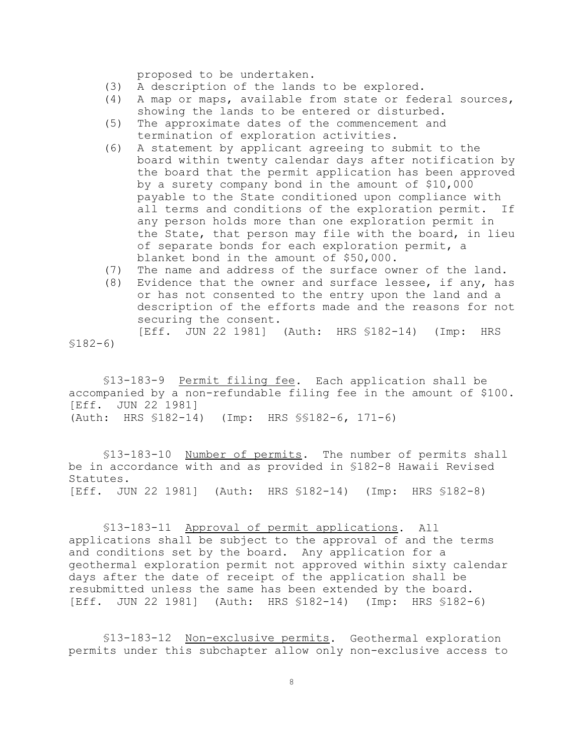proposed to be undertaken.

(3) A description of the lands to be explored.

(4) A map or maps, available from state or federal sources, showing the lands to be entered or disturbed.

(5) The approximate dates of the commencement and termination of exploration activities.

(6) A statement by applicant agreeing to submit to the board within twenty calendar days after notification by the board that the permit application has been approved by a surety company bond in the amount of $10,000 payable to the State conditioned upon compliance with all terms and conditions of the exploration permit. If any person holds more than one exploration permit in the State, that person may file with the board, in lieu of separate bonds for each exploration permit, a blanket bond in the amount of $50,000.

(7) The name and address of the surface owner of the land.

(8) Evidence that the owner and surface lessee, if any, has or has not consented to the entry upon the land and a description of the efforts made and the reasons for not securing the consent.

[Eff. JUN 22 1981] (Auth: HRS §182-14) (Imp: HRS §182-6)

§13-183-9 <u>Permit filing fee</u>. Each application shall be accompanied by a non-refundable filing fee in the amount of $100. [Eff. JUN 22 1981] (Auth: HRS §182-14) (Imp: HRS §§182-6, 171-6)

§13-183-10 <u>Number of permits</u>. The number of permits shall be in accordance with and as provided in §182-8 Hawaii Revised Statutes. [Eff. JUN 22 1981] (Auth: HRS §182-14) (Imp: HRS §182-8)

§13-183-11 <u>Approval of permit applications</u>. All applications shall be subject to the approval of and the terms and conditions set by the board. Any application for a geothermal exploration permit not approved within sixty calendar days after the date of receipt of the application shall be resubmitted unless the same has been extended by the board. [Eff. JUN 22 1981] (Auth: HRS §182-14) (Imp: HRS §182-6)

§13-183-12 <u>Non-exclusive permits</u>. Geothermal exploration permits under this subchapter allow only non-exclusive access to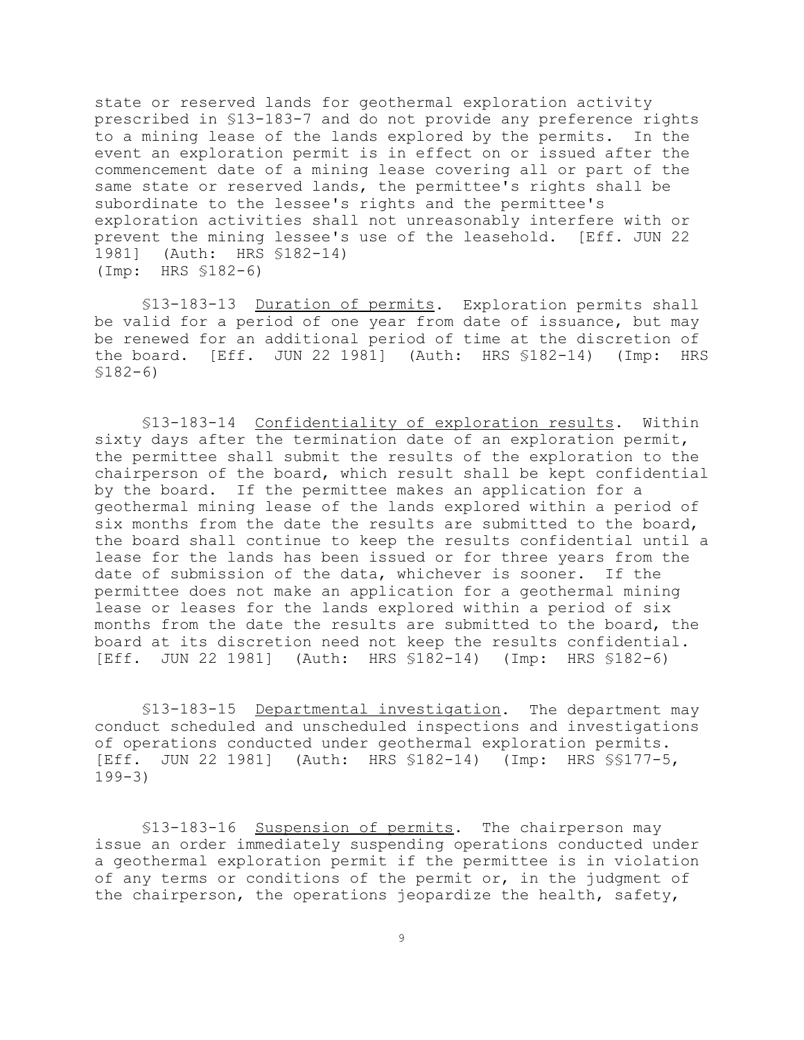state or reserved lands for geothermal exploration activity prescribed in §13-183-7 and do not provide any preference rights to a mining lease of the lands explored by the permits. In the event an exploration permit is in effect on or issued after the commencement date of a mining lease covering all or part of the same state or reserved lands, the permittee's rights shall be subordinate to the lessee's rights and the permittee's exploration activities shall not unreasonably interfere with or prevent the mining lessee's use of the leasehold. [Eff. JUN 22 1981] (Auth: HRS §182-14) (Imp: HRS §182-6)

§13-183-13 Duration of permits. Exploration permits shall be valid for a period of one year from date of issuance, but may be renewed for an additional period of time at the discretion of the board. [Eff. JUN 22 1981] (Auth: HRS §182-14) (Imp: HRS §182-6)

§13-183-14 Confidentiality of exploration results. Within sixty days after the termination date of an exploration permit, the permittee shall submit the results of the exploration to the chairperson of the board, which result shall be kept confidential by the board. If the permittee makes an application for a geothermal mining lease of the lands explored within a period of six months from the date the results are submitted to the board, the board shall continue to keep the results confidential until a lease for the lands has been issued or for three years from the date of submission of the data, whichever is sooner. If the permittee does not make an application for a geothermal mining lease or leases for the lands explored within a period of six months from the date the results are submitted to the board, the board at its discretion need not keep the results confidential. [Eff. JUN 22 1981] (Auth: HRS §182-14) (Imp: HRS §182-6)

§13-183-15 Departmental investigation. The department may conduct scheduled and unscheduled inspections and investigations of operations conducted under geothermal exploration permits. [Eff. JUN 22 1981] (Auth: HRS §182-14) (Imp: HRS §§177-5, 199-3)

§13-183-16 Suspension of permits. The chairperson may issue an order immediately suspending operations conducted under a geothermal exploration permit if the permittee is in violation of any terms or conditions of the permit or, in the judgment of the chairperson, the operations jeopardize the health, safety,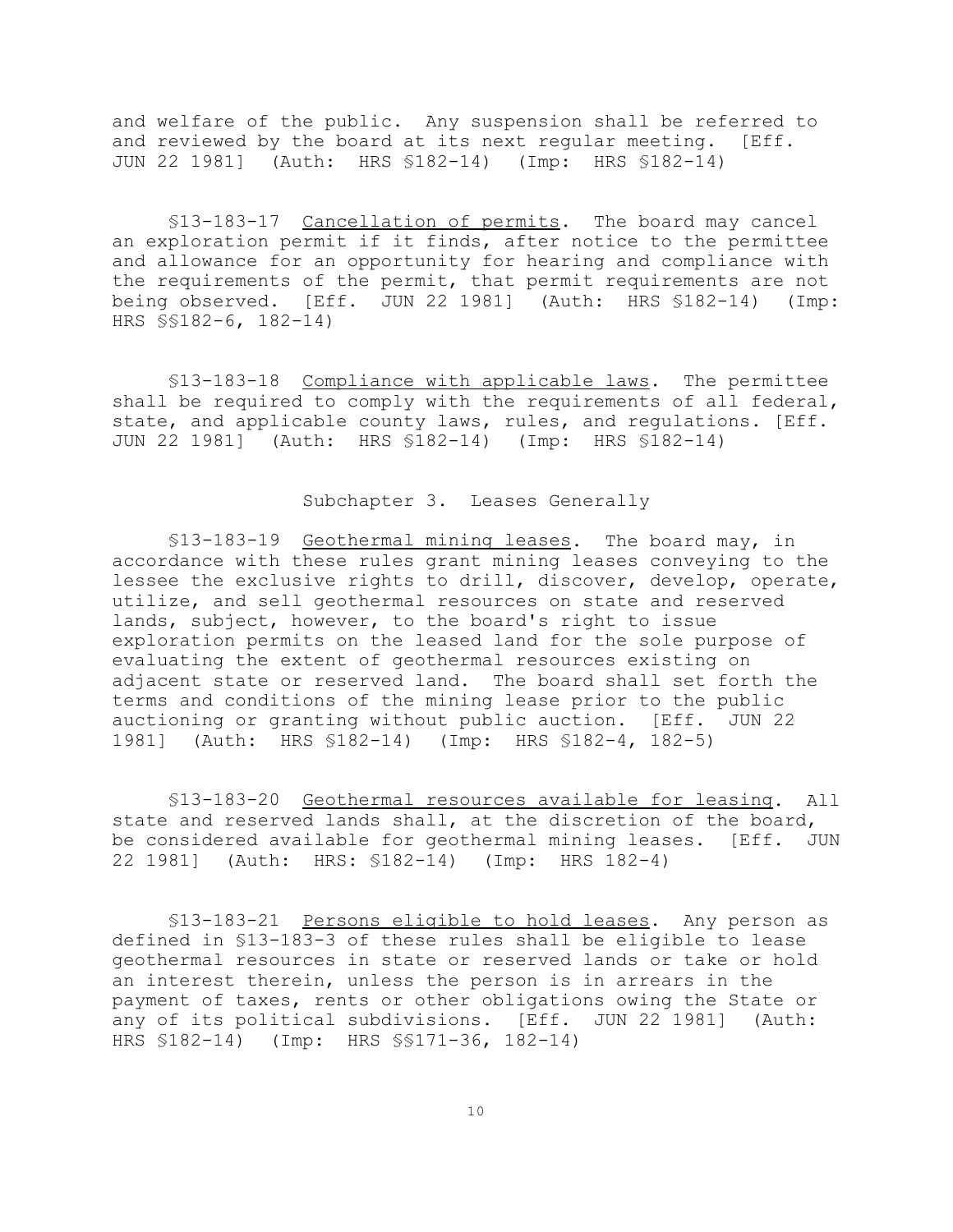and welfare of the public. Any suspension shall be referred to and reviewed by the board at its next regular meeting. [Eff. JUN 22 1981] (Auth: HRS §182-14) (Imp: HRS §182-14)

§13-183-17 Cancellation of permits. The board may cancel an exploration permit if it finds, after notice to the permittee and allowance for an opportunity for hearing and compliance with the requirements of the permit, that permit requirements are not being observed. [Eff. JUN 22 1981] (Auth: HRS §182-14) (Imp: HRS §§182-6, 182-14)

§13-183-18 Compliance with applicable laws. The permittee shall be required to comply with the requirements of all federal, state, and applicable county laws, rules, and regulations. [Eff. JUN 22 1981] (Auth: HRS §182-14) (Imp: HRS §182-14)

## Subchapter 3. Leases Generally

§13-183-19 Geothermal mining leases. The board may, in accordance with these rules grant mining leases conveying to the lessee the exclusive rights to drill, discover, develop, operate, utilize, and sell geothermal resources on state and reserved lands, subject, however, to the board's right to issue exploration permits on the leased land for the sole purpose of evaluating the extent of geothermal resources existing on adjacent state or reserved land. The board shall set forth the terms and conditions of the mining lease prior to the public auctioning or granting without public auction. [Eff. JUN 22 1981] (Auth: HRS §182-14) (Imp: HRS §182-4, 182-5)

§13-183-20 Geothermal resources available for leasing. All state and reserved lands shall, at the discretion of the board, be considered available for geothermal mining leases. [Eff. JUN 22 1981] (Auth: HRS: §182-14) (Imp: HRS 182-4)

§13-183-21 Persons eligible to hold leases. Any person as defined in §13-183-3 of these rules shall be eligible to lease geothermal resources in state or reserved lands or take or hold an interest therein, unless the person is in arrears in the payment of taxes, rents or other obligations owing the State or any of its political subdivisions. [Eff. JUN 22 1981] (Auth: HRS §182-14) (Imp: HRS §§171-36, 182-14)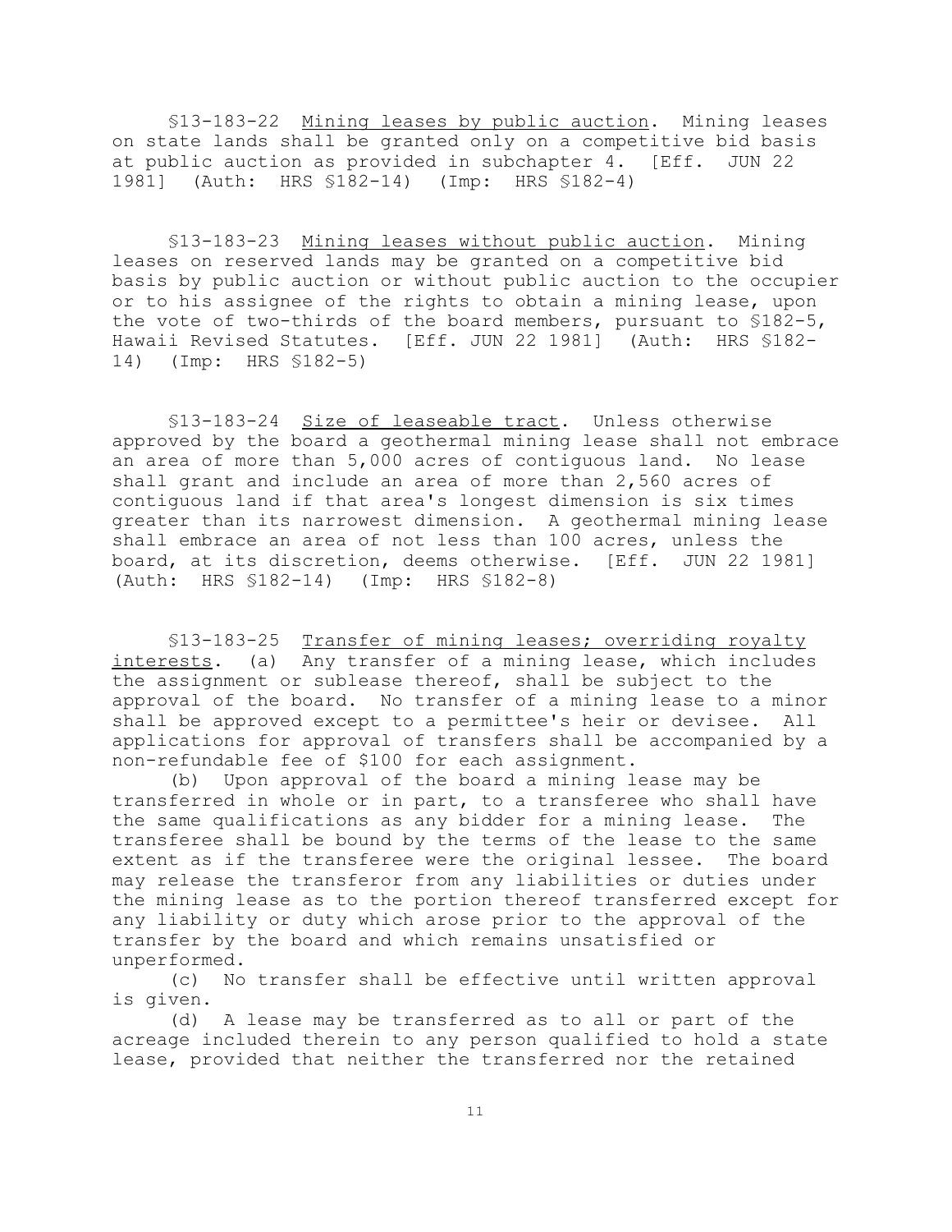§13-183-22 Mining leases by public auction. Mining leases on state lands shall be granted only on a competitive bid basis at public auction as provided in subchapter 4. [Eff. JUN 22 1981] (Auth: HRS §182-14) (Imp: HRS §182-4)

§13-183-23 Mining leases without public auction. Mining leases on reserved lands may be granted on a competitive bid basis by public auction or without public auction to the occupier or to his assignee of the rights to obtain a mining lease, upon the vote of two-thirds of the board members, pursuant to §182-5, Hawaii Revised Statutes. [Eff. JUN 22 1981] (Auth: HRS §182-14) (Imp: HRS §182-5)

§13-183-24 Size of leaseable tract. Unless otherwise approved by the board a geothermal mining lease shall not embrace an area of more than 5,000 acres of contiguous land. No lease shall grant and include an area of more than 2,560 acres of contiguous land if that area's longest dimension is six times greater than its narrowest dimension. A geothermal mining lease shall embrace an area of not less than 100 acres, unless the board, at its discretion, deems otherwise. [Eff. JUN 22 1981] (Auth: HRS §182-14) (Imp: HRS §182-8)

§13-183-25 Transfer of mining leases; overriding royalty interests. (a) Any transfer of a mining lease, which includes the assignment or sublease thereof, shall be subject to the approval of the board. No transfer of a mining lease to a minor shall be approved except to a permittee's heir or devisee. All applications for approval of transfers shall be accompanied by a non-refundable fee of $100 for each assignment.

(b) Upon approval of the board a mining lease may be transferred in whole or in part, to a transferee who shall have the same qualifications as any bidder for a mining lease. The transferee shall be bound by the terms of the lease to the same extent as if the transferee were the original lessee. The board may release the transferor from any liabilities or duties under the mining lease as to the portion thereof transferred except for any liability or duty which arose prior to the approval of the transfer by the board and which remains unsatisfied or unperformed.

(c) No transfer shall be effective until written approval is given.

(d) A lease may be transferred as to all or part of the acreage included therein to any person qualified to hold a state lease, provided that neither the transferred nor the retained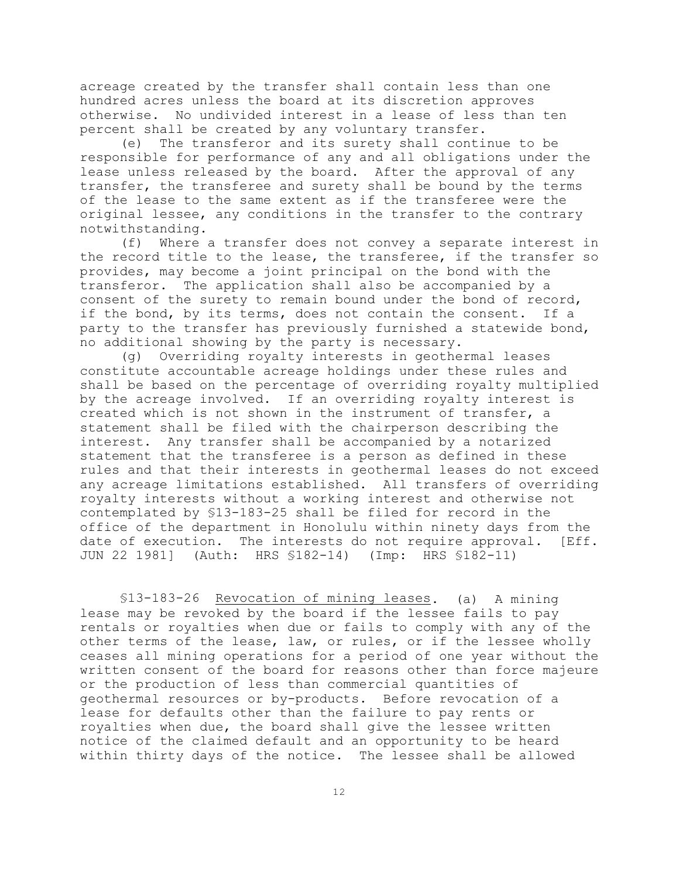acreage created by the transfer shall contain less than one hundred acres unless the board at its discretion approves otherwise. No undivided interest in a lease of less than ten percent shall be created by any voluntary transfer.

(e) The transferor and its surety shall continue to be responsible for performance of any and all obligations under the lease unless released by the board. After the approval of any transfer, the transferee and surety shall be bound by the terms of the lease to the same extent as if the transferee were the original lessee, any conditions in the transfer to the contrary notwithstanding.

(f) Where a transfer does not convey a separate interest in the record title to the lease, the transferee, if the transfer so provides, may become a joint principal on the bond with the transferor. The application shall also be accompanied by a consent of the surety to remain bound under the bond of record, if the bond, by its terms, does not contain the consent. If a party to the transfer has previously furnished a statewide bond, no additional showing by the party is necessary.

(g) Overriding royalty interests in geothermal leases constitute accountable acreage holdings under these rules and shall be based on the percentage of overriding royalty multiplied by the acreage involved. If an overriding royalty interest is created which is not shown in the instrument of transfer, a statement shall be filed with the chairperson describing the interest. Any transfer shall be accompanied by a notarized statement that the transferee is a person as defined in these rules and that their interests in geothermal leases do not exceed any acreage limitations established. All transfers of overriding royalty interests without a working interest and otherwise not contemplated by §13-183-25 shall be filed for record in the office of the department in Honolulu within ninety days from the date of execution. The interests do not require approval. [Eff. JUN 22 1981] (Auth: HRS §182-14) (Imp: HRS §182-11)

§13-183-26 Revocation of mining leases. (a) A mining lease may be revoked by the board if the lessee fails to pay rentals or royalties when due or fails to comply with any of the other terms of the lease, law, or rules, or if the lessee wholly ceases all mining operations for a period of one year without the written consent of the board for reasons other than force majeure or the production of less than commercial quantities of geothermal resources or by-products. Before revocation of a lease for defaults other than the failure to pay rents or royalties when due, the board shall give the lessee written notice of the claimed default and an opportunity to be heard within thirty days of the notice. The lessee shall be allowed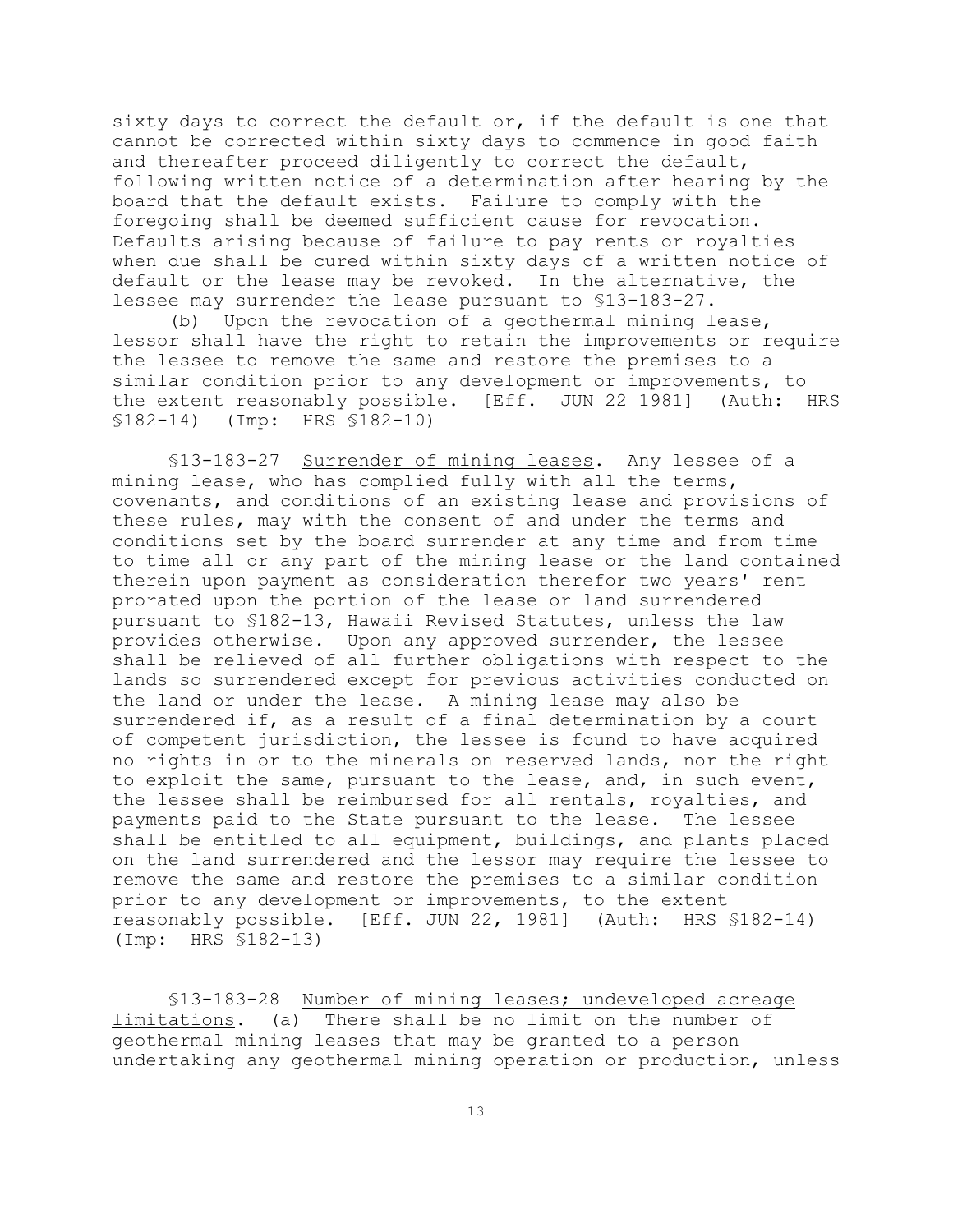sixty days to correct the default or, if the default is one that cannot be corrected within sixty days to commence in good faith and thereafter proceed diligently to correct the default, following written notice of a determination after hearing by the board that the default exists. Failure to comply with the foregoing shall be deemed sufficient cause for revocation. Defaults arising because of failure to pay rents or royalties when due shall be cured within sixty days of a written notice of default or the lease may be revoked. In the alternative, the lessee may surrender the lease pursuant to §13-183-27.

(b) Upon the revocation of a geothermal mining lease, lessor shall have the right to retain the improvements or require the lessee to remove the same and restore the premises to a similar condition prior to any development or improvements, to the extent reasonably possible. [Eff. JUN 22 1981] (Auth: HRS §182-14) (Imp: HRS §182-10)

§13-183-27 Surrender of mining leases. Any lessee of a mining lease, who has complied fully with all the terms, covenants, and conditions of an existing lease and provisions of these rules, may with the consent of and under the terms and conditions set by the board surrender at any time and from time to time all or any part of the mining lease or the land contained therein upon payment as consideration therefor two years' rent prorated upon the portion of the lease or land surrendered pursuant to §182-13, Hawaii Revised Statutes, unless the law provides otherwise. Upon any approved surrender, the lessee shall be relieved of all further obligations with respect to the lands so surrendered except for previous activities conducted on the land or under the lease. A mining lease may also be surrendered if, as a result of a final determination by a court of competent jurisdiction, the lessee is found to have acquired no rights in or to the minerals on reserved lands, nor the right to exploit the same, pursuant to the lease, and, in such event, the lessee shall be reimbursed for all rentals, royalties, and payments paid to the State pursuant to the lease. The lessee shall be entitled to all equipment, buildings, and plants placed on the land surrendered and the lessor may require the lessee to remove the same and restore the premises to a similar condition prior to any development or improvements, to the extent reasonably possible. [Eff. JUN 22, 1981] (Auth: HRS §182-14) (Imp: HRS §182-13)

§13-183-28 Number of mining leases; undeveloped acreage limitations. (a) There shall be no limit on the number of geothermal mining leases that may be granted to a person undertaking any geothermal mining operation or production, unless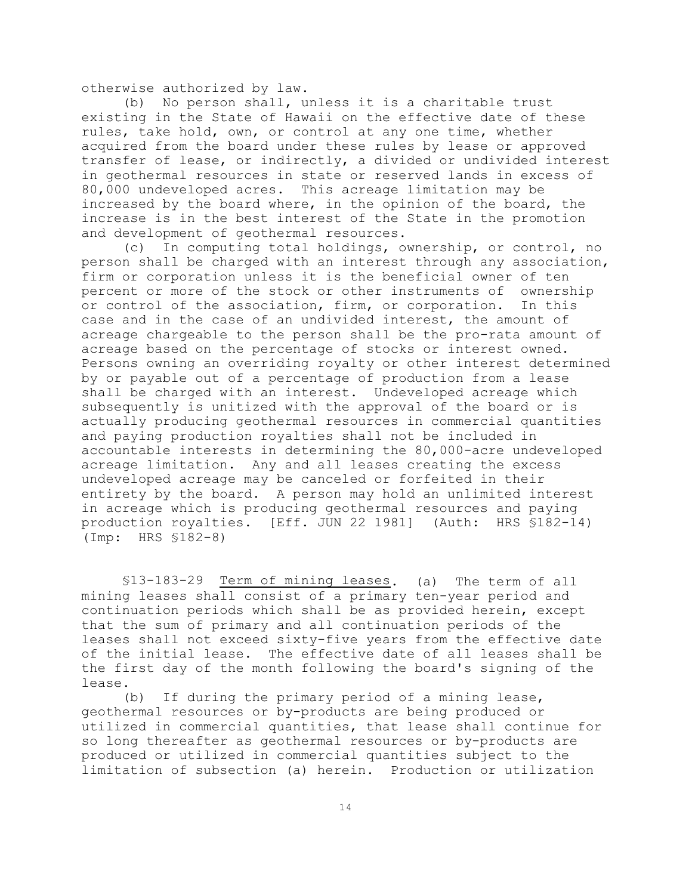otherwise authorized by law.

(b) No person shall, unless it is a charitable trust existing in the State of Hawaii on the effective date of these rules, take hold, own, or control at any one time, whether acquired from the board under these rules by lease or approved transfer of lease, or indirectly, a divided or undivided interest in geothermal resources in state or reserved lands in excess of 80,000 undeveloped acres. This acreage limitation may be increased by the board where, in the opinion of the board, the increase is in the best interest of the State in the promotion and development of geothermal resources.

(c) In computing total holdings, ownership, or control, no person shall be charged with an interest through any association, firm or corporation unless it is the beneficial owner of ten percent or more of the stock or other instruments of ownership or control of the association, firm, or corporation. In this case and in the case of an undivided interest, the amount of acreage chargeable to the person shall be the pro-rata amount of acreage based on the percentage of stocks or interest owned. Persons owning an overriding royalty or other interest determined by or payable out of a percentage of production from a lease shall be charged with an interest. Undeveloped acreage which subsequently is unitized with the approval of the board or is actually producing geothermal resources in commercial quantities and paying production royalties shall not be included in accountable interests in determining the 80,000-acre undeveloped acreage limitation. Any and all leases creating the excess undeveloped acreage may be canceled or forfeited in their entirety by the board. A person may hold an unlimited interest in acreage which is producing geothermal resources and paying production royalties. [Eff. JUN 22 1981] (Auth: HRS §182-14) (Imp: HRS §182-8)

§13-183-29 Term of mining leases. (a) The term of all mining leases shall consist of a primary ten-year period and continuation periods which shall be as provided herein, except that the sum of primary and all continuation periods of the leases shall not exceed sixty-five years from the effective date of the initial lease. The effective date of all leases shall be the first day of the month following the board's signing of the lease.

(b) If during the primary period of a mining lease, geothermal resources or by-products are being produced or utilized in commercial quantities, that lease shall continue for so long thereafter as geothermal resources or by-products are produced or utilized in commercial quantities subject to the limitation of subsection (a) herein. Production or utilization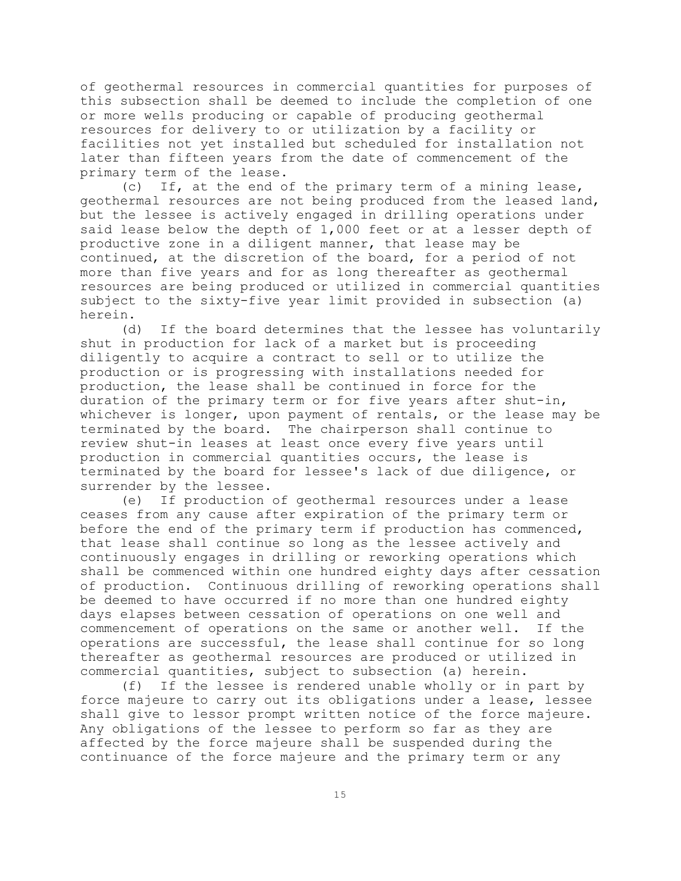of geothermal resources in commercial quantities for purposes of this subsection shall be deemed to include the completion of one or more wells producing or capable of producing geothermal resources for delivery to or utilization by a facility or facilities not yet installed but scheduled for installation not later than fifteen years from the date of commencement of the primary term of the lease.

(c) If, at the end of the primary term of a mining lease, geothermal resources are not being produced from the leased land, but the lessee is actively engaged in drilling operations under said lease below the depth of 1,000 feet or at a lesser depth of productive zone in a diligent manner, that lease may be continued, at the discretion of the board, for a period of not more than five years and for as long thereafter as geothermal resources are being produced or utilized in commercial quantities subject to the sixty-five year limit provided in subsection (a) herein.

(d) If the board determines that the lessee has voluntarily shut in production for lack of a market but is proceeding diligently to acquire a contract to sell or to utilize the production or is progressing with installations needed for production, the lease shall be continued in force for the duration of the primary term or for five years after shut-in, whichever is longer, upon payment of rentals, or the lease may be terminated by the board. The chairperson shall continue to review shut-in leases at least once every five years until production in commercial quantities occurs, the lease is terminated by the board for lessee's lack of due diligence, or surrender by the lessee.

(e) If production of geothermal resources under a lease ceases from any cause after expiration of the primary term or before the end of the primary term if production has commenced, that lease shall continue so long as the lessee actively and continuously engages in drilling or reworking operations which shall be commenced within one hundred eighty days after cessation of production. Continuous drilling of reworking operations shall be deemed to have occurred if no more than one hundred eighty days elapses between cessation of operations on one well and commencement of operations on the same or another well. If the operations are successful, the lease shall continue for so long thereafter as geothermal resources are produced or utilized in commercial quantities, subject to subsection (a) herein.

(f) If the lessee is rendered unable wholly or in part by force majeure to carry out its obligations under a lease, lessee shall give to lessor prompt written notice of the force majeure. Any obligations of the lessee to perform so far as they are affected by the force majeure shall be suspended during the continuance of the force majeure and the primary term or any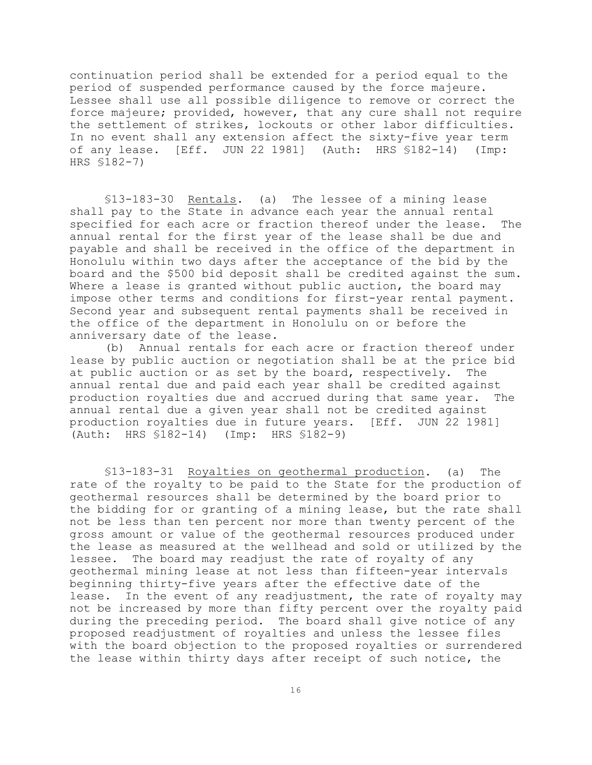continuation period shall be extended for a period equal to the period of suspended performance caused by the force majeure. Lessee shall use all possible diligence to remove or correct the force majeure; provided, however, that any cure shall not require the settlement of strikes, lockouts or other labor difficulties. In no event shall any extension affect the sixty-five year term of any lease. [Eff. JUN 22 1981] (Auth: HRS §182-14) (Imp: HRS §182-7)

§13-183-30 Rentals. (a) The lessee of a mining lease shall pay to the State in advance each year the annual rental specified for each acre or fraction thereof under the lease. The annual rental for the first year of the lease shall be due and payable and shall be received in the office of the department in Honolulu within two days after the acceptance of the bid by the board and the $500 bid deposit shall be credited against the sum. Where a lease is granted without public auction, the board may impose other terms and conditions for first-year rental payment. Second year and subsequent rental payments shall be received in the office of the department in Honolulu on or before the anniversary date of the lease.

(b) Annual rentals for each acre or fraction thereof under lease by public auction or negotiation shall be at the price bid at public auction or as set by the board, respectively. The annual rental due and paid each year shall be credited against production royalties due and accrued during that same year. The annual rental due a given year shall not be credited against production royalties due in future years. [Eff. JUN 22 1981] (Auth: HRS §182-14) (Imp: HRS §182-9)

§13-183-31 Royalties on geothermal production. (a) The rate of the royalty to be paid to the State for the production of geothermal resources shall be determined by the board prior to the bidding for or granting of a mining lease, but the rate shall not be less than ten percent nor more than twenty percent of the gross amount or value of the geothermal resources produced under the lease as measured at the wellhead and sold or utilized by the lessee. The board may readjust the rate of royalty of any geothermal mining lease at not less than fifteen-year intervals beginning thirty-five years after the effective date of the lease. In the event of any readjustment, the rate of royalty may not be increased by more than fifty percent over the royalty paid during the preceding period. The board shall give notice of any proposed readjustment of royalties and unless the lessee files with the board objection to the proposed royalties or surrendered the lease within thirty days after receipt of such notice, the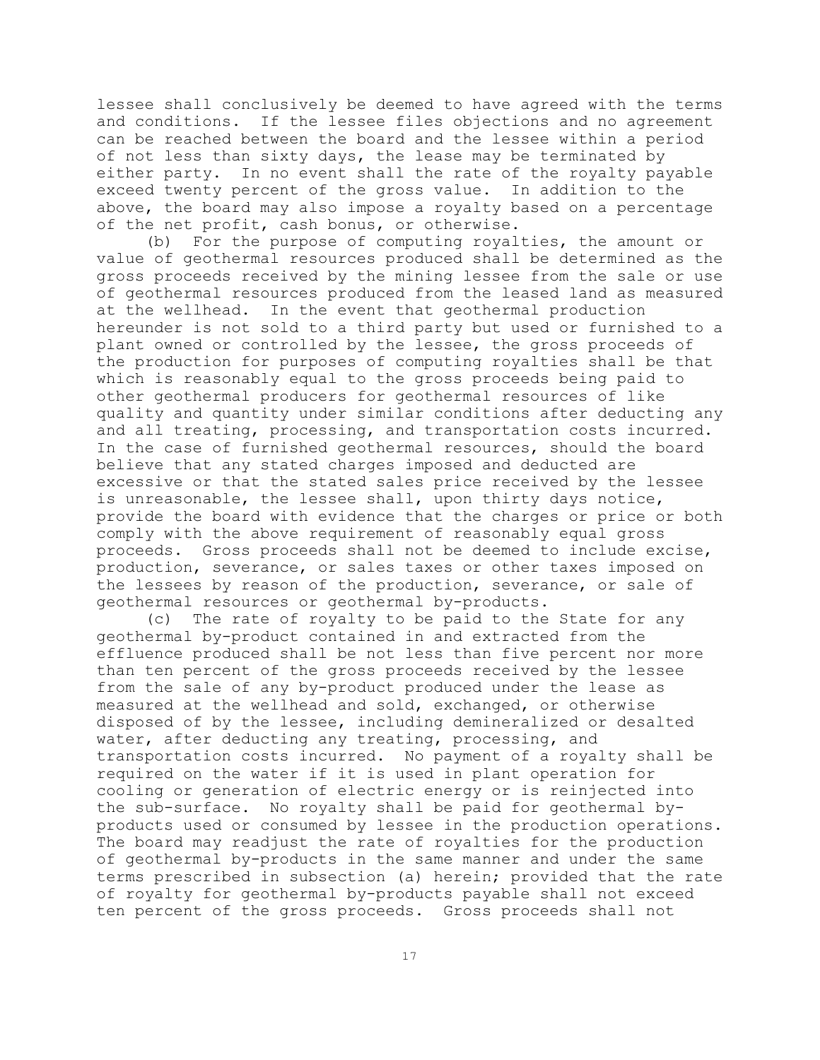lessee shall conclusively be deemed to have agreed with the terms and conditions. If the lessee files objections and no agreement can be reached between the board and the lessee within a period of not less than sixty days, the lease may be terminated by either party. In no event shall the rate of the royalty payable exceed twenty percent of the gross value. In addition to the above, the board may also impose a royalty based on a percentage of the net profit, cash bonus, or otherwise.

(b) For the purpose of computing royalties, the amount or value of geothermal resources produced shall be determined as the gross proceeds received by the mining lessee from the sale or use of geothermal resources produced from the leased land as measured at the wellhead. In the event that geothermal production hereunder is not sold to a third party but used or furnished to a plant owned or controlled by the lessee, the gross proceeds of the production for purposes of computing royalties shall be that which is reasonably equal to the gross proceeds being paid to other geothermal producers for geothermal resources of like quality and quantity under similar conditions after deducting any and all treating, processing, and transportation costs incurred. In the case of furnished geothermal resources, should the board believe that any stated charges imposed and deducted are excessive or that the stated sales price received by the lessee is unreasonable, the lessee shall, upon thirty days notice, provide the board with evidence that the charges or price or both comply with the above requirement of reasonably equal gross proceeds. Gross proceeds shall not be deemed to include excise, production, severance, or sales taxes or other taxes imposed on the lessees by reason of the production, severance, or sale of geothermal resources or geothermal by-products.

(c) The rate of royalty to be paid to the State for any geothermal by-product contained in and extracted from the effluence produced shall be not less than five percent nor more than ten percent of the gross proceeds received by the lessee from the sale of any by-product produced under the lease as measured at the wellhead and sold, exchanged, or otherwise disposed of by the lessee, including demineralized or desalted water, after deducting any treating, processing, and transportation costs incurred. No payment of a royalty shall be required on the water if it is used in plant operation for cooling or generation of electric energy or is reinjected into the sub-surface. No royalty shall be paid for geothermal by-products used or consumed by lessee in the production operations. The board may readjust the rate of royalties for the production of geothermal by-products in the same manner and under the same terms prescribed in subsection (a) herein; provided that the rate of royalty for geothermal by-products payable shall not exceed ten percent of the gross proceeds. Gross proceeds shall not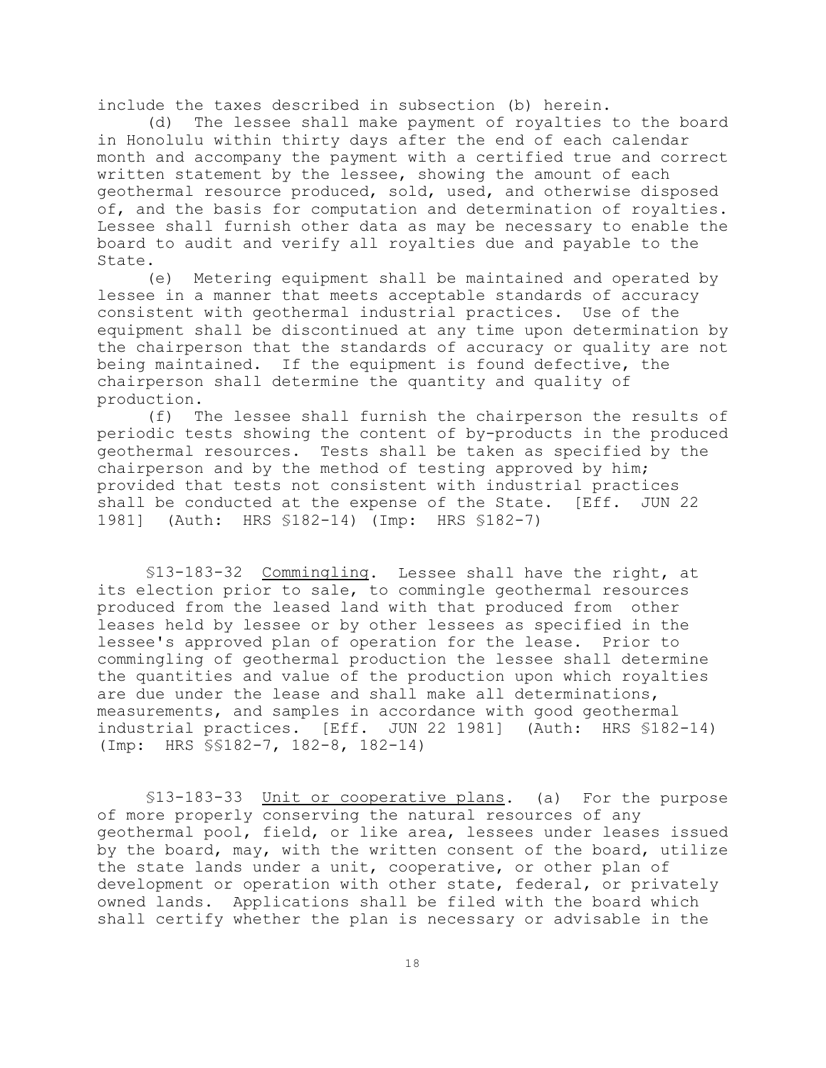include the taxes described in subsection (b) herein.

(d) The lessee shall make payment of royalties to the board in Honolulu within thirty days after the end of each calendar month and accompany the payment with a certified true and correct written statement by the lessee, showing the amount of each geothermal resource produced, sold, used, and otherwise disposed of, and the basis for computation and determination of royalties. Lessee shall furnish other data as may be necessary to enable the board to audit and verify all royalties due and payable to the State.

(e) Metering equipment shall be maintained and operated by lessee in a manner that meets acceptable standards of accuracy consistent with geothermal industrial practices. Use of the equipment shall be discontinued at any time upon determination by the chairperson that the standards of accuracy or quality are not being maintained. If the equipment is found defective, the chairperson shall determine the quantity and quality of production.

(f) The lessee shall furnish the chairperson the results of periodic tests showing the content of by-products in the produced geothermal resources. Tests shall be taken as specified by the chairperson and by the method of testing approved by him; provided that tests not consistent with industrial practices shall be conducted at the expense of the State. [Eff. JUN 22 1981] (Auth: HRS §182-14) (Imp: HRS §182-7)

§13-183-32 Commingling. Lessee shall have the right, at its election prior to sale, to commingle geothermal resources produced from the leased land with that produced from other leases held by lessee or by other lessees as specified in the lessee's approved plan of operation for the lease. Prior to commingling of geothermal production the lessee shall determine the quantities and value of the production upon which royalties are due under the lease and shall make all determinations, measurements, and samples in accordance with good geothermal industrial practices. [Eff. JUN 22 1981] (Auth: HRS §182-14) (Imp: HRS §§182-7, 182-8, 182-14)

§13-183-33 Unit or cooperative plans. (a) For the purpose of more properly conserving the natural resources of any geothermal pool, field, or like area, lessees under leases issued by the board, may, with the written consent of the board, utilize the state lands under a unit, cooperative, or other plan of development or operation with other state, federal, or privately owned lands. Applications shall be filed with the board which shall certify whether the plan is necessary or advisable in the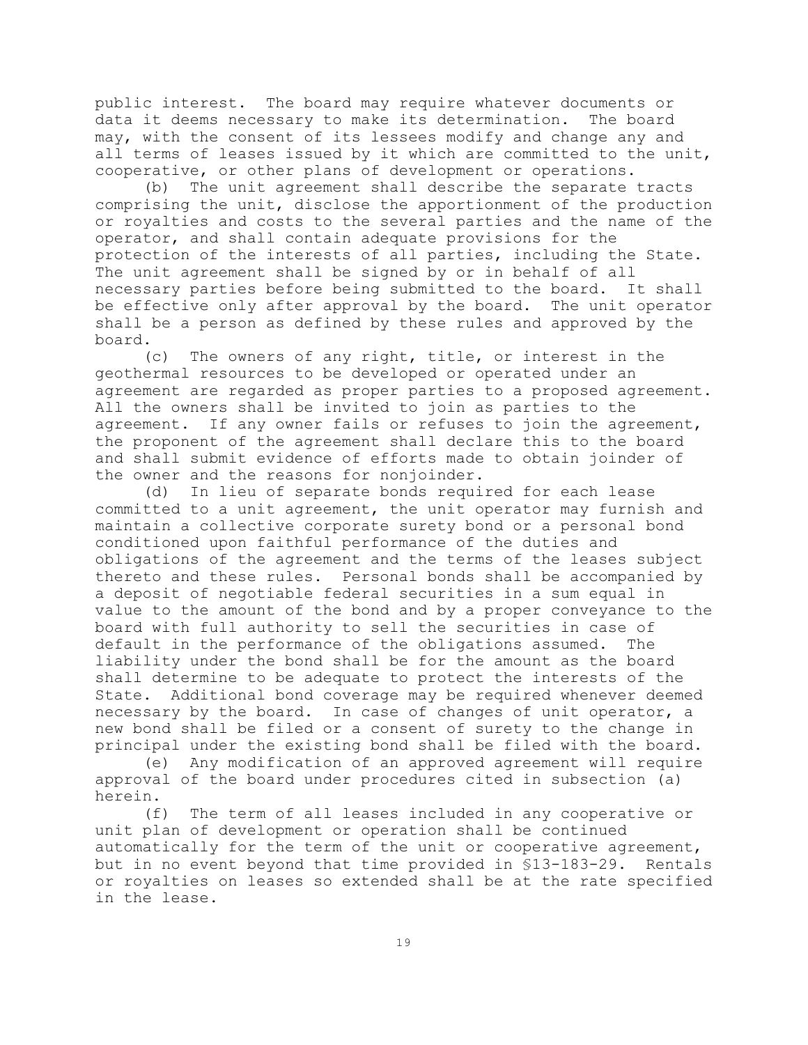public interest. The board may require whatever documents or data it deems necessary to make its determination. The board may, with the consent of its lessees modify and change any and all terms of leases issued by it which are committed to the unit, cooperative, or other plans of development or operations.

(b) The unit agreement shall describe the separate tracts comprising the unit, disclose the apportionment of the production or royalties and costs to the several parties and the name of the operator, and shall contain adequate provisions for the protection of the interests of all parties, including the State. The unit agreement shall be signed by or in behalf of all necessary parties before being submitted to the board. It shall be effective only after approval by the board. The unit operator shall be a person as defined by these rules and approved by the board.

(c) The owners of any right, title, or interest in the geothermal resources to be developed or operated under an agreement are regarded as proper parties to a proposed agreement. All the owners shall be invited to join as parties to the agreement. If any owner fails or refuses to join the agreement, the proponent of the agreement shall declare this to the board and shall submit evidence of efforts made to obtain joinder of the owner and the reasons for nonjoinder.

(d) In lieu of separate bonds required for each lease committed to a unit agreement, the unit operator may furnish and maintain a collective corporate surety bond or a personal bond conditioned upon faithful performance of the duties and obligations of the agreement and the terms of the leases subject thereto and these rules. Personal bonds shall be accompanied by a deposit of negotiable federal securities in a sum equal in value to the amount of the bond and by a proper conveyance to the board with full authority to sell the securities in case of default in the performance of the obligations assumed. The liability under the bond shall be for the amount as the board shall determine to be adequate to protect the interests of the State. Additional bond coverage may be required whenever deemed necessary by the board. In case of changes of unit operator, a new bond shall be filed or a consent of surety to the change in principal under the existing bond shall be filed with the board.

(e) Any modification of an approved agreement will require approval of the board under procedures cited in subsection (a) herein.

(f) The term of all leases included in any cooperative or unit plan of development or operation shall be continued automatically for the term of the unit or cooperative agreement, but in no event beyond that time provided in §13-183-29. Rentals or royalties on leases so extended shall be at the rate specified in the lease.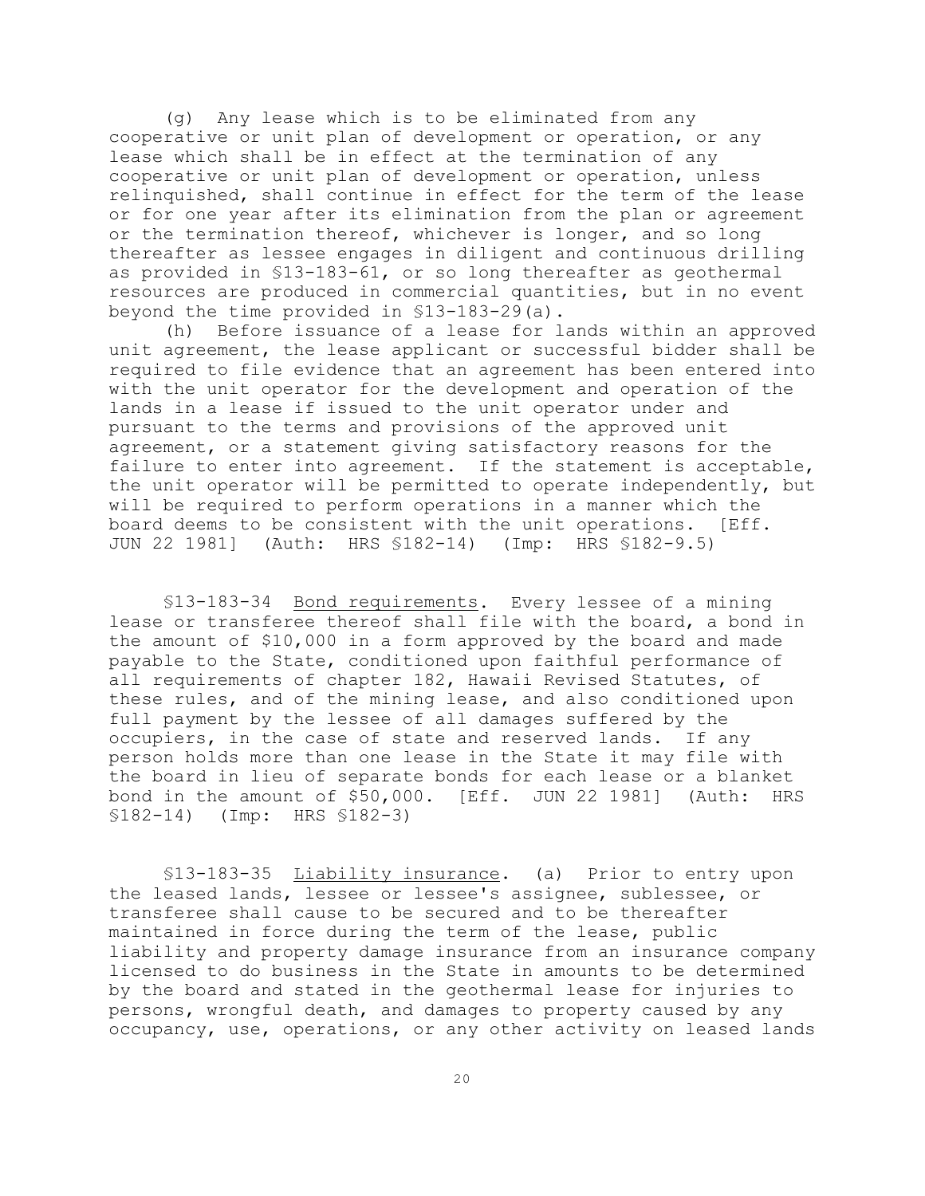(g) Any lease which is to be eliminated from any cooperative or unit plan of development or operation, or any lease which shall be in effect at the termination of any cooperative or unit plan of development or operation, unless relinquished, shall continue in effect for the term of the lease or for one year after its elimination from the plan or agreement or the termination thereof, whichever is longer, and so long thereafter as lessee engages in diligent and continuous drilling as provided in §13-183-61, or so long thereafter as geothermal resources are produced in commercial quantities, but in no event beyond the time provided in §13-183-29(a).

(h) Before issuance of a lease for lands within an approved unit agreement, the lease applicant or successful bidder shall be required to file evidence that an agreement has been entered into with the unit operator for the development and operation of the lands in a lease if issued to the unit operator under and pursuant to the terms and provisions of the approved unit agreement, or a statement giving satisfactory reasons for the failure to enter into agreement. If the statement is acceptable, the unit operator will be permitted to operate independently, but will be required to perform operations in a manner which the board deems to be consistent with the unit operations. [Eff. JUN 22 1981] (Auth: HRS §182-14) (Imp: HRS §182-9.5)

§13-183-34 <u>Bond requirements</u>. Every lessee of a mining lease or transferee thereof shall file with the board, a bond in the amount of $10,000 in a form approved by the board and made payable to the State, conditioned upon faithful performance of all requirements of chapter 182, Hawaii Revised Statutes, of these rules, and of the mining lease, and also conditioned upon full payment by the lessee of all damages suffered by the occupiers, in the case of state and reserved lands. If any person holds more than one lease in the State it may file with the board in lieu of separate bonds for each lease or a blanket bond in the amount of $50,000. [Eff. JUN 22 1981] (Auth: HRS §182-14) (Imp: HRS §182-3)

§13-183-35 <u>Liability insurance</u>. (a) Prior to entry upon the leased lands, lessee or lessee's assignee, sublessee, or transferee shall cause to be secured and to be thereafter maintained in force during the term of the lease, public liability and property damage insurance from an insurance company licensed to do business in the State in amounts to be determined by the board and stated in the geothermal lease for injuries to persons, wrongful death, and damages to property caused by any occupancy, use, operations, or any other activity on leased lands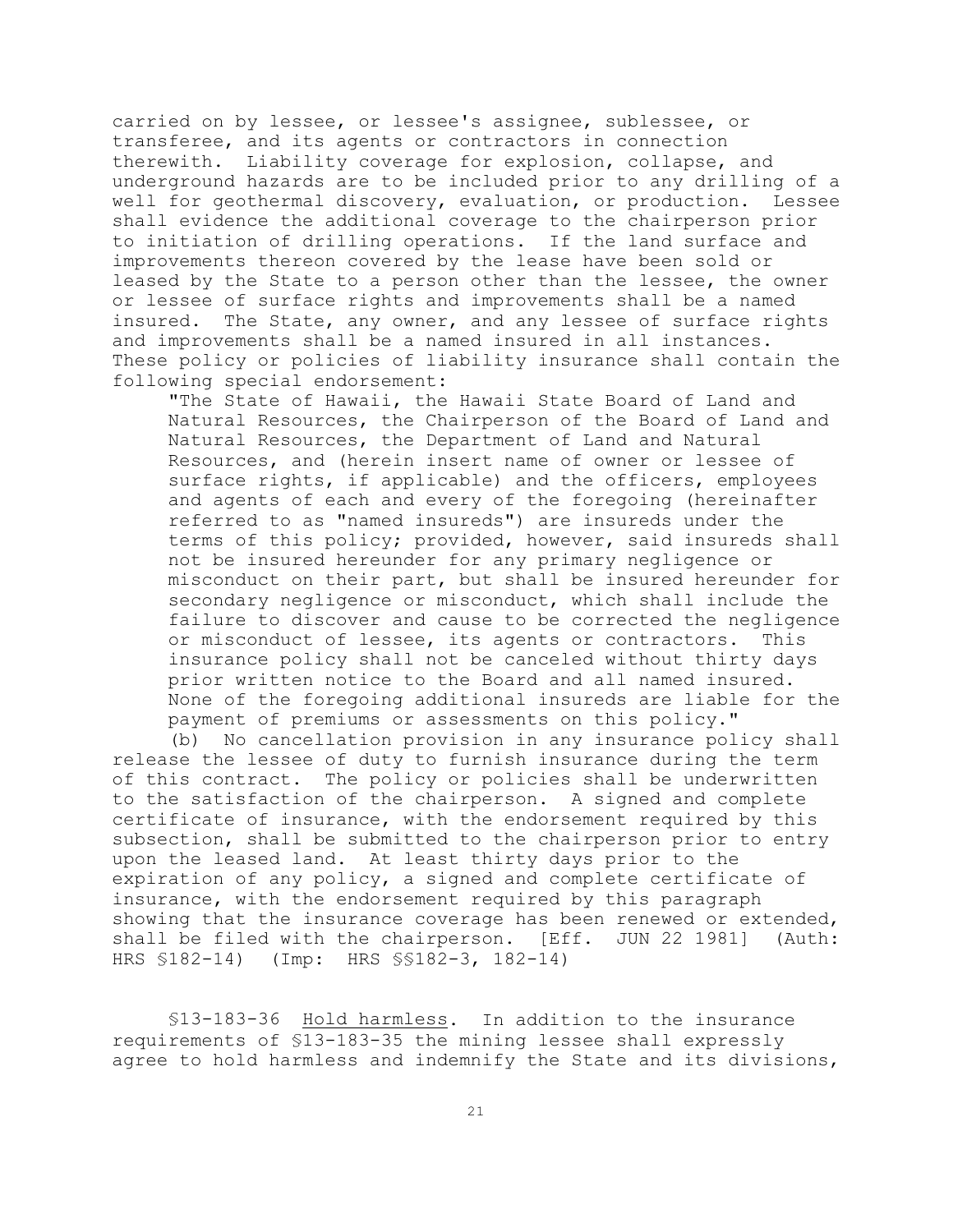carried on by lessee, or lessee's assignee, sublessee, or transferee, and its agents or contractors in connection therewith. Liability coverage for explosion, collapse, and underground hazards are to be included prior to any drilling of a well for geothermal discovery, evaluation, or production. Lessee shall evidence the additional coverage to the chairperson prior to initiation of drilling operations. If the land surface and improvements thereon covered by the lease have been sold or leased by the State to a person other than the lessee, the owner or lessee of surface rights and improvements shall be a named insured. The State, any owner, and any lessee of surface rights and improvements shall be a named insured in all instances. These policy or policies of liability insurance shall contain the following special endorsement:

> "The State of Hawaii, the Hawaii State Board of Land and Natural Resources, the Chairperson of the Board of Land and Natural Resources, the Department of Land and Natural Resources, and (herein insert name of owner or lessee of surface rights, if applicable) and the officers, employees and agents of each and every of the foregoing (hereinafter referred to as "named insureds") are insureds under the terms of this policy; provided, however, said insureds shall not be insured hereunder for any primary negligence or misconduct on their part, but shall be insured hereunder for secondary negligence or misconduct, which shall include the failure to discover and cause to be corrected the negligence or misconduct of lessee, its agents or contractors. This insurance policy shall not be canceled without thirty days prior written notice to the Board and all named insured. None of the foregoing additional insureds are liable for the payment of premiums or assessments on this policy."

(b) No cancellation provision in any insurance policy shall release the lessee of duty to furnish insurance during the term of this contract. The policy or policies shall be underwritten to the satisfaction of the chairperson. A signed and complete certificate of insurance, with the endorsement required by this subsection, shall be submitted to the chairperson prior to entry upon the leased land. At least thirty days prior to the expiration of any policy, a signed and complete certificate of insurance, with the endorsement required by this paragraph showing that the insurance coverage has been renewed or extended, shall be filed with the chairperson. [Eff. JUN 22 1981] (Auth: HRS §182-14) (Imp: HRS §§182-3, 182-14)

§13-183-36 Hold harmless. In addition to the insurance requirements of §13-183-35 the mining lessee shall expressly agree to hold harmless and indemnify the State and its divisions,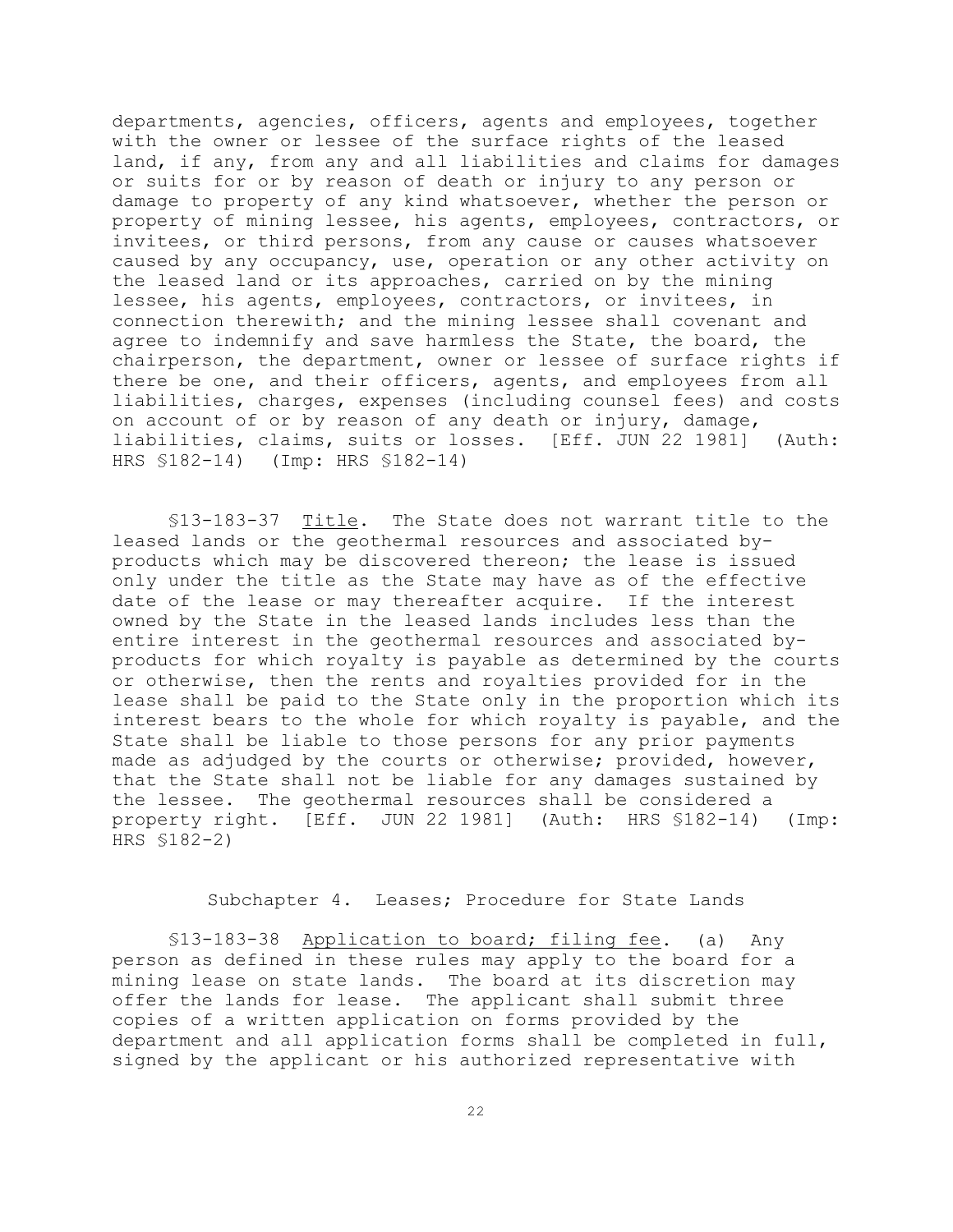departments, agencies, officers, agents and employees, together with the owner or lessee of the surface rights of the leased land, if any, from any and all liabilities and claims for damages or suits for or by reason of death or injury to any person or damage to property of any kind whatsoever, whether the person or property of mining lessee, his agents, employees, contractors, or invitees, or third persons, from any cause or causes whatsoever caused by any occupancy, use, operation or any other activity on the leased land or its approaches, carried on by the mining lessee, his agents, employees, contractors, or invitees, in connection therewith; and the mining lessee shall covenant and agree to indemnify and save harmless the State, the board, the chairperson, the department, owner or lessee of surface rights if there be one, and their officers, agents, and employees from all liabilities, charges, expenses (including counsel fees) and costs on account of or by reason of any death or injury, damage, liabilities, claims, suits or losses. [Eff. JUN 22 1981] (Auth: HRS §182-14) (Imp: HRS §182-14)

§13-183-37 Title. The State does not warrant title to the leased lands or the geothermal resources and associated by-products which may be discovered thereon; the lease is issued only under the title as the State may have as of the effective date of the lease or may thereafter acquire. If the interest owned by the State in the leased lands includes less than the entire interest in the geothermal resources and associated by-products for which royalty is payable as determined by the courts or otherwise, then the rents and royalties provided for in the lease shall be paid to the State only in the proportion which its interest bears to the whole for which royalty is payable, and the State shall be liable to those persons for any prior payments made as adjudged by the courts or otherwise; provided, however, that the State shall not be liable for any damages sustained by the lessee. The geothermal resources shall be considered a property right. [Eff. JUN 22 1981] (Auth: HRS §182-14) (Imp: HRS §182-2)

## Subchapter 4. Leases; Procedure for State Lands

§13-183-38 Application to board; filing fee. (a) Any person as defined in these rules may apply to the board for a mining lease on state lands. The board at its discretion may offer the lands for lease. The applicant shall submit three copies of a written application on forms provided by the department and all application forms shall be completed in full, signed by the applicant or his authorized representative with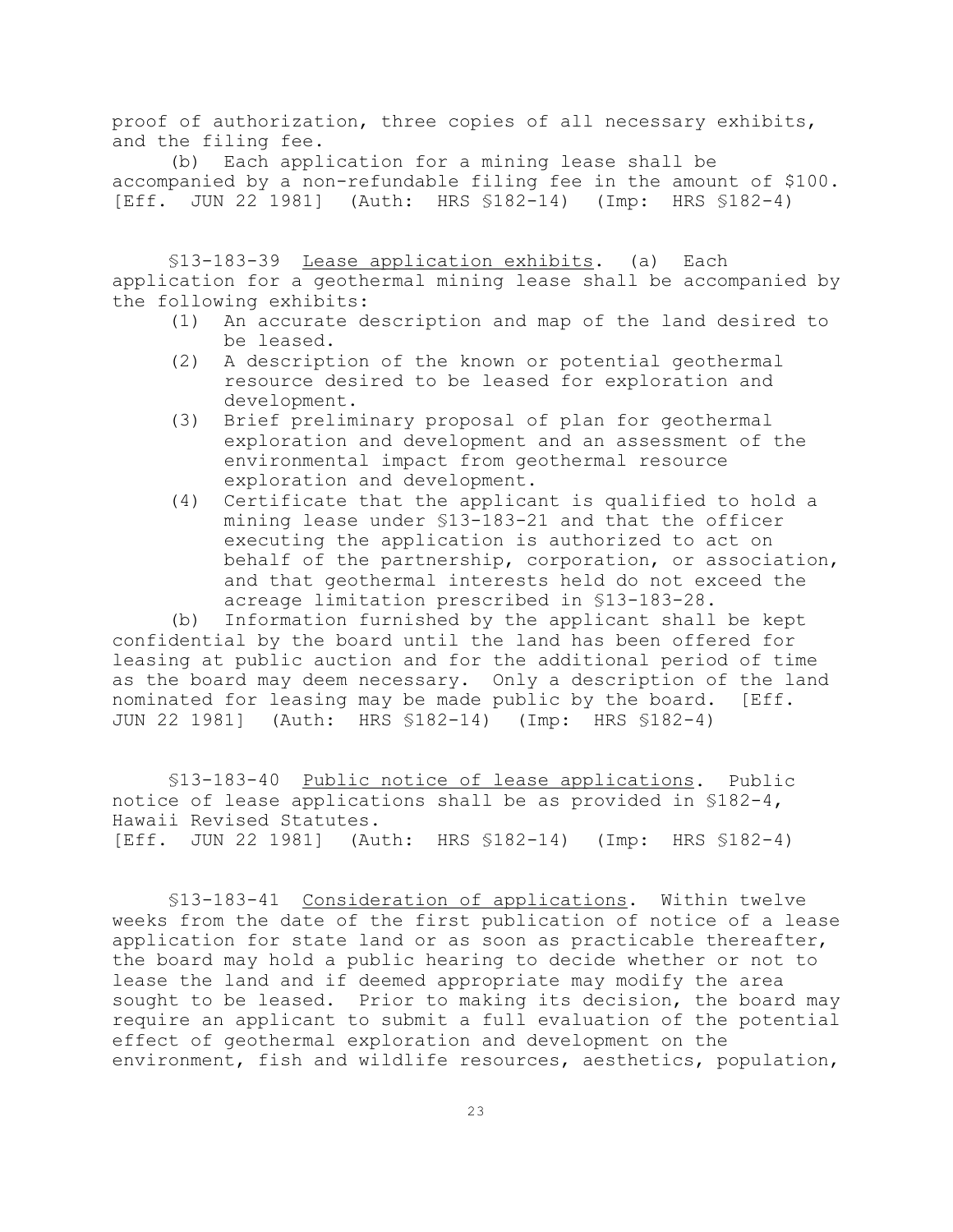proof of authorization, three copies of all necessary exhibits, and the filing fee.

(b) Each application for a mining lease shall be accompanied by a non-refundable filing fee in the amount of $100. [Eff. JUN 22 1981] (Auth: HRS §182-14) (Imp: HRS §182-4)

§13-183-39 Lease application exhibits. (a) Each application for a geothermal mining lease shall be accompanied by the following exhibits:

(1) An accurate description and map of the land desired to be leased.

(2) A description of the known or potential geothermal resource desired to be leased for exploration and development.

(3) Brief preliminary proposal of plan for geothermal exploration and development and an assessment of the environmental impact from geothermal resource exploration and development.

(4) Certificate that the applicant is qualified to hold a mining lease under §13-183-21 and that the officer executing the application is authorized to act on behalf of the partnership, corporation, or association, and that geothermal interests held do not exceed the acreage limitation prescribed in §13-183-28.

(b) Information furnished by the applicant shall be kept confidential by the board until the land has been offered for leasing at public auction and for the additional period of time as the board may deem necessary. Only a description of the land nominated for leasing may be made public by the board. [Eff. JUN 22 1981] (Auth: HRS §182-14) (Imp: HRS §182-4)

§13-183-40 Public notice of lease applications. Public notice of lease applications shall be as provided in §182-4, Hawaii Revised Statutes.
[Eff. JUN 22 1981] (Auth: HRS §182-14) (Imp: HRS §182-4)

§13-183-41 Consideration of applications. Within twelve weeks from the date of the first publication of notice of a lease application for state land or as soon as practicable thereafter, the board may hold a public hearing to decide whether or not to lease the land and if deemed appropriate may modify the area sought to be leased. Prior to making its decision, the board may require an applicant to submit a full evaluation of the potential effect of geothermal exploration and development on the environment, fish and wildlife resources, aesthetics, population,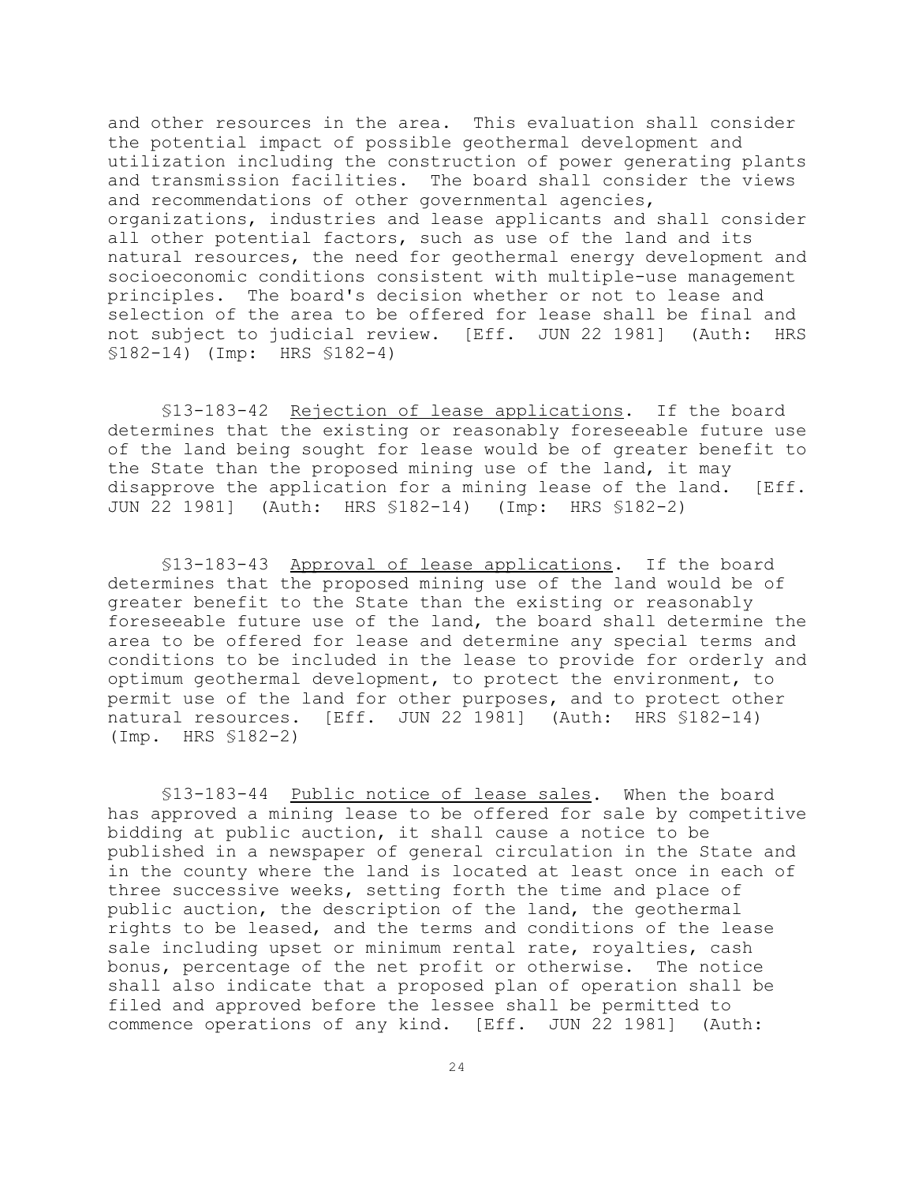and other resources in the area. This evaluation shall consider the potential impact of possible geothermal development and utilization including the construction of power generating plants and transmission facilities. The board shall consider the views and recommendations of other governmental agencies, organizations, industries and lease applicants and shall consider all other potential factors, such as use of the land and its natural resources, the need for geothermal energy development and socioeconomic conditions consistent with multiple-use management principles. The board's decision whether or not to lease and selection of the area to be offered for lease shall be final and not subject to judicial review. [Eff. JUN 22 1981] (Auth: HRS §182-14) (Imp: HRS §182-4)

§13-183-42 Rejection of lease applications. If the board determines that the existing or reasonably foreseeable future use of the land being sought for lease would be of greater benefit to the State than the proposed mining use of the land, it may disapprove the application for a mining lease of the land. [Eff. JUN 22 1981] (Auth: HRS §182-14) (Imp: HRS §182-2)

§13-183-43 Approval of lease applications. If the board determines that the proposed mining use of the land would be of greater benefit to the State than the existing or reasonably foreseeable future use of the land, the board shall determine the area to be offered for lease and determine any special terms and conditions to be included in the lease to provide for orderly and optimum geothermal development, to protect the environment, to permit use of the land for other purposes, and to protect other natural resources. [Eff. JUN 22 1981] (Auth: HRS §182-14) (Imp. HRS §182-2)

§13-183-44 Public notice of lease sales. When the board has approved a mining lease to be offered for sale by competitive bidding at public auction, it shall cause a notice to be published in a newspaper of general circulation in the State and in the county where the land is located at least once in each of three successive weeks, setting forth the time and place of public auction, the description of the land, the geothermal rights to be leased, and the terms and conditions of the lease sale including upset or minimum rental rate, royalties, cash bonus, percentage of the net profit or otherwise. The notice shall also indicate that a proposed plan of operation shall be filed and approved before the lessee shall be permitted to commence operations of any kind. [Eff. JUN 22 1981] (Auth: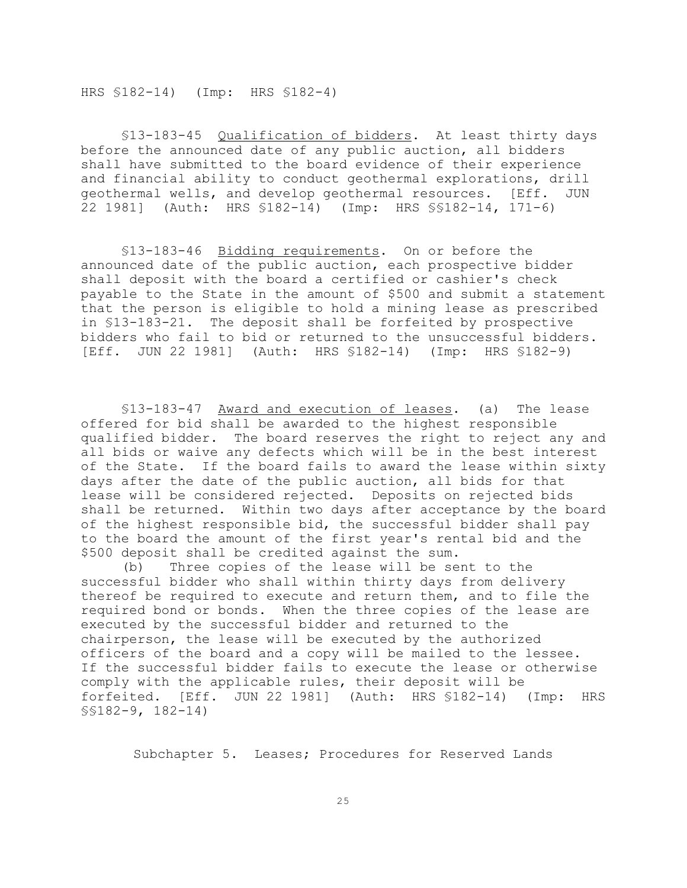HRS §182-14) (Imp: HRS §182-4)

§13-183-45 Qualification of bidders. At least thirty days before the announced date of any public auction, all bidders shall have submitted to the board evidence of their experience and financial ability to conduct geothermal explorations, drill geothermal wells, and develop geothermal resources. [Eff. JUN 22 1981] (Auth: HRS §182-14) (Imp: HRS §§182-14, 171-6)

§13-183-46 Bidding requirements. On or before the announced date of the public auction, each prospective bidder shall deposit with the board a certified or cashier's check payable to the State in the amount of $500 and submit a statement that the person is eligible to hold a mining lease as prescribed in §13-183-21. The deposit shall be forfeited by prospective bidders who fail to bid or returned to the unsuccessful bidders. [Eff. JUN 22 1981] (Auth: HRS §182-14) (Imp: HRS §182-9)

§13-183-47 Award and execution of leases. (a) The lease offered for bid shall be awarded to the highest responsible qualified bidder. The board reserves the right to reject any and all bids or waive any defects which will be in the best interest of the State. If the board fails to award the lease within sixty days after the date of the public auction, all bids for that lease will be considered rejected. Deposits on rejected bids shall be returned. Within two days after acceptance by the board of the highest responsible bid, the successful bidder shall pay to the board the amount of the first year's rental bid and the $500 deposit shall be credited against the sum.

(b) Three copies of the lease will be sent to the successful bidder who shall within thirty days from delivery thereof be required to execute and return them, and to file the required bond or bonds. When the three copies of the lease are executed by the successful bidder and returned to the chairperson, the lease will be executed by the authorized officers of the board and a copy will be mailed to the lessee. If the successful bidder fails to execute the lease or otherwise comply with the applicable rules, their deposit will be forfeited. [Eff. JUN 22 1981] (Auth: HRS §182-14) (Imp: HRS §§182-9, 182-14)

Subchapter 5. Leases; Procedures for Reserved Lands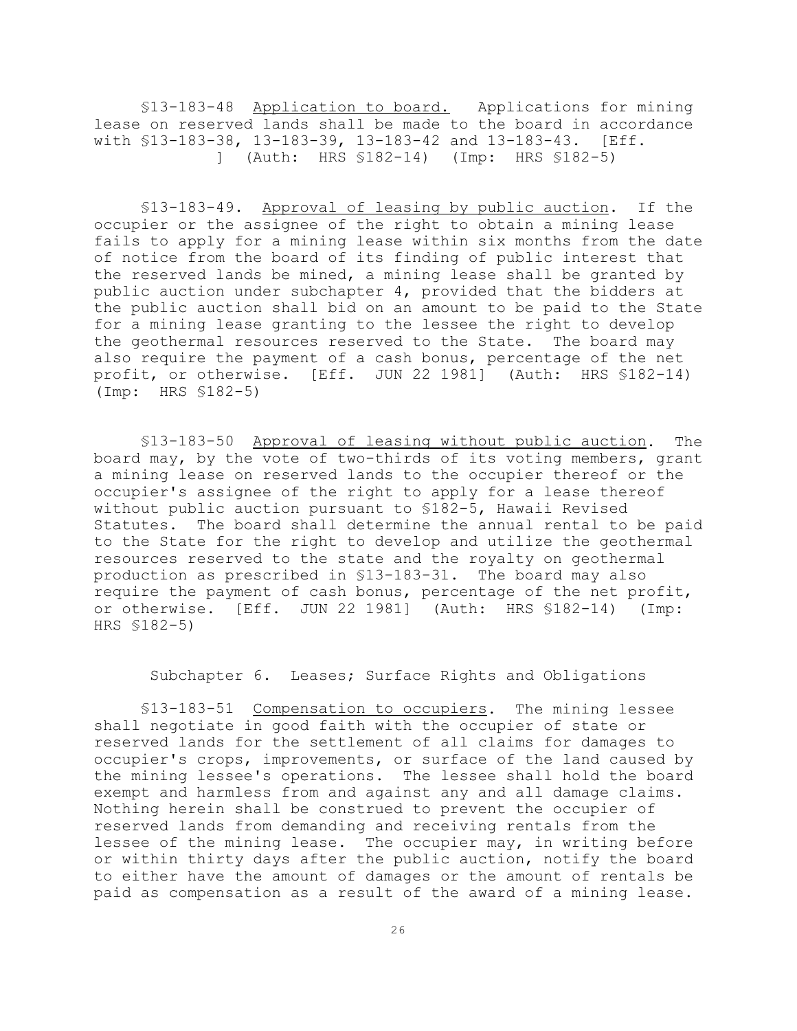§13-183-48 Application to board. Applications for mining lease on reserved lands shall be made to the board in accordance with §13-183-38, 13-183-39, 13-183-42 and 13-183-43. [Eff. ] (Auth: HRS §182-14) (Imp: HRS §182-5)

§13-183-49. Approval of leasing by public auction. If the occupier or the assignee of the right to obtain a mining lease fails to apply for a mining lease within six months from the date of notice from the board of its finding of public interest that the reserved lands be mined, a mining lease shall be granted by public auction under subchapter 4, provided that the bidders at the public auction shall bid on an amount to be paid to the State for a mining lease granting to the lessee the right to develop the geothermal resources reserved to the State. The board may also require the payment of a cash bonus, percentage of the net profit, or otherwise. [Eff. JUN 22 1981] (Auth: HRS §182-14) (Imp: HRS §182-5)

§13-183-50 Approval of leasing without public auction. The board may, by the vote of two-thirds of its voting members, grant a mining lease on reserved lands to the occupier thereof or the occupier's assignee of the right to apply for a lease thereof without public auction pursuant to §182-5, Hawaii Revised Statutes. The board shall determine the annual rental to be paid to the State for the right to develop and utilize the geothermal resources reserved to the state and the royalty on geothermal production as prescribed in §13-183-31. The board may also require the payment of cash bonus, percentage of the net profit, or otherwise. [Eff. JUN 22 1981] (Auth: HRS §182-14) (Imp: HRS §182-5)

## Subchapter 6. Leases; Surface Rights and Obligations

§13-183-51 Compensation to occupiers. The mining lessee shall negotiate in good faith with the occupier of state or reserved lands for the settlement of all claims for damages to occupier's crops, improvements, or surface of the land caused by the mining lessee's operations. The lessee shall hold the board exempt and harmless from and against any and all damage claims. Nothing herein shall be construed to prevent the occupier of reserved lands from demanding and receiving rentals from the lessee of the mining lease. The occupier may, in writing before or within thirty days after the public auction, notify the board to either have the amount of damages or the amount of rentals be paid as compensation as a result of the award of a mining lease.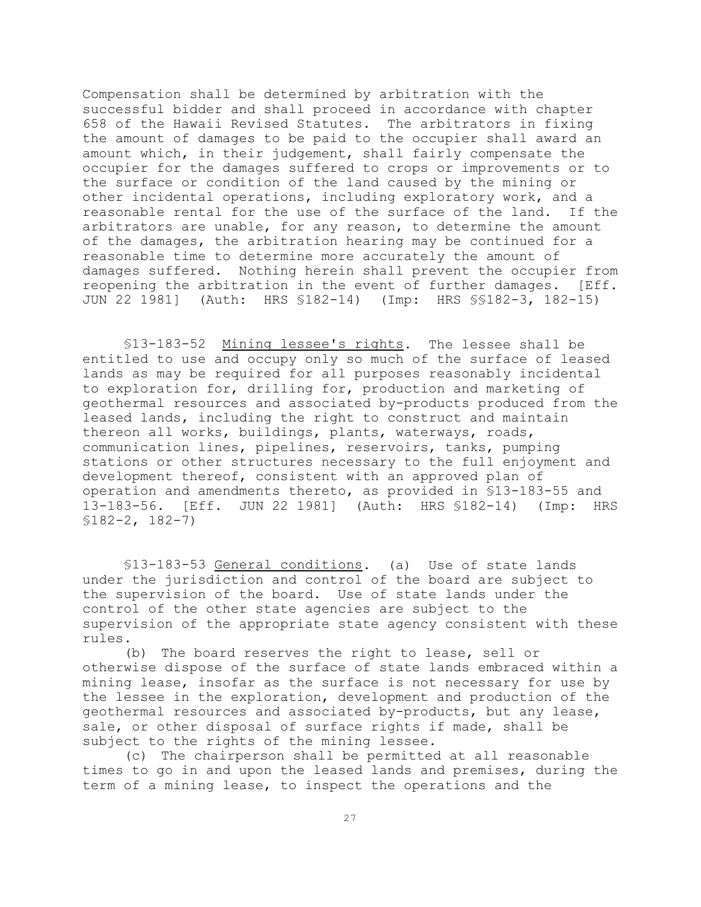Compensation shall be determined by arbitration with the successful bidder and shall proceed in accordance with chapter 658 of the Hawaii Revised Statutes. The arbitrators in fixing the amount of damages to be paid to the occupier shall award an amount which, in their judgement, shall fairly compensate the occupier for the damages suffered to crops or improvements or to the surface or condition of the land caused by the mining or other incidental operations, including exploratory work, and a reasonable rental for the use of the surface of the land. If the arbitrators are unable, for any reason, to determine the amount of the damages, the arbitration hearing may be continued for a reasonable time to determine more accurately the amount of damages suffered. Nothing herein shall prevent the occupier from reopening the arbitration in the event of further damages. [Eff. JUN 22 1981] (Auth: HRS §182-14) (Imp: HRS §§182-3, 182-15)

§13-183-52 Mining lessee's rights. The lessee shall be entitled to use and occupy only so much of the surface of leased lands as may be required for all purposes reasonably incidental to exploration for, drilling for, production and marketing of geothermal resources and associated by-products produced from the leased lands, including the right to construct and maintain thereon all works, buildings, plants, waterways, roads, communication lines, pipelines, reservoirs, tanks, pumping stations or other structures necessary to the full enjoyment and development thereof, consistent with an approved plan of operation and amendments thereto, as provided in §13-183-55 and 13-183-56. [Eff. JUN 22 1981] (Auth: HRS §182-14) (Imp: HRS §182-2, 182-7)

§13-183-53 General conditions. (a) Use of state lands under the jurisdiction and control of the board are subject to the supervision of the board. Use of state lands under the control of the other state agencies are subject to the supervision of the appropriate state agency consistent with these rules.

(b) The board reserves the right to lease, sell or otherwise dispose of the surface of state lands embraced within a mining lease, insofar as the surface is not necessary for use by the lessee in the exploration, development and production of the geothermal resources and associated by-products, but any lease, sale, or other disposal of surface rights if made, shall be subject to the rights of the mining lessee.

(c) The chairperson shall be permitted at all reasonable times to go in and upon the leased lands and premises, during the term of a mining lease, to inspect the operations and the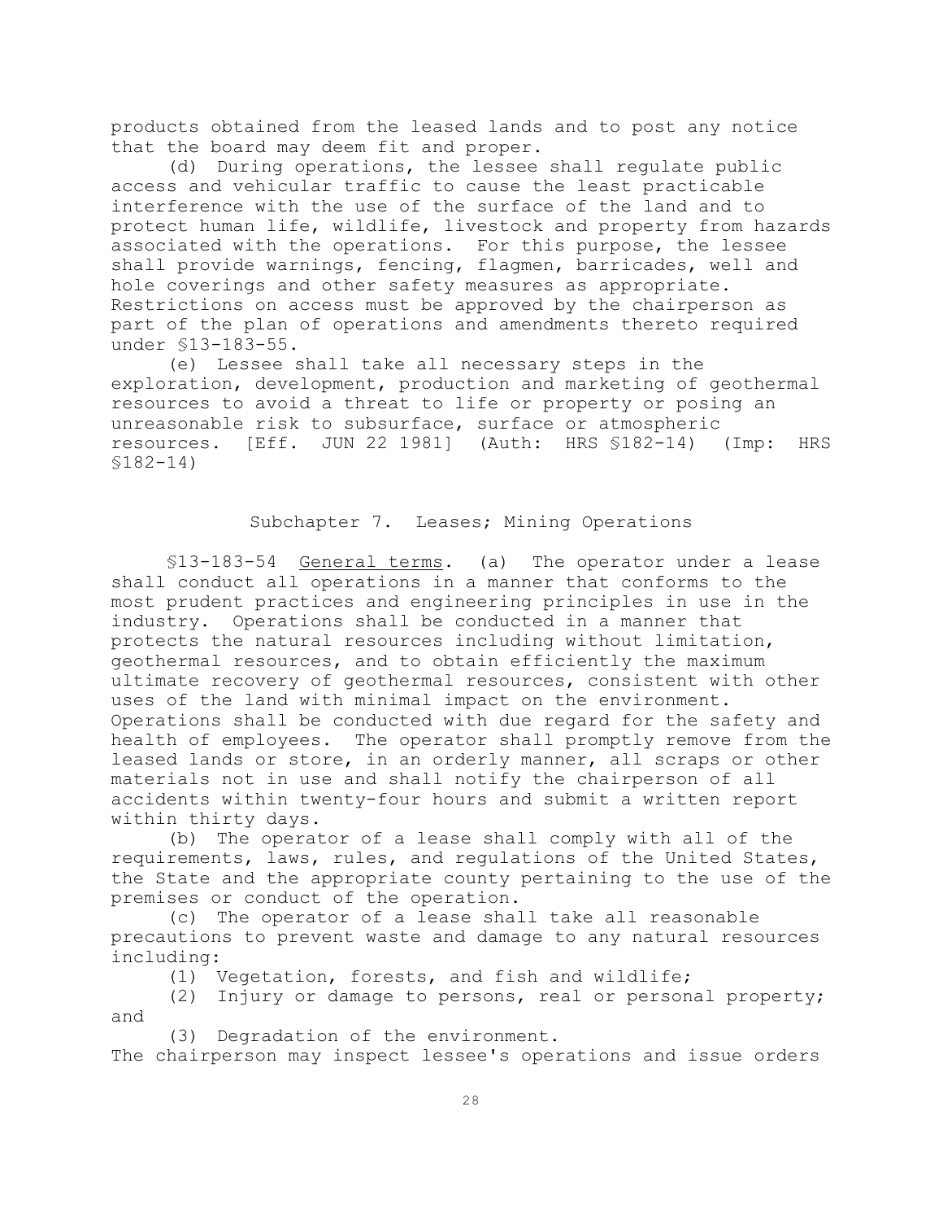products obtained from the leased lands and to post any notice that the board may deem fit and proper.

(d) During operations, the lessee shall regulate public access and vehicular traffic to cause the least practicable interference with the use of the surface of the land and to protect human life, wildlife, livestock and property from hazards associated with the operations. For this purpose, the lessee shall provide warnings, fencing, flagmen, barricades, well and hole coverings and other safety measures as appropriate. Restrictions on access must be approved by the chairperson as part of the plan of operations and amendments thereto required under §13-183-55.

(e) Lessee shall take all necessary steps in the exploration, development, production and marketing of geothermal resources to avoid a threat to life or property or posing an unreasonable risk to subsurface, surface or atmospheric resources. [Eff. JUN 22 1981] (Auth: HRS §182-14) (Imp: HRS §182-14)

## Subchapter 7. Leases; Mining Operations

§13-183-54 General terms. (a) The operator under a lease shall conduct all operations in a manner that conforms to the most prudent practices and engineering principles in use in the industry. Operations shall be conducted in a manner that protects the natural resources including without limitation, geothermal resources, and to obtain efficiently the maximum ultimate recovery of geothermal resources, consistent with other uses of the land with minimal impact on the environment. Operations shall be conducted with due regard for the safety and health of employees. The operator shall promptly remove from the leased lands or store, in an orderly manner, all scraps or other materials not in use and shall notify the chairperson of all accidents within twenty-four hours and submit a written report within thirty days.

(b) The operator of a lease shall comply with all of the requirements, laws, rules, and regulations of the United States, the State and the appropriate county pertaining to the use of the premises or conduct of the operation.

(c) The operator of a lease shall take all reasonable precautions to prevent waste and damage to any natural resources including:

(1) Vegetation, forests, and fish and wildlife;

(2) Injury or damage to persons, real or personal property; and

(3) Degradation of the environment.

The chairperson may inspect lessee's operations and issue orders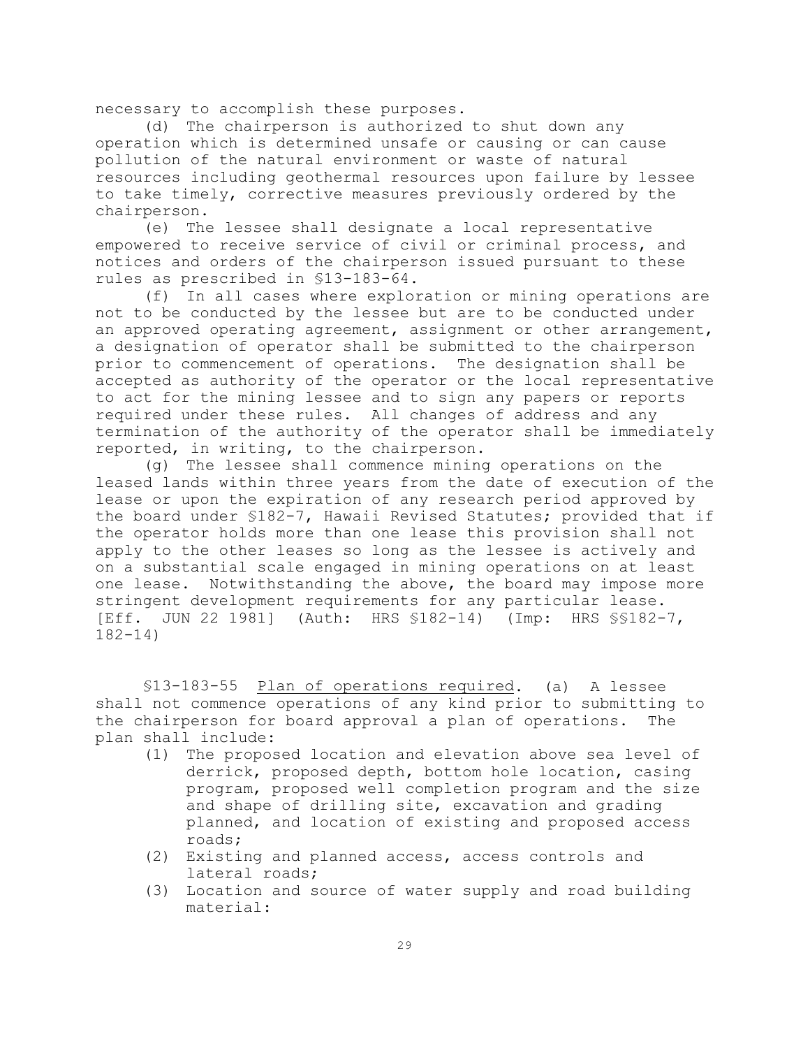necessary to accomplish these purposes.

(d) The chairperson is authorized to shut down any operation which is determined unsafe or causing or can cause pollution of the natural environment or waste of natural resources including geothermal resources upon failure by lessee to take timely, corrective measures previously ordered by the chairperson.

(e) The lessee shall designate a local representative empowered to receive service of civil or criminal process, and notices and orders of the chairperson issued pursuant to these rules as prescribed in §13-183-64.

(f) In all cases where exploration or mining operations are not to be conducted by the lessee but are to be conducted under an approved operating agreement, assignment or other arrangement, a designation of operator shall be submitted to the chairperson prior to commencement of operations. The designation shall be accepted as authority of the operator or the local representative to act for the mining lessee and to sign any papers or reports required under these rules. All changes of address and any termination of the authority of the operator shall be immediately reported, in writing, to the chairperson.

(g) The lessee shall commence mining operations on the leased lands within three years from the date of execution of the lease or upon the expiration of any research period approved by the board under §182-7, Hawaii Revised Statutes; provided that if the operator holds more than one lease this provision shall not apply to the other leases so long as the lessee is actively and on a substantial scale engaged in mining operations on at least one lease. Notwithstanding the above, the board may impose more stringent development requirements for any particular lease. [Eff. JUN 22 1981] (Auth: HRS §182-14) (Imp: HRS §§182-7, 182-14)

§13-183-55 Plan of operations required. (a) A lessee shall not commence operations of any kind prior to submitting to the chairperson for board approval a plan of operations. The plan shall include:

(1) The proposed location and elevation above sea level of derrick, proposed depth, bottom hole location, casing program, proposed well completion program and the size and shape of drilling site, excavation and grading planned, and location of existing and proposed access roads;
(2) Existing and planned access, access controls and lateral roads;
(3) Location and source of water supply and road building material: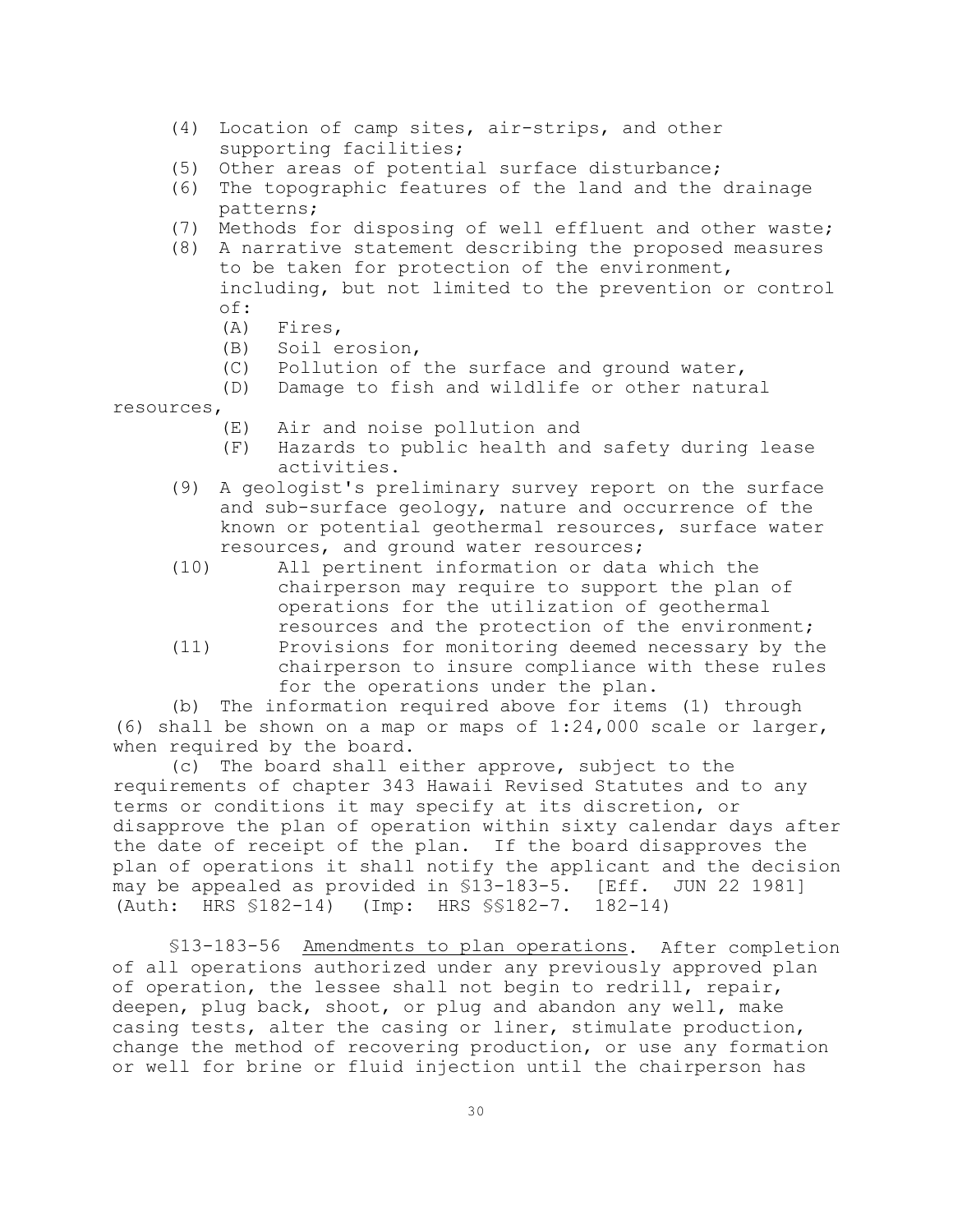(4) Location of camp sites, air-strips, and other supporting facilities;

(5) Other areas of potential surface disturbance;

(6) The topographic features of the land and the drainage patterns;

(7) Methods for disposing of well effluent and other waste;

(8) A narrative statement describing the proposed measures to be taken for protection of the environment, including, but not limited to the prevention or control of:

(A) Fires,

(B) Soil erosion,

(C) Pollution of the surface and ground water,

(D) Damage to fish and wildlife or other natural resources,

(E) Air and noise pollution and

(F) Hazards to public health and safety during lease activities.

(9) A geologist's preliminary survey report on the surface and sub-surface geology, nature and occurrence of the known or potential geothermal resources, surface water resources, and ground water resources;

(10) All pertinent information or data which the chairperson may require to support the plan of operations for the utilization of geothermal resources and the protection of the environment;

(11) Provisions for monitoring deemed necessary by the chairperson to insure compliance with these rules for the operations under the plan.

(b) The information required above for items (1) through (6) shall be shown on a map or maps of 1:24,000 scale or larger, when required by the board.

(c) The board shall either approve, subject to the requirements of chapter 343 Hawaii Revised Statutes and to any terms or conditions it may specify at its discretion, or disapprove the plan of operation within sixty calendar days after the date of receipt of the plan. If the board disapproves the plan of operations it shall notify the applicant and the decision may be appealed as provided in §13-183-5. [Eff. JUN 22 1981] (Auth: HRS §182-14) (Imp: HRS §§182-7. 182-14)

§13-183-56 Amendments to plan operations. After completion of all operations authorized under any previously approved plan of operation, the lessee shall not begin to redrill, repair, deepen, plug back, shoot, or plug and abandon any well, make casing tests, alter the casing or liner, stimulate production, change the method of recovering production, or use any formation or well for brine or fluid injection until the chairperson has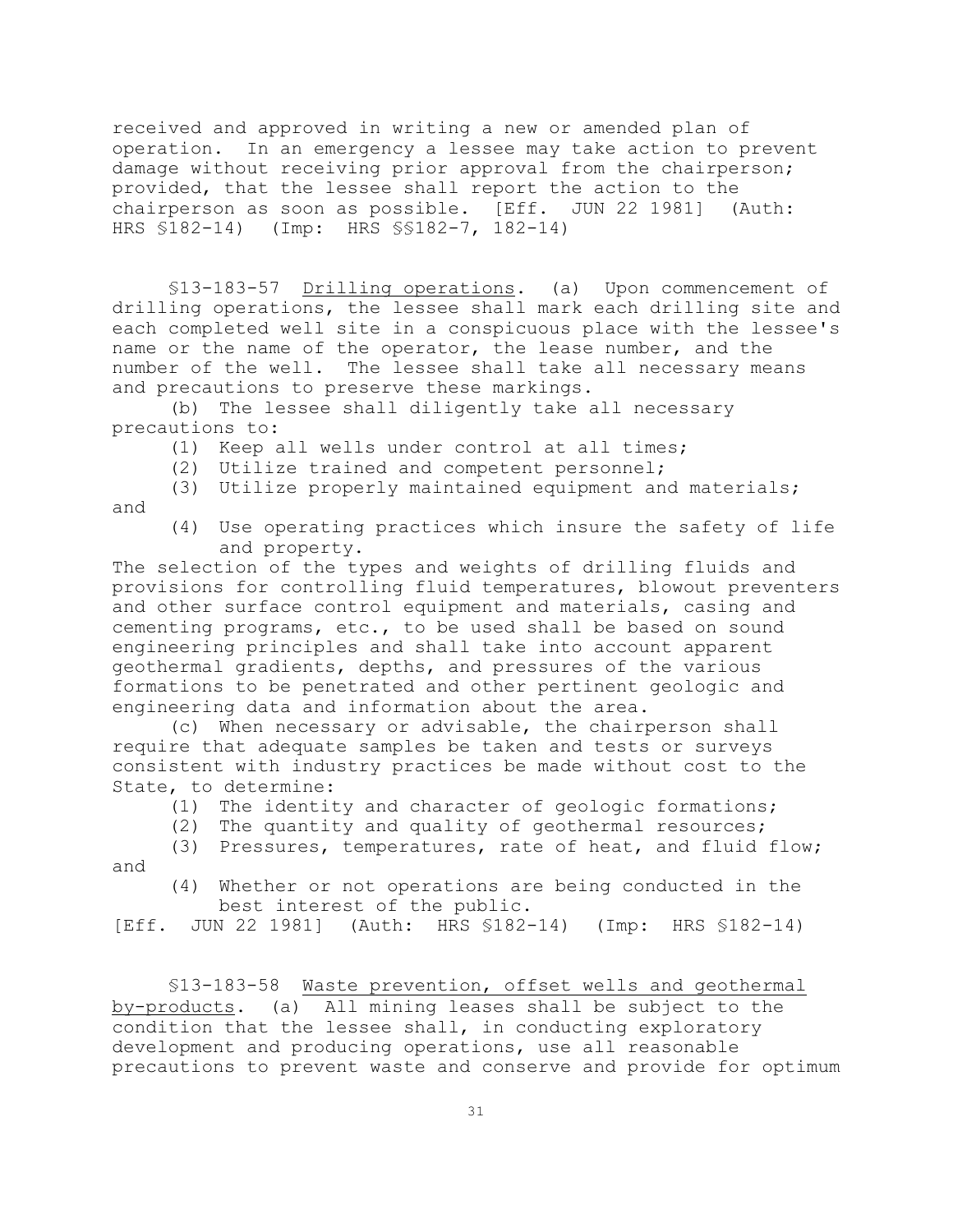received and approved in writing a new or amended plan of operation. In an emergency a lessee may take action to prevent damage without receiving prior approval from the chairperson; provided, that the lessee shall report the action to the chairperson as soon as possible. [Eff. JUN 22 1981] (Auth: HRS §182-14) (Imp: HRS §§182-7, 182-14)

§13-183-57 Drilling operations. (a) Upon commencement of drilling operations, the lessee shall mark each drilling site and each completed well site in a conspicuous place with the lessee's name or the name of the operator, the lease number, and the number of the well. The lessee shall take all necessary means and precautions to preserve these markings.

(b) The lessee shall diligently take all necessary precautions to:

(1) Keep all wells under control at all times;

(2) Utilize trained and competent personnel;

(3) Utilize properly maintained equipment and materials; and

(4) Use operating practices which insure the safety of life and property.

The selection of the types and weights of drilling fluids and provisions for controlling fluid temperatures, blowout preventers and other surface control equipment and materials, casing and cementing programs, etc., to be used shall be based on sound engineering principles and shall take into account apparent geothermal gradients, depths, and pressures of the various formations to be penetrated and other pertinent geologic and engineering data and information about the area.

(c) When necessary or advisable, the chairperson shall require that adequate samples be taken and tests or surveys consistent with industry practices be made without cost to the State, to determine:

(1) The identity and character of geologic formations;

(2) The quantity and quality of geothermal resources;

(3) Pressures, temperatures, rate of heat, and fluid flow; and

(4) Whether or not operations are being conducted in the best interest of the public.

[Eff. JUN 22 1981] (Auth: HRS §182-14) (Imp: HRS §182-14)

§13-183-58 Waste prevention, offset wells and geothermal by-products. (a) All mining leases shall be subject to the condition that the lessee shall, in conducting exploratory development and producing operations, use all reasonable precautions to prevent waste and conserve and provide for optimum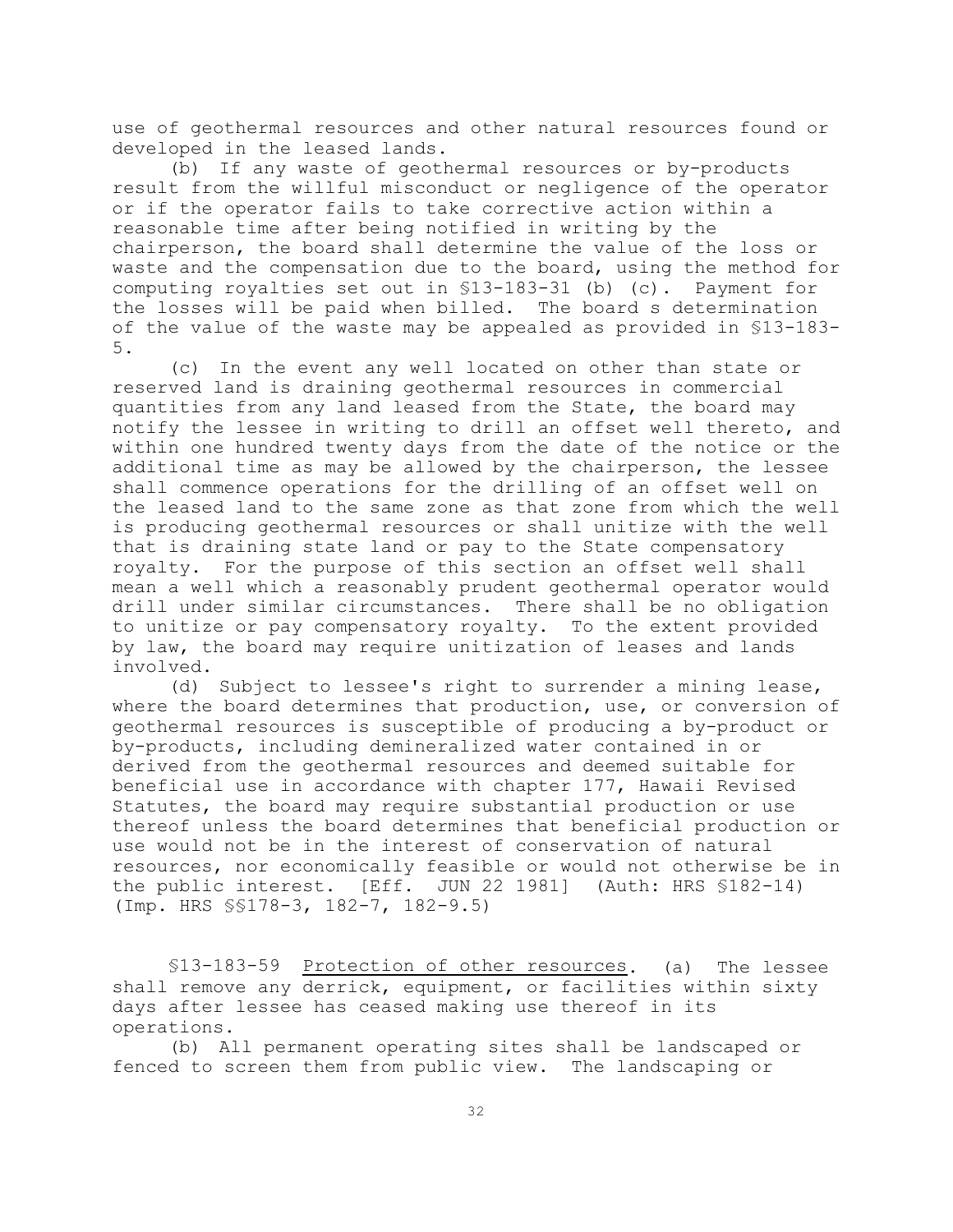use of geothermal resources and other natural resources found or developed in the leased lands.

(b) If any waste of geothermal resources or by-products result from the willful misconduct or negligence of the operator or if the operator fails to take corrective action within a reasonable time after being notified in writing by the chairperson, the board shall determine the value of the loss or waste and the compensation due to the board, using the method for computing royalties set out in §13-183-31 (b) (c). Payment for the losses will be paid when billed. The board s determination of the value of the waste may be appealed as provided in §13-183-5.

(c) In the event any well located on other than state or reserved land is draining geothermal resources in commercial quantities from any land leased from the State, the board may notify the lessee in writing to drill an offset well thereto, and within one hundred twenty days from the date of the notice or the additional time as may be allowed by the chairperson, the lessee shall commence operations for the drilling of an offset well on the leased land to the same zone as that zone from which the well is producing geothermal resources or shall unitize with the well that is draining state land or pay to the State compensatory royalty. For the purpose of this section an offset well shall mean a well which a reasonably prudent geothermal operator would drill under similar circumstances. There shall be no obligation to unitize or pay compensatory royalty. To the extent provided by law, the board may require unitization of leases and lands involved.

(d) Subject to lessee's right to surrender a mining lease, where the board determines that production, use, or conversion of geothermal resources is susceptible of producing a by-product or by-products, including demineralized water contained in or derived from the geothermal resources and deemed suitable for beneficial use in accordance with chapter 177, Hawaii Revised Statutes, the board may require substantial production or use thereof unless the board determines that beneficial production or use would not be in the interest of conservation of natural resources, nor economically feasible or would not otherwise be in the public interest. [Eff. JUN 22 1981] (Auth: HRS §182-14) (Imp. HRS §§178-3, 182-7, 182-9.5)

§13-183-59 Protection of other resources. (a) The lessee shall remove any derrick, equipment, or facilities within sixty days after lessee has ceased making use thereof in its operations.

(b) All permanent operating sites shall be landscaped or fenced to screen them from public view. The landscaping or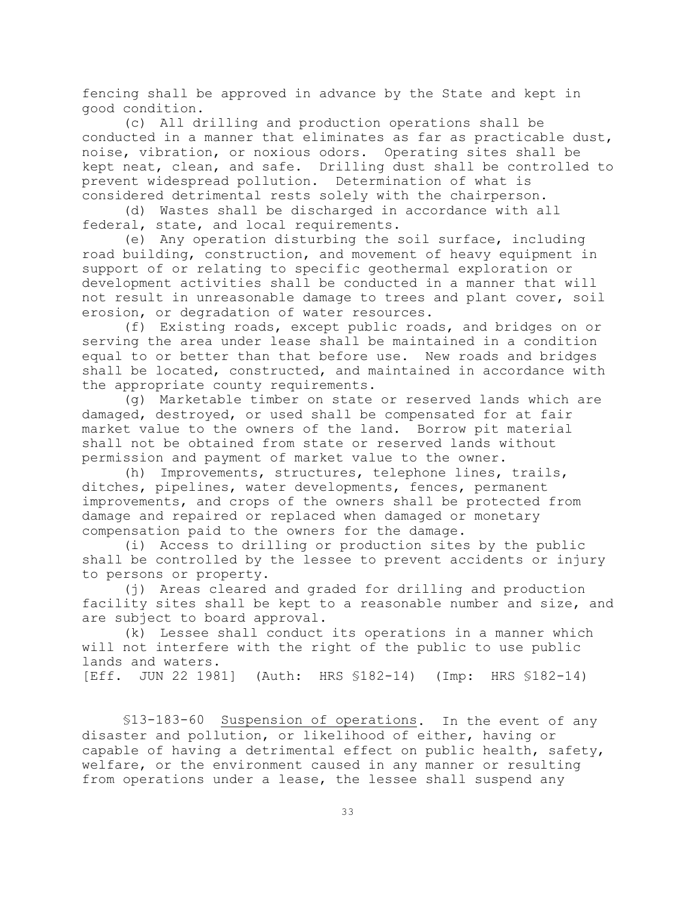fencing shall be approved in advance by the State and kept in good condition.

(c) All drilling and production operations shall be conducted in a manner that eliminates as far as practicable dust, noise, vibration, or noxious odors. Operating sites shall be kept neat, clean, and safe. Drilling dust shall be controlled to prevent widespread pollution. Determination of what is considered detrimental rests solely with the chairperson.

(d) Wastes shall be discharged in accordance with all federal, state, and local requirements.

(e) Any operation disturbing the soil surface, including road building, construction, and movement of heavy equipment in support of or relating to specific geothermal exploration or development activities shall be conducted in a manner that will not result in unreasonable damage to trees and plant cover, soil erosion, or degradation of water resources.

(f) Existing roads, except public roads, and bridges on or serving the area under lease shall be maintained in a condition equal to or better than that before use. New roads and bridges shall be located, constructed, and maintained in accordance with the appropriate county requirements.

(g) Marketable timber on state or reserved lands which are damaged, destroyed, or used shall be compensated for at fair market value to the owners of the land. Borrow pit material shall not be obtained from state or reserved lands without permission and payment of market value to the owner.

(h) Improvements, structures, telephone lines, trails, ditches, pipelines, water developments, fences, permanent improvements, and crops of the owners shall be protected from damage and repaired or replaced when damaged or monetary compensation paid to the owners for the damage.

(i) Access to drilling or production sites by the public shall be controlled by the lessee to prevent accidents or injury to persons or property.

(j) Areas cleared and graded for drilling and production facility sites shall be kept to a reasonable number and size, and are subject to board approval.

(k) Lessee shall conduct its operations in a manner which will not interfere with the right of the public to use public lands and waters.

[Eff. JUN 22 1981] (Auth: HRS §182-14) (Imp: HRS §182-14)

§13-183-60 <u>Suspension of operations</u>. In the event of any disaster and pollution, or likelihood of either, having or capable of having a detrimental effect on public health, safety, welfare, or the environment caused in any manner or resulting from operations under a lease, the lessee shall suspend any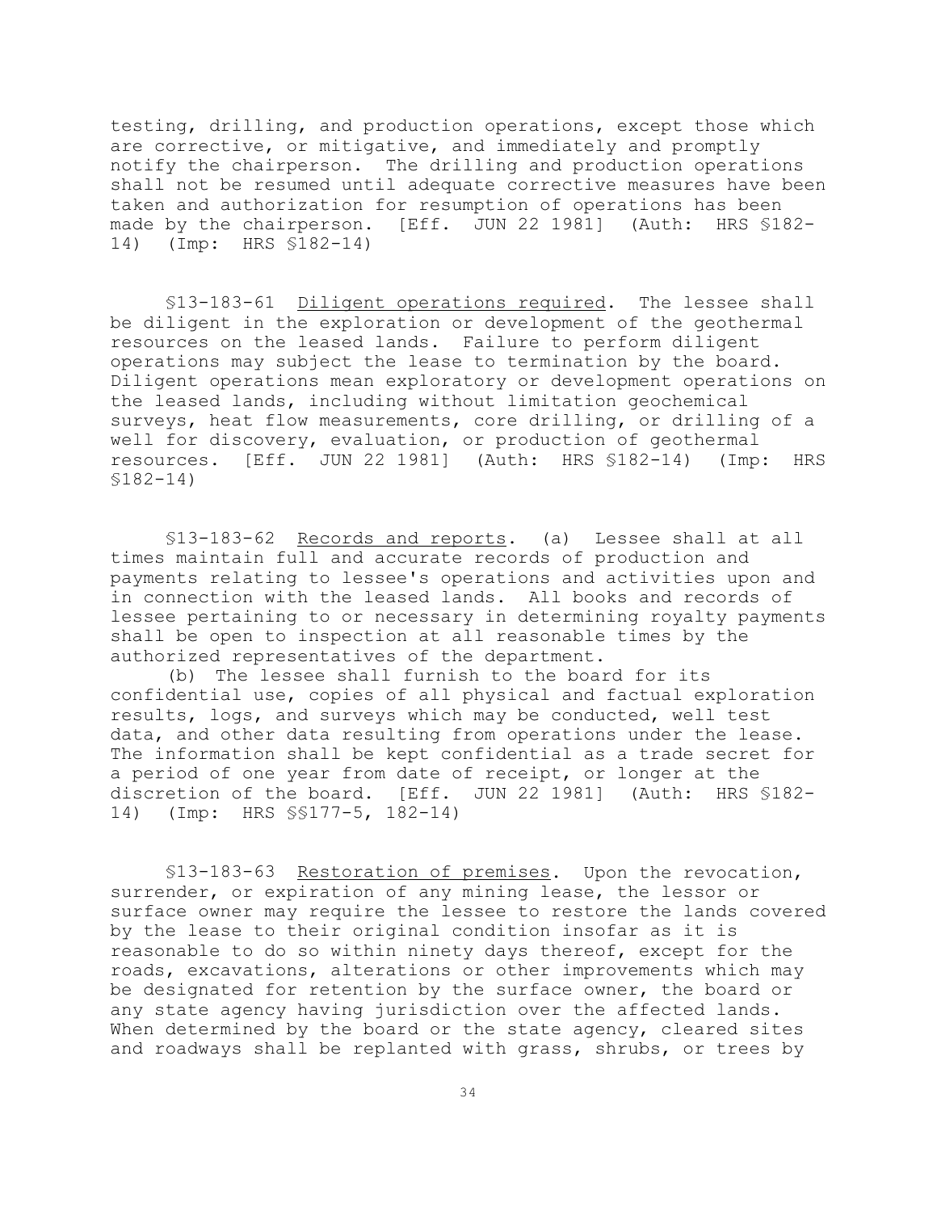testing, drilling, and production operations, except those which are corrective, or mitigative, and immediately and promptly notify the chairperson. The drilling and production operations shall not be resumed until adequate corrective measures have been taken and authorization for resumption of operations has been made by the chairperson. [Eff. JUN 22 1981] (Auth: HRS §182-14) (Imp: HRS §182-14)

§13-183-61 Diligent operations required. The lessee shall be diligent in the exploration or development of the geothermal resources on the leased lands. Failure to perform diligent operations may subject the lease to termination by the board. Diligent operations mean exploratory or development operations on the leased lands, including without limitation geochemical surveys, heat flow measurements, core drilling, or drilling of a well for discovery, evaluation, or production of geothermal resources. [Eff. JUN 22 1981] (Auth: HRS §182-14) (Imp: HRS §182-14)

§13-183-62 Records and reports. (a) Lessee shall at all times maintain full and accurate records of production and payments relating to lessee's operations and activities upon and in connection with the leased lands. All books and records of lessee pertaining to or necessary in determining royalty payments shall be open to inspection at all reasonable times by the authorized representatives of the department.

(b) The lessee shall furnish to the board for its confidential use, copies of all physical and factual exploration results, logs, and surveys which may be conducted, well test data, and other data resulting from operations under the lease. The information shall be kept confidential as a trade secret for a period of one year from date of receipt, or longer at the discretion of the board. [Eff. JUN 22 1981] (Auth: HRS §182-14) (Imp: HRS §§177-5, 182-14)

§13-183-63 Restoration of premises. Upon the revocation, surrender, or expiration of any mining lease, the lessor or surface owner may require the lessee to restore the lands covered by the lease to their original condition insofar as it is reasonable to do so within ninety days thereof, except for the roads, excavations, alterations or other improvements which may be designated for retention by the surface owner, the board or any state agency having jurisdiction over the affected lands. When determined by the board or the state agency, cleared sites and roadways shall be replanted with grass, shrubs, or trees by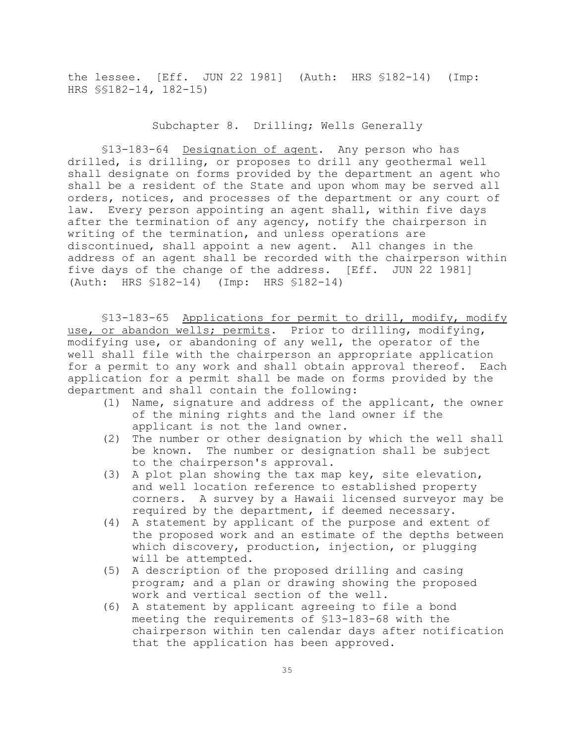the lessee. [Eff. JUN 22 1981] (Auth: HRS §182-14) (Imp: HRS §§182-14, 182-15)

## Subchapter 8. Drilling; Wells Generally

§13-183-64 Designation of agent. Any person who has drilled, is drilling, or proposes to drill any geothermal well shall designate on forms provided by the department an agent who shall be a resident of the State and upon whom may be served all orders, notices, and processes of the department or any court of law. Every person appointing an agent shall, within five days after the termination of any agency, notify the chairperson in writing of the termination, and unless operations are discontinued, shall appoint a new agent. All changes in the address of an agent shall be recorded with the chairperson within five days of the change of the address. [Eff. JUN 22 1981] (Auth: HRS §182-14) (Imp: HRS §182-14)

§13-183-65 Applications for permit to drill, modify, modify use, or abandon wells; permits. Prior to drilling, modifying, modifying use, or abandoning of any well, the operator of the well shall file with the chairperson an appropriate application for a permit to any work and shall obtain approval thereof. Each application for a permit shall be made on forms provided by the department and shall contain the following:

(1) Name, signature and address of the applicant, the owner of the mining rights and the land owner if the applicant is not the land owner.
(2) The number or other designation by which the well shall be known. The number or designation shall be subject to the chairperson's approval.
(3) A plot plan showing the tax map key, site elevation, and well location reference to established property corners. A survey by a Hawaii licensed surveyor may be required by the department, if deemed necessary.
(4) A statement by applicant of the purpose and extent of the proposed work and an estimate of the depths between which discovery, production, injection, or plugging will be attempted.
(5) A description of the proposed drilling and casing program; and a plan or drawing showing the proposed work and vertical section of the well.
(6) A statement by applicant agreeing to file a bond meeting the requirements of §13-183-68 with the chairperson within ten calendar days after notification that the application has been approved.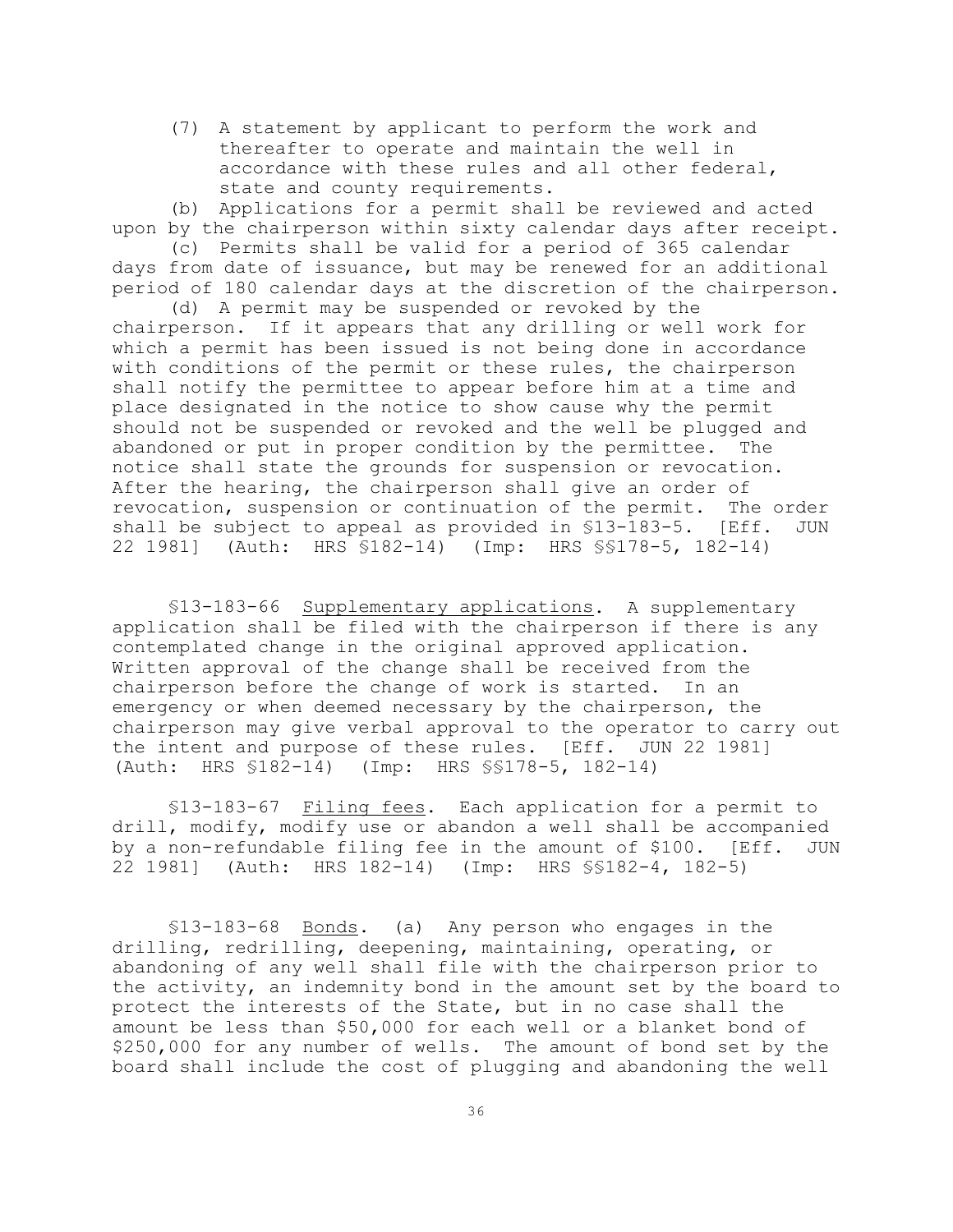(7) A statement by applicant to perform the work and thereafter to operate and maintain the well in accordance with these rules and all other federal, state and county requirements.

(b) Applications for a permit shall be reviewed and acted upon by the chairperson within sixty calendar days after receipt.

(c) Permits shall be valid for a period of 365 calendar days from date of issuance, but may be renewed for an additional period of 180 calendar days at the discretion of the chairperson.

(d) A permit may be suspended or revoked by the chairperson. If it appears that any drilling or well work for which a permit has been issued is not being done in accordance with conditions of the permit or these rules, the chairperson shall notify the permittee to appear before him at a time and place designated in the notice to show cause why the permit should not be suspended or revoked and the well be plugged and abandoned or put in proper condition by the permittee. The notice shall state the grounds for suspension or revocation. After the hearing, the chairperson shall give an order of revocation, suspension or continuation of the permit. The order shall be subject to appeal as provided in §13-183-5. [Eff. JUN 22 1981] (Auth: HRS §182-14) (Imp: HRS §§178-5, 182-14)

§13-183-66 Supplementary applications. A supplementary application shall be filed with the chairperson if there is any contemplated change in the original approved application. Written approval of the change shall be received from the chairperson before the change of work is started. In an emergency or when deemed necessary by the chairperson, the chairperson may give verbal approval to the operator to carry out the intent and purpose of these rules. [Eff. JUN 22 1981] (Auth: HRS §182-14) (Imp: HRS §§178-5, 182-14)

§13-183-67 Filing fees. Each application for a permit to drill, modify, modify use or abandon a well shall be accompanied by a non-refundable filing fee in the amount of $100. [Eff. JUN 22 1981] (Auth: HRS 182-14) (Imp: HRS §§182-4, 182-5)

§13-183-68 Bonds. (a) Any person who engages in the drilling, redrilling, deepening, maintaining, operating, or abandoning of any well shall file with the chairperson prior to the activity, an indemnity bond in the amount set by the board to protect the interests of the State, but in no case shall the amount be less than $50,000 for each well or a blanket bond of $250,000 for any number of wells. The amount of bond set by the board shall include the cost of plugging and abandoning the well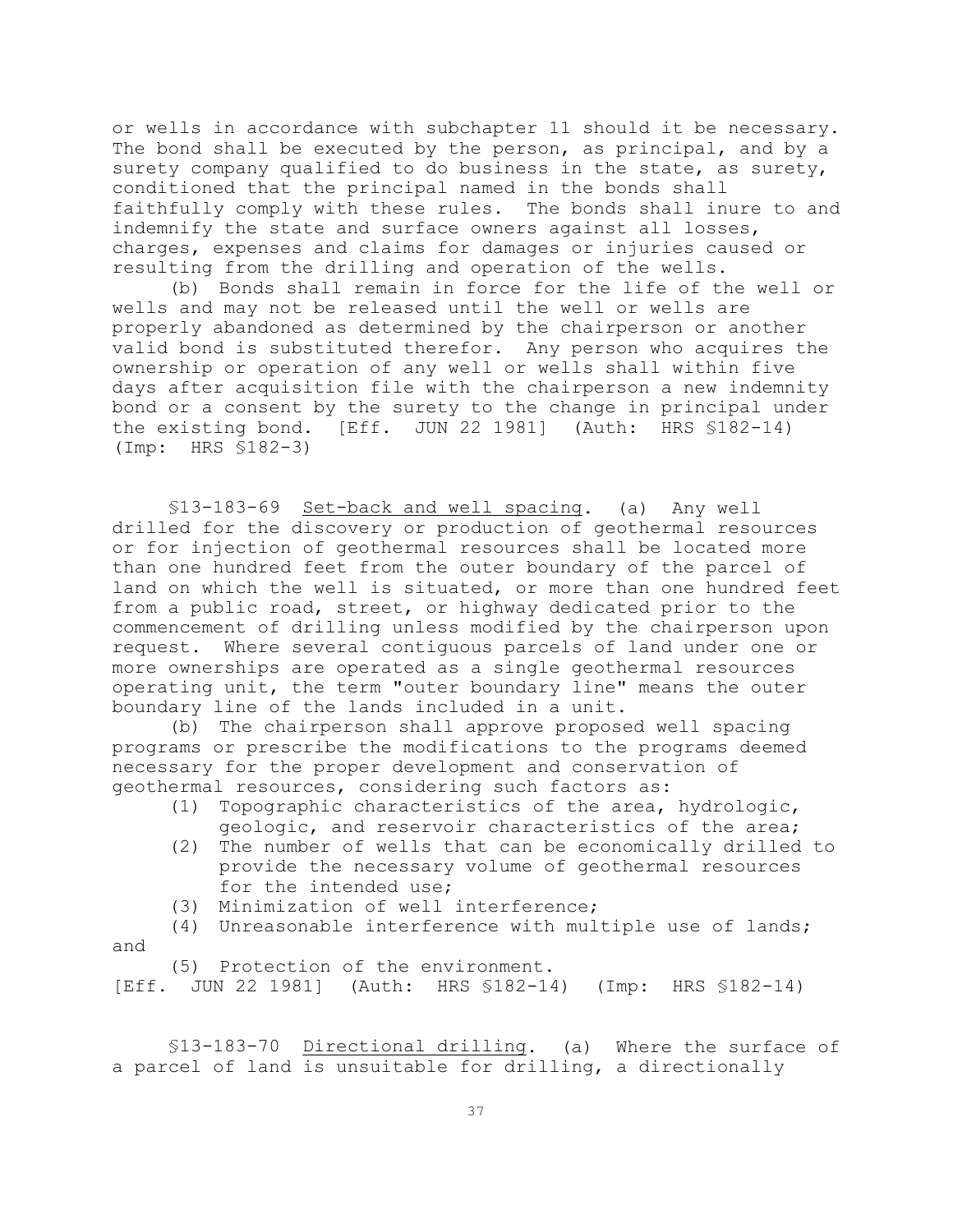or wells in accordance with subchapter 11 should it be necessary. The bond shall be executed by the person, as principal, and by a surety company qualified to do business in the state, as surety, conditioned that the principal named in the bonds shall faithfully comply with these rules. The bonds shall inure to and indemnify the state and surface owners against all losses, charges, expenses and claims for damages or injuries caused or resulting from the drilling and operation of the wells.

(b) Bonds shall remain in force for the life of the well or wells and may not be released until the well or wells are properly abandoned as determined by the chairperson or another valid bond is substituted therefor. Any person who acquires the ownership or operation of any well or wells shall within five days after acquisition file with the chairperson a new indemnity bond or a consent by the surety to the change in principal under the existing bond. [Eff. JUN 22 1981] (Auth: HRS §182-14) (Imp: HRS §182-3)

§13-183-69 Set-back and well spacing. (a) Any well drilled for the discovery or production of geothermal resources or for injection of geothermal resources shall be located more than one hundred feet from the outer boundary of the parcel of land on which the well is situated, or more than one hundred feet from a public road, street, or highway dedicated prior to the commencement of drilling unless modified by the chairperson upon request. Where several contiguous parcels of land under one or more ownerships are operated as a single geothermal resources operating unit, the term "outer boundary line" means the outer boundary line of the lands included in a unit.

(b) The chairperson shall approve proposed well spacing programs or prescribe the modifications to the programs deemed necessary for the proper development and conservation of geothermal resources, considering such factors as:

(1) Topographic characteristics of the area, hydrologic, geologic, and reservoir characteristics of the area;
(2) The number of wells that can be economically drilled to provide the necessary volume of geothermal resources for the intended use;
(3) Minimization of well interference;
(4) Unreasonable interference with multiple use of lands; and
(5) Protection of the environment.

[Eff. JUN 22 1981] (Auth: HRS §182-14) (Imp: HRS §182-14)

§13-183-70 Directional drilling. (a) Where the surface of a parcel of land is unsuitable for drilling, a directionally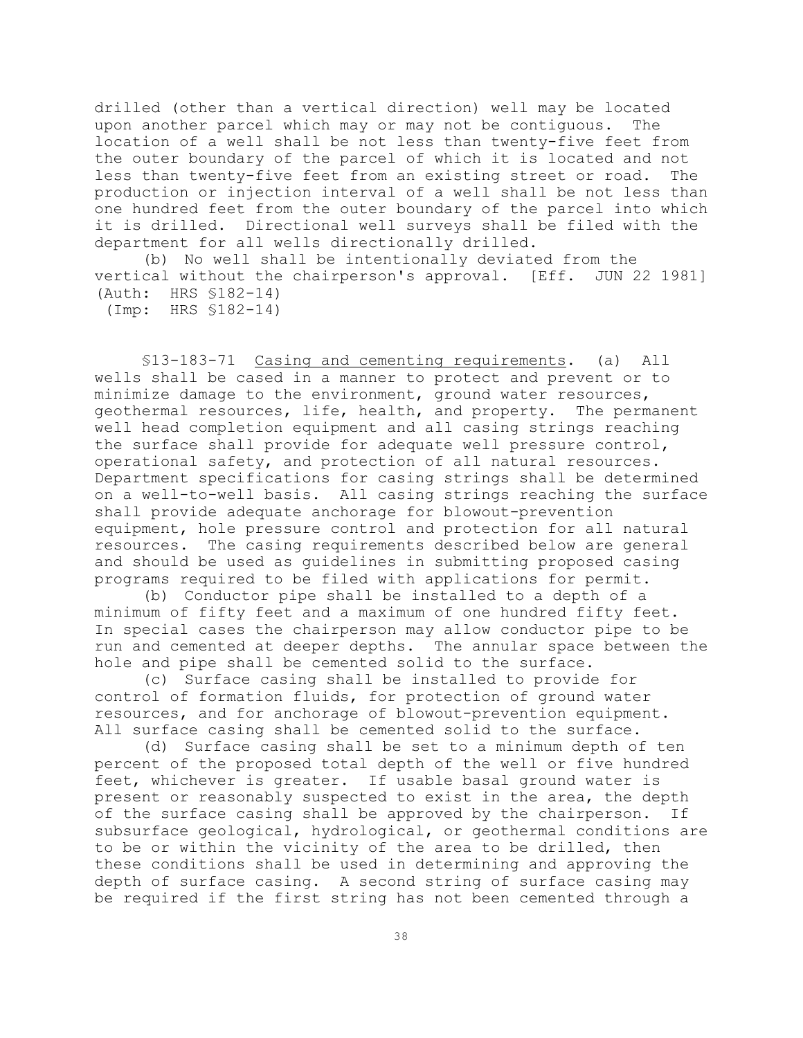drilled (other than a vertical direction) well may be located upon another parcel which may or may not be contiguous. The location of a well shall be not less than twenty-five feet from the outer boundary of the parcel of which it is located and not less than twenty-five feet from an existing street or road. The production or injection interval of a well shall be not less than one hundred feet from the outer boundary of the parcel into which it is drilled. Directional well surveys shall be filed with the department for all wells directionally drilled.

(b) No well shall be intentionally deviated from the vertical without the chairperson's approval. [Eff. JUN 22 1981] (Auth: HRS §182-14)
(Imp: HRS §182-14)

§13-183-71 Casing and cementing requirements. (a) All wells shall be cased in a manner to protect and prevent or to minimize damage to the environment, ground water resources, geothermal resources, life, health, and property. The permanent well head completion equipment and all casing strings reaching the surface shall provide for adequate well pressure control, operational safety, and protection of all natural resources. Department specifications for casing strings shall be determined on a well-to-well basis. All casing strings reaching the surface shall provide adequate anchorage for blowout-prevention equipment, hole pressure control and protection for all natural resources. The casing requirements described below are general and should be used as guidelines in submitting proposed casing programs required to be filed with applications for permit.

(b) Conductor pipe shall be installed to a depth of a minimum of fifty feet and a maximum of one hundred fifty feet. In special cases the chairperson may allow conductor pipe to be run and cemented at deeper depths. The annular space between the hole and pipe shall be cemented solid to the surface.

(c) Surface casing shall be installed to provide for control of formation fluids, for protection of ground water resources, and for anchorage of blowout-prevention equipment. All surface casing shall be cemented solid to the surface.

(d) Surface casing shall be set to a minimum depth of ten percent of the proposed total depth of the well or five hundred feet, whichever is greater. If usable basal ground water is present or reasonably suspected to exist in the area, the depth of the surface casing shall be approved by the chairperson. If subsurface geological, hydrological, or geothermal conditions are to be or within the vicinity of the area to be drilled, then these conditions shall be used in determining and approving the depth of surface casing. A second string of surface casing may be required if the first string has not been cemented through a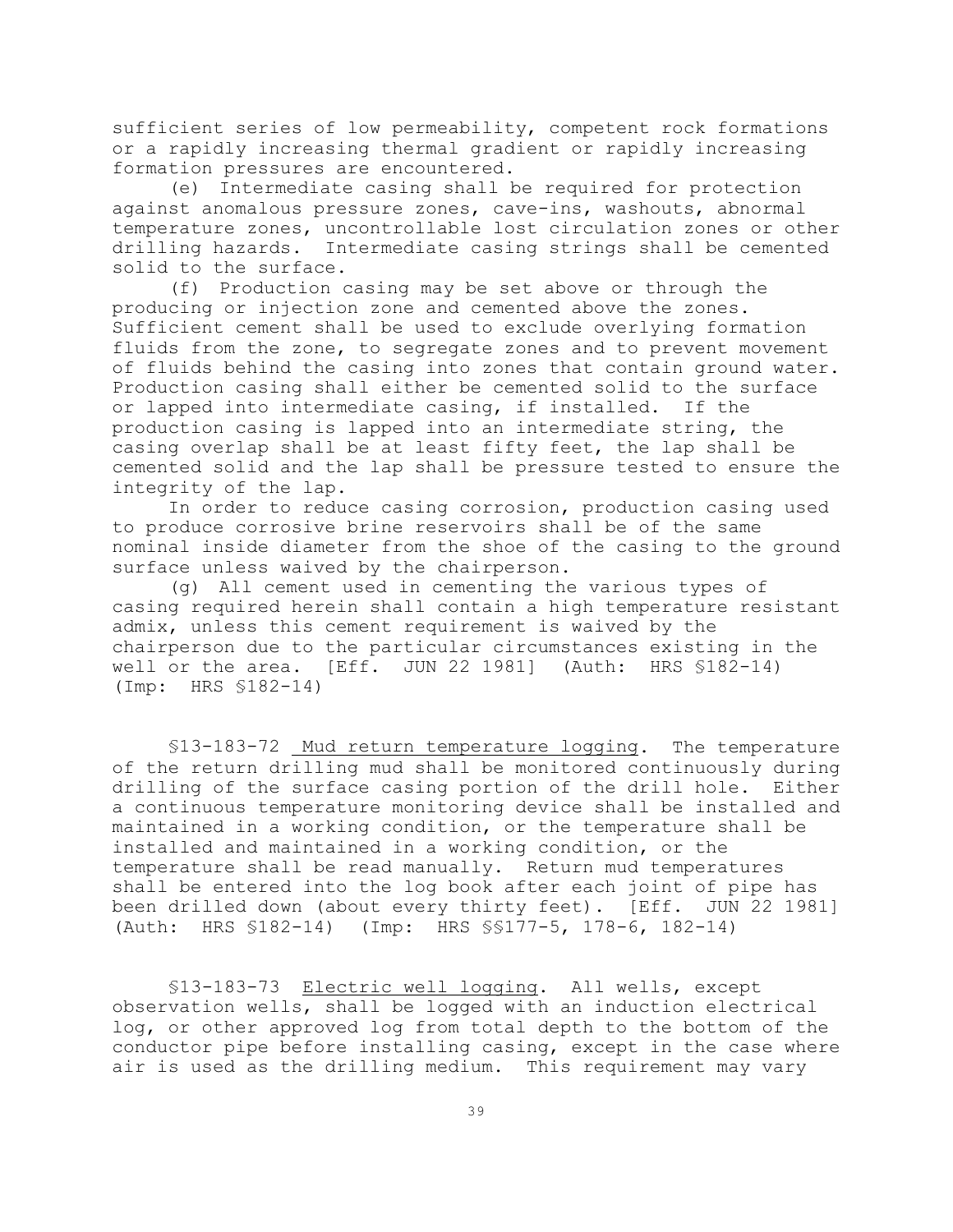sufficient series of low permeability, competent rock formations or a rapidly increasing thermal gradient or rapidly increasing formation pressures are encountered.

(e) Intermediate casing shall be required for protection against anomalous pressure zones, cave-ins, washouts, abnormal temperature zones, uncontrollable lost circulation zones or other drilling hazards. Intermediate casing strings shall be cemented solid to the surface.

(f) Production casing may be set above or through the producing or injection zone and cemented above the zones. Sufficient cement shall be used to exclude overlying formation fluids from the zone, to segregate zones and to prevent movement of fluids behind the casing into zones that contain ground water. Production casing shall either be cemented solid to the surface or lapped into intermediate casing, if installed. If the production casing is lapped into an intermediate string, the casing overlap shall be at least fifty feet, the lap shall be cemented solid and the lap shall be pressure tested to ensure the integrity of the lap.

In order to reduce casing corrosion, production casing used to produce corrosive brine reservoirs shall be of the same nominal inside diameter from the shoe of the casing to the ground surface unless waived by the chairperson.

(g) All cement used in cementing the various types of casing required herein shall contain a high temperature resistant admix, unless this cement requirement is waived by the chairperson due to the particular circumstances existing in the well or the area. [Eff. JUN 22 1981] (Auth: HRS §182-14) (Imp: HRS §182-14)

§13-183-72 Mud return temperature logging. The temperature of the return drilling mud shall be monitored continuously during drilling of the surface casing portion of the drill hole. Either a continuous temperature monitoring device shall be installed and maintained in a working condition, or the temperature shall be installed and maintained in a working condition, or the temperature shall be read manually. Return mud temperatures shall be entered into the log book after each joint of pipe has been drilled down (about every thirty feet). [Eff. JUN 22 1981] (Auth: HRS §182-14) (Imp: HRS §§177-5, 178-6, 182-14)

§13-183-73 Electric well logging. All wells, except observation wells, shall be logged with an induction electrical log, or other approved log from total depth to the bottom of the conductor pipe before installing casing, except in the case where air is used as the drilling medium. This requirement may vary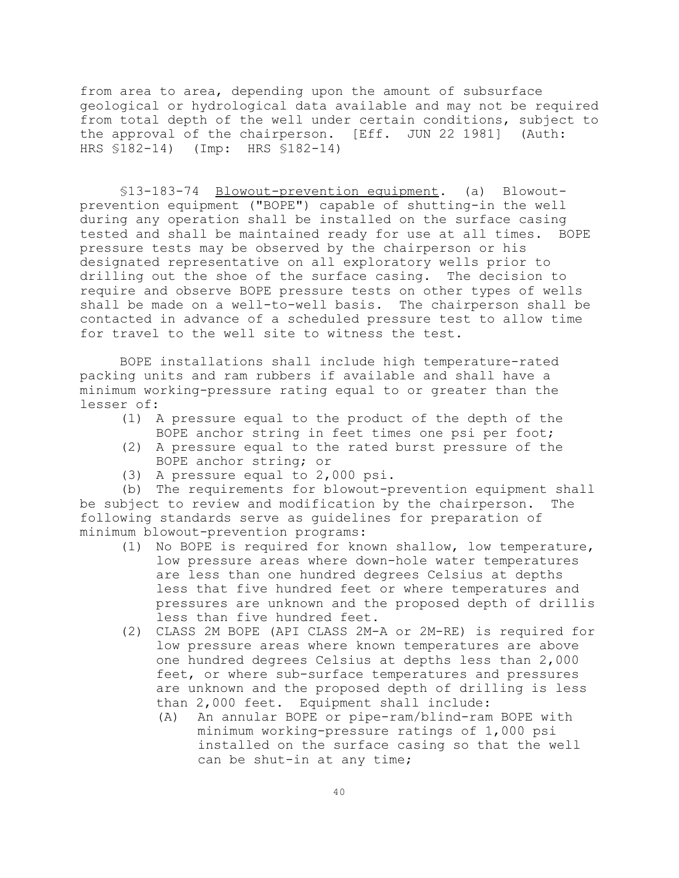from area to area, depending upon the amount of subsurface geological or hydrological data available and may not be required from total depth of the well under certain conditions, subject to the approval of the chairperson. [Eff. JUN 22 1981] (Auth: HRS §182-14) (Imp: HRS §182-14)

§13-183-74 Blowout-prevention equipment. (a) Blowout-prevention equipment ("BOPE") capable of shutting-in the well during any operation shall be installed on the surface casing tested and shall be maintained ready for use at all times. BOPE pressure tests may be observed by the chairperson or his designated representative on all exploratory wells prior to drilling out the shoe of the surface casing. The decision to require and observe BOPE pressure tests on other types of wells shall be made on a well-to-well basis. The chairperson shall be contacted in advance of a scheduled pressure test to allow time for travel to the well site to witness the test.

BOPE installations shall include high temperature-rated packing units and ram rubbers if available and shall have a minimum working-pressure rating equal to or greater than the lesser of:

(1) A pressure equal to the product of the depth of the BOPE anchor string in feet times one psi per foot;

(2) A pressure equal to the rated burst pressure of the BOPE anchor string; or

(3) A pressure equal to 2,000 psi.

(b) The requirements for blowout-prevention equipment shall be subject to review and modification by the chairperson. The following standards serve as guidelines for preparation of minimum blowout-prevention programs:

(1) No BOPE is required for known shallow, low temperature, low pressure areas where down-hole water temperatures are less than one hundred degrees Celsius at depths less that five hundred feet or where temperatures and pressures are unknown and the proposed depth of drillis less than five hundred feet.

(2) CLASS 2M BOPE (API CLASS 2M-A or 2M-RE) is required for low pressure areas where known temperatures are above one hundred degrees Celsius at depths less than 2,000 feet, or where sub-surface temperatures and pressures are unknown and the proposed depth of drilling is less than 2,000 feet. Equipment shall include:

(A) An annular BOPE or pipe-ram/blind-ram BOPE with minimum working-pressure ratings of 1,000 psi installed on the surface casing so that the well can be shut-in at any time;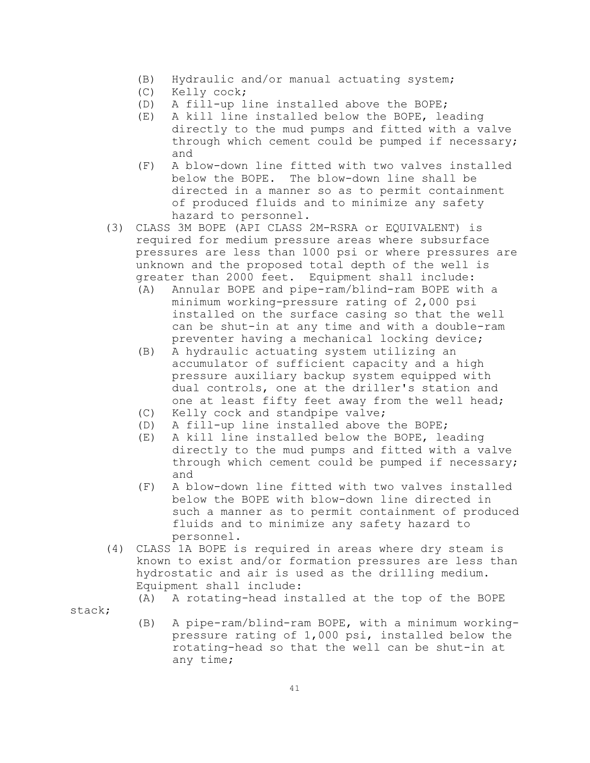(B) Hydraulic and/or manual actuating system;
(C) Kelly cock;
(D) A fill-up line installed above the BOPE;
(E) A kill line installed below the BOPE, leading directly to the mud pumps and fitted with a valve through which cement could be pumped if necessary; and
(F) A blow-down line fitted with two valves installed below the BOPE. The blow-down line shall be directed in a manner so as to permit containment of produced fluids and to minimize any safety hazard to personnel.

(3) CLASS 3M BOPE (API CLASS 2M-RSRA or EQUIVALENT) is required for medium pressure areas where subsurface pressures are less than 1000 psi or where pressures are unknown and the proposed total depth of the well is greater than 2000 feet. Equipment shall include:
(A) Annular BOPE and pipe-ram/blind-ram BOPE with a minimum working-pressure rating of 2,000 psi installed on the surface casing so that the well can be shut-in at any time and with a double-ram preventer having a mechanical locking device;
(B) A hydraulic actuating system utilizing an accumulator of sufficient capacity and a high pressure auxiliary backup system equipped with dual controls, one at the driller's station and one at least fifty feet away from the well head;
(C) Kelly cock and standpipe valve;
(D) A fill-up line installed above the BOPE;
(E) A kill line installed below the BOPE, leading directly to the mud pumps and fitted with a valve through which cement could be pumped if necessary; and
(F) A blow-down line fitted with two valves installed below the BOPE with blow-down line directed in such a manner as to permit containment of produced fluids and to minimize any safety hazard to personnel.

(4) CLASS 1A BOPE is required in areas where dry steam is known to exist and/or formation pressures are less than hydrostatic and air is used as the drilling medium. Equipment shall include:
(A) A rotating-head installed at the top of the BOPE stack;
(B) A pipe-ram/blind-ram BOPE, with a minimum working-pressure rating of 1,000 psi, installed below the rotating-head so that the well can be shut-in at any time;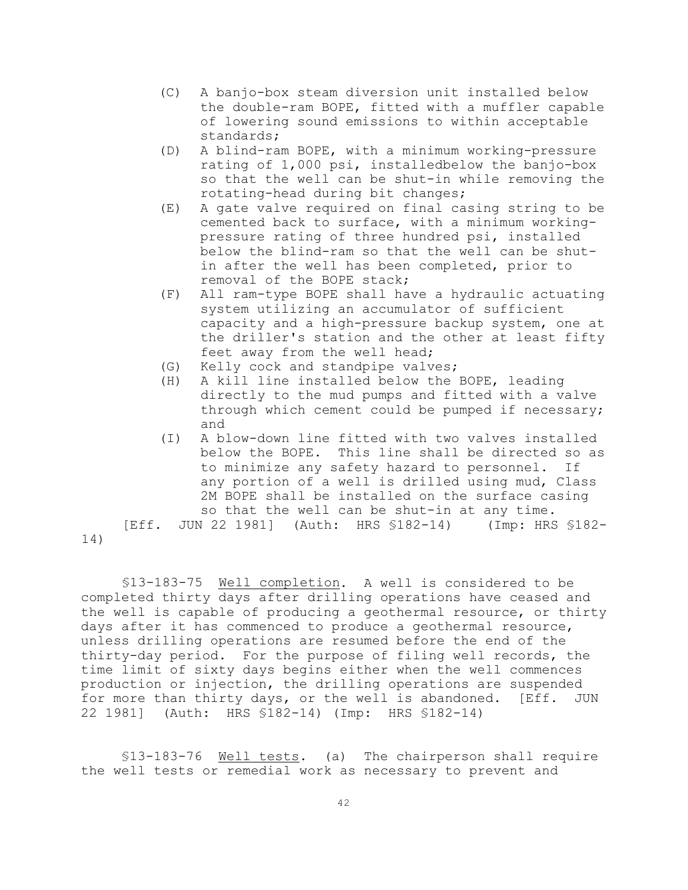(C) A banjo-box steam diversion unit installed below the double-ram BOPE, fitted with a muffler capable of lowering sound emissions to within acceptable standards;

(D) A blind-ram BOPE, with a minimum working-pressure rating of 1,000 psi, installedbelow the banjo-box so that the well can be shut-in while removing the rotating-head during bit changes;

(E) A gate valve required on final casing string to be cemented back to surface, with a minimum working-pressure rating of three hundred psi, installed below the blind-ram so that the well can be shut-in after the well has been completed, prior to removal of the BOPE stack;

(F) All ram-type BOPE shall have a hydraulic actuating system utilizing an accumulator of sufficient capacity and a high-pressure backup system, one at the driller's station and the other at least fifty feet away from the well head;

(G) Kelly cock and standpipe valves;

(H) A kill line installed below the BOPE, leading directly to the mud pumps and fitted with a valve through which cement could be pumped if necessary; and

(I) A blow-down line fitted with two valves installed below the BOPE. This line shall be directed so as to minimize any safety hazard to personnel. If any portion of a well is drilled using mud, Class 2M BOPE shall be installed on the surface casing so that the well can be shut-in at any time.

[Eff. JUN 22 1981] (Auth: HRS §182-14) (Imp: HRS §182-14)

§13-183-75 Well completion. A well is considered to be completed thirty days after drilling operations have ceased and the well is capable of producing a geothermal resource, or thirty days after it has commenced to produce a geothermal resource, unless drilling operations are resumed before the end of the thirty-day period. For the purpose of filing well records, the time limit of sixty days begins either when the well commences production or injection, the drilling operations are suspended for more than thirty days, or the well is abandoned. [Eff. JUN 22 1981] (Auth: HRS §182-14) (Imp: HRS §182-14)

§13-183-76 Well tests. (a) The chairperson shall require the well tests or remedial work as necessary to prevent and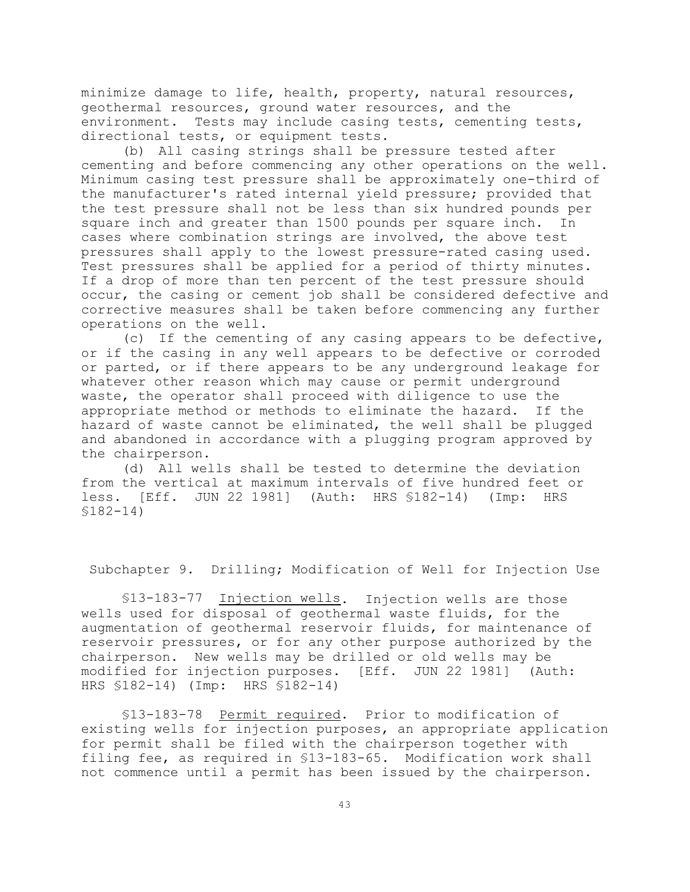minimize damage to life, health, property, natural resources, geothermal resources, ground water resources, and the environment. Tests may include casing tests, cementing tests, directional tests, or equipment tests.

(b) All casing strings shall be pressure tested after cementing and before commencing any other operations on the well. Minimum casing test pressure shall be approximately one-third of the manufacturer's rated internal yield pressure; provided that the test pressure shall not be less than six hundred pounds per square inch and greater than 1500 pounds per square inch. In cases where combination strings are involved, the above test pressures shall apply to the lowest pressure-rated casing used. Test pressures shall be applied for a period of thirty minutes. If a drop of more than ten percent of the test pressure should occur, the casing or cement job shall be considered defective and corrective measures shall be taken before commencing any further operations on the well.

(c) If the cementing of any casing appears to be defective, or if the casing in any well appears to be defective or corroded or parted, or if there appears to be any underground leakage for whatever other reason which may cause or permit underground waste, the operator shall proceed with diligence to use the appropriate method or methods to eliminate the hazard. If the hazard of waste cannot be eliminated, the well shall be plugged and abandoned in accordance with a plugging program approved by the chairperson.

(d) All wells shall be tested to determine the deviation from the vertical at maximum intervals of five hundred feet or less. [Eff. JUN 22 1981] (Auth: HRS §182-14) (Imp: HRS §182-14)

## Subchapter 9. Drilling; Modification of Well for Injection Use

§13-183-77 Injection wells. Injection wells are those wells used for disposal of geothermal waste fluids, for the augmentation of geothermal reservoir fluids, for maintenance of reservoir pressures, or for any other purpose authorized by the chairperson. New wells may be drilled or old wells may be modified for injection purposes. [Eff. JUN 22 1981] (Auth: HRS §182-14) (Imp: HRS §182-14)

§13-183-78 Permit required. Prior to modification of existing wells for injection purposes, an appropriate application for permit shall be filed with the chairperson together with filing fee, as required in §13-183-65. Modification work shall not commence until a permit has been issued by the chairperson.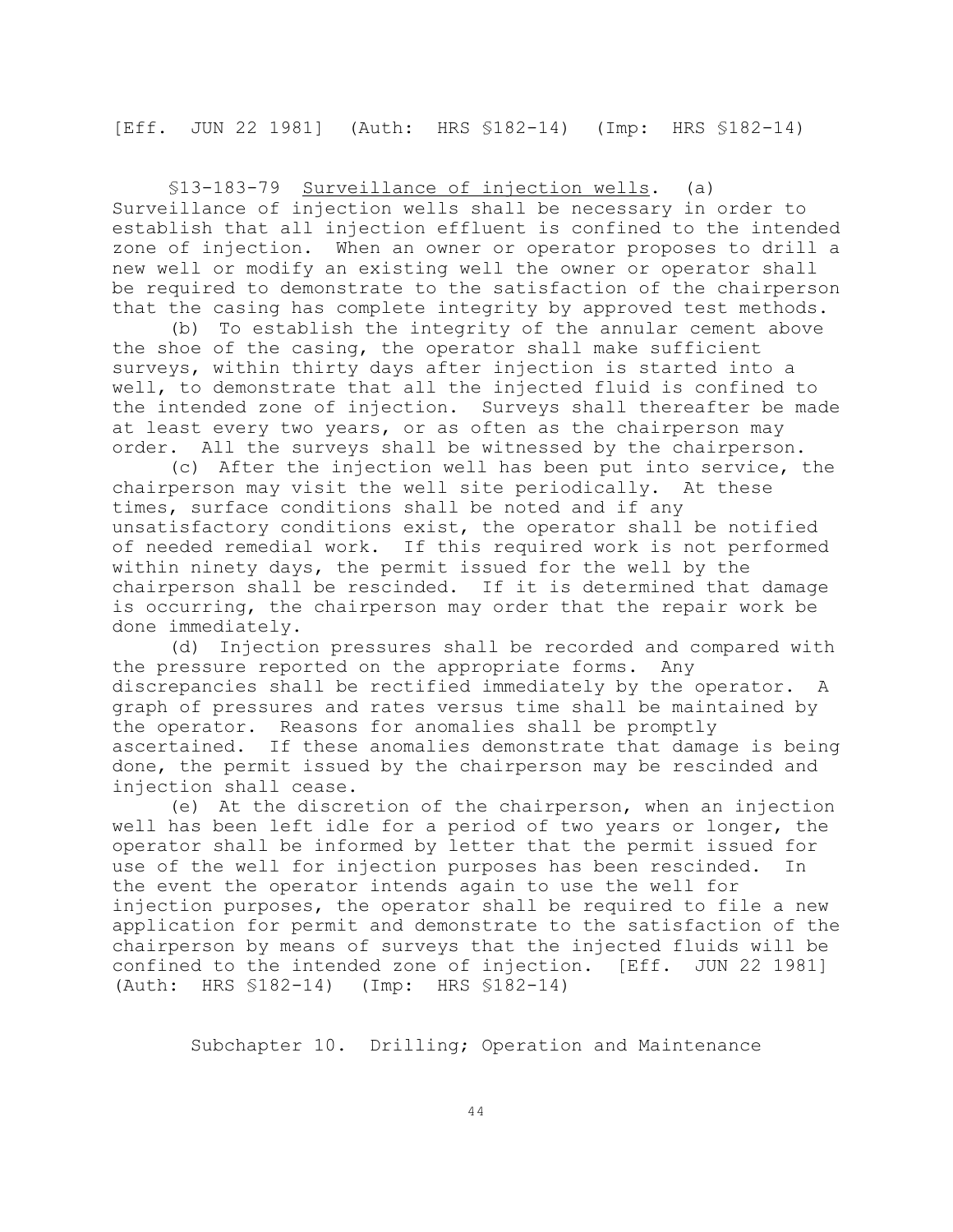[Eff. JUN 22 1981] (Auth: HRS §182-14) (Imp: HRS §182-14)

§13-183-79 Surveillance of injection wells. (a) Surveillance of injection wells shall be necessary in order to establish that all injection effluent is confined to the intended zone of injection. When an owner or operator proposes to drill a new well or modify an existing well the owner or operator shall be required to demonstrate to the satisfaction of the chairperson that the casing has complete integrity by approved test methods.

(b) To establish the integrity of the annular cement above the shoe of the casing, the operator shall make sufficient surveys, within thirty days after injection is started into a well, to demonstrate that all the injected fluid is confined to the intended zone of injection. Surveys shall thereafter be made at least every two years, or as often as the chairperson may order. All the surveys shall be witnessed by the chairperson.

(c) After the injection well has been put into service, the chairperson may visit the well site periodically. At these times, surface conditions shall be noted and if any unsatisfactory conditions exist, the operator shall be notified of needed remedial work. If this required work is not performed within ninety days, the permit issued for the well by the chairperson shall be rescinded. If it is determined that damage is occurring, the chairperson may order that the repair work be done immediately.

(d) Injection pressures shall be recorded and compared with the pressure reported on the appropriate forms. Any discrepancies shall be rectified immediately by the operator. A graph of pressures and rates versus time shall be maintained by the operator. Reasons for anomalies shall be promptly ascertained. If these anomalies demonstrate that damage is being done, the permit issued by the chairperson may be rescinded and injection shall cease.

(e) At the discretion of the chairperson, when an injection well has been left idle for a period of two years or longer, the operator shall be informed by letter that the permit issued for use of the well for injection purposes has been rescinded. In the event the operator intends again to use the well for injection purposes, the operator shall be required to file a new application for permit and demonstrate to the satisfaction of the chairperson by means of surveys that the injected fluids will be confined to the intended zone of injection. [Eff. JUN 22 1981] (Auth: HRS §182-14) (Imp: HRS §182-14)

## Subchapter 10. Drilling; Operation and Maintenance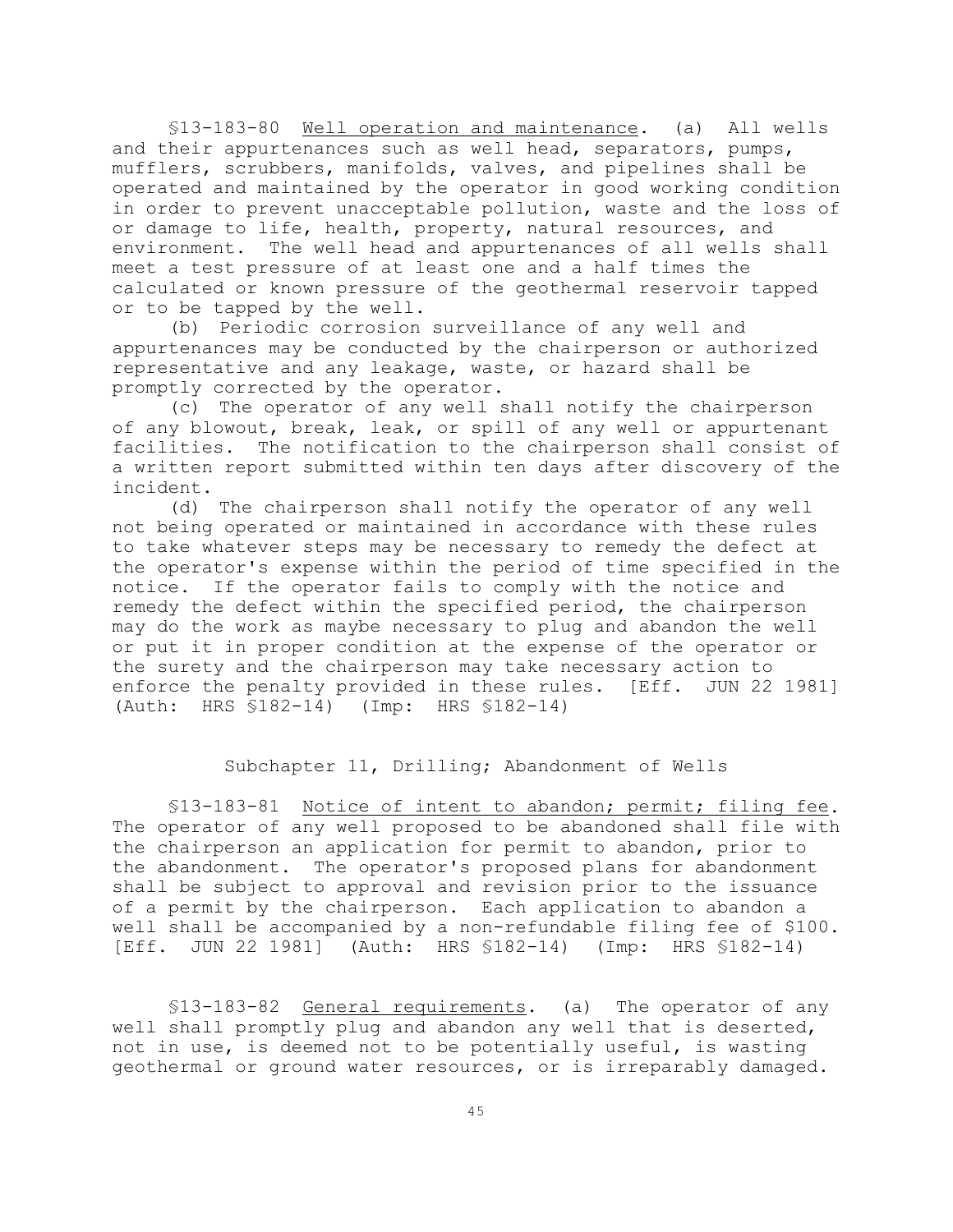§13-183-80 Well operation and maintenance. (a) All wells and their appurtenances such as well head, separators, pumps, mufflers, scrubbers, manifolds, valves, and pipelines shall be operated and maintained by the operator in good working condition in order to prevent unacceptable pollution, waste and the loss of or damage to life, health, property, natural resources, and environment. The well head and appurtenances of all wells shall meet a test pressure of at least one and a half times the calculated or known pressure of the geothermal reservoir tapped or to be tapped by the well.

(b) Periodic corrosion surveillance of any well and appurtenances may be conducted by the chairperson or authorized representative and any leakage, waste, or hazard shall be promptly corrected by the operator.

(c) The operator of any well shall notify the chairperson of any blowout, break, leak, or spill of any well or appurtenant facilities. The notification to the chairperson shall consist of a written report submitted within ten days after discovery of the incident.

(d) The chairperson shall notify the operator of any well not being operated or maintained in accordance with these rules to take whatever steps may be necessary to remedy the defect at the operator's expense within the period of time specified in the notice. If the operator fails to comply with the notice and remedy the defect within the specified period, the chairperson may do the work as maybe necessary to plug and abandon the well or put it in proper condition at the expense of the operator or the surety and the chairperson may take necessary action to enforce the penalty provided in these rules. [Eff. JUN 22 1981] (Auth: HRS §182-14) (Imp: HRS §182-14)

## Subchapter 11, Drilling; Abandonment of Wells

§13-183-81 Notice of intent to abandon; permit; filing fee. The operator of any well proposed to be abandoned shall file with the chairperson an application for permit to abandon, prior to the abandonment. The operator's proposed plans for abandonment shall be subject to approval and revision prior to the issuance of a permit by the chairperson. Each application to abandon a well shall be accompanied by a non-refundable filing fee of $100. [Eff. JUN 22 1981] (Auth: HRS §182-14) (Imp: HRS §182-14)

§13-183-82 General requirements. (a) The operator of any well shall promptly plug and abandon any well that is deserted, not in use, is deemed not to be potentially useful, is wasting geothermal or ground water resources, or is irreparably damaged.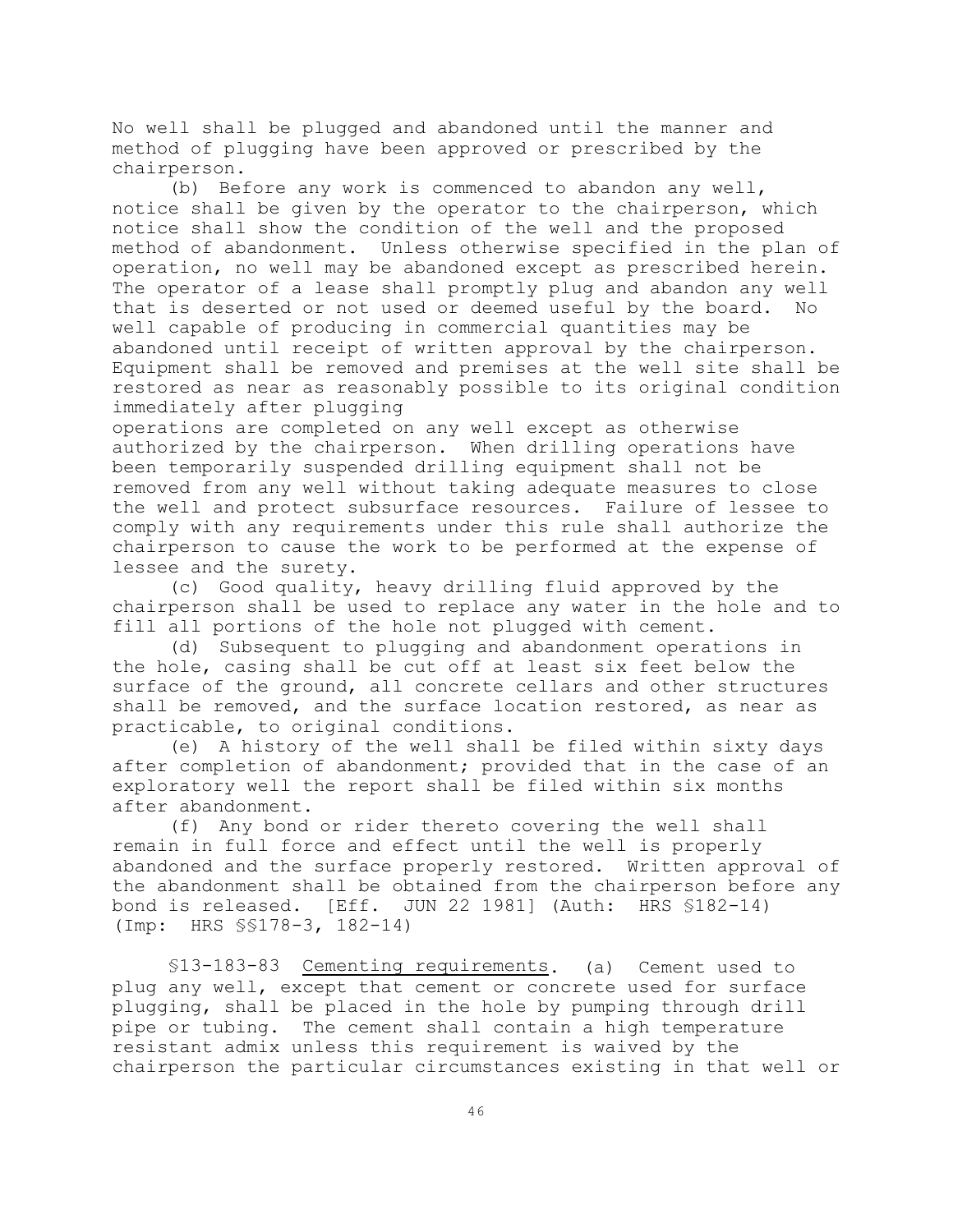No well shall be plugged and abandoned until the manner and method of plugging have been approved or prescribed by the chairperson.

(b) Before any work is commenced to abandon any well, notice shall be given by the operator to the chairperson, which notice shall show the condition of the well and the proposed method of abandonment. Unless otherwise specified in the plan of operation, no well may be abandoned except as prescribed herein. The operator of a lease shall promptly plug and abandon any well that is deserted or not used or deemed useful by the board. No well capable of producing in commercial quantities may be abandoned until receipt of written approval by the chairperson. Equipment shall be removed and premises at the well site shall be restored as near as reasonably possible to its original condition immediately after plugging operations are completed on any well except as otherwise authorized by the chairperson. When drilling operations have been temporarily suspended drilling equipment shall not be removed from any well without taking adequate measures to close the well and protect subsurface resources. Failure of lessee to comply with any requirements under this rule shall authorize the chairperson to cause the work to be performed at the expense of lessee and the surety.

(c) Good quality, heavy drilling fluid approved by the chairperson shall be used to replace any water in the hole and to fill all portions of the hole not plugged with cement.

(d) Subsequent to plugging and abandonment operations in the hole, casing shall be cut off at least six feet below the surface of the ground, all concrete cellars and other structures shall be removed, and the surface location restored, as near as practicable, to original conditions.

(e) A history of the well shall be filed within sixty days after completion of abandonment; provided that in the case of an exploratory well the report shall be filed within six months after abandonment.

(f) Any bond or rider thereto covering the well shall remain in full force and effect until the well is properly abandoned and the surface properly restored. Written approval of the abandonment shall be obtained from the chairperson before any bond is released. [Eff. JUN 22 1981] (Auth: HRS §182-14) (Imp: HRS §§178-3, 182-14)

§13-183-83 Cementing requirements. (a) Cement used to plug any well, except that cement or concrete used for surface plugging, shall be placed in the hole by pumping through drill pipe or tubing. The cement shall contain a high temperature resistant admix unless this requirement is waived by the chairperson the particular circumstances existing in that well or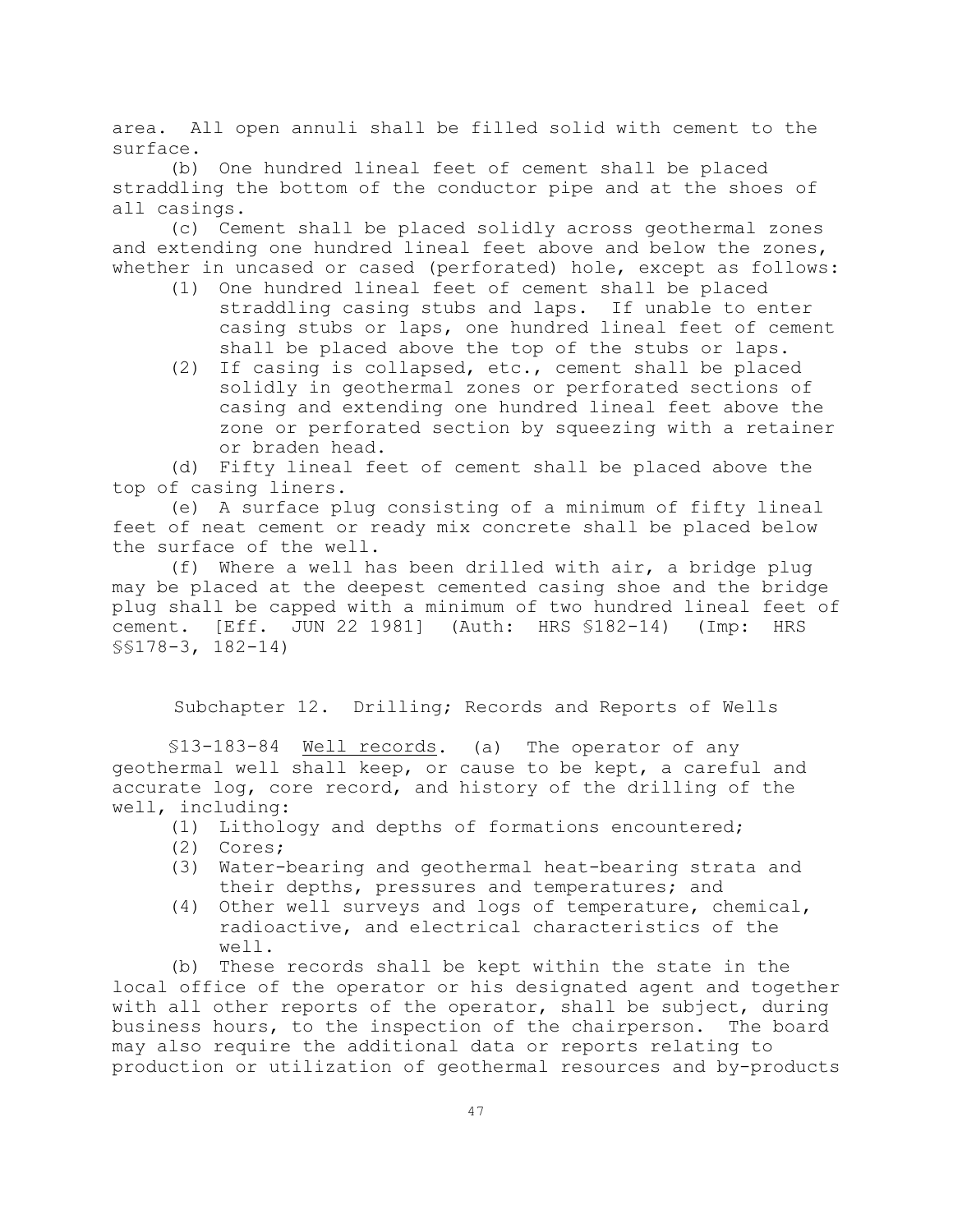area. All open annuli shall be filled solid with cement to the surface.

(b) One hundred lineal feet of cement shall be placed straddling the bottom of the conductor pipe and at the shoes of all casings.

(c) Cement shall be placed solidly across geothermal zones and extending one hundred lineal feet above and below the zones, whether in uncased or cased (perforated) hole, except as follows:

(1) One hundred lineal feet of cement shall be placed straddling casing stubs and laps. If unable to enter casing stubs or laps, one hundred lineal feet of cement shall be placed above the top of the stubs or laps.

(2) If casing is collapsed, etc., cement shall be placed solidly in geothermal zones or perforated sections of casing and extending one hundred lineal feet above the zone or perforated section by squeezing with a retainer or braden head.

(d) Fifty lineal feet of cement shall be placed above the top of casing liners.

(e) A surface plug consisting of a minimum of fifty lineal feet of neat cement or ready mix concrete shall be placed below the surface of the well.

(f) Where a well has been drilled with air, a bridge plug may be placed at the deepest cemented casing shoe and the bridge plug shall be capped with a minimum of two hundred lineal feet of cement. [Eff. JUN 22 1981] (Auth: HRS §182-14) (Imp: HRS §§178-3, 182-14)

## Subchapter 12. Drilling; Records and Reports of Wells

§13-183-84 Well records. (a) The operator of any geothermal well shall keep, or cause to be kept, a careful and accurate log, core record, and history of the drilling of the well, including:

(1) Lithology and depths of formations encountered;

(2) Cores;

(3) Water-bearing and geothermal heat-bearing strata and their depths, pressures and temperatures; and

(4) Other well surveys and logs of temperature, chemical, radioactive, and electrical characteristics of the well.

(b) These records shall be kept within the state in the local office of the operator or his designated agent and together with all other reports of the operator, shall be subject, during business hours, to the inspection of the chairperson. The board may also require the additional data or reports relating to production or utilization of geothermal resources and by-products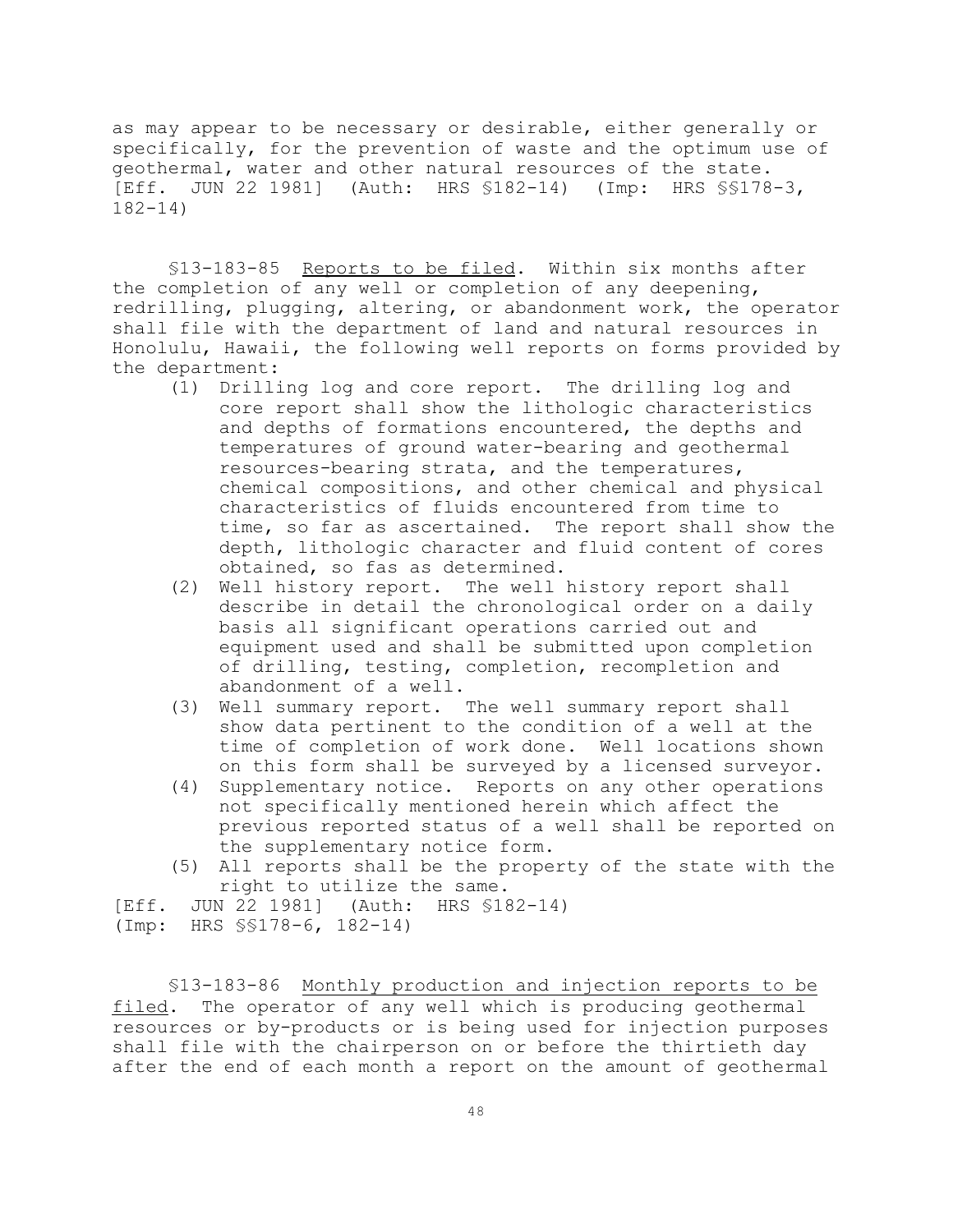as may appear to be necessary or desirable, either generally or specifically, for the prevention of waste and the optimum use of geothermal, water and other natural resources of the state. [Eff. JUN 22 1981] (Auth: HRS §182-14) (Imp: HRS §§178-3, 182-14)

§13-183-85 Reports to be filed. Within six months after the completion of any well or completion of any deepening, redrilling, plugging, altering, or abandonment work, the operator shall file with the department of land and natural resources in Honolulu, Hawaii, the following well reports on forms provided by the department:

(1) Drilling log and core report. The drilling log and core report shall show the lithologic characteristics and depths of formations encountered, the depths and temperatures of ground water-bearing and geothermal resources-bearing strata, and the temperatures, chemical compositions, and other chemical and physical characteristics of fluids encountered from time to time, so far as ascertained. The report shall show the depth, lithologic character and fluid content of cores obtained, so fas as determined.

(2) Well history report. The well history report shall describe in detail the chronological order on a daily basis all significant operations carried out and equipment used and shall be submitted upon completion of drilling, testing, completion, recompletion and abandonment of a well.

(3) Well summary report. The well summary report shall show data pertinent to the condition of a well at the time of completion of work done. Well locations shown on this form shall be surveyed by a licensed surveyor.

(4) Supplementary notice. Reports on any other operations not specifically mentioned herein which affect the previous reported status of a well shall be reported on the supplementary notice form.

(5) All reports shall be the property of the state with the right to utilize the same.

[Eff. JUN 22 1981] (Auth: HRS §182-14) (Imp: HRS §§178-6, 182-14)

§13-183-86 Monthly production and injection reports to be filed. The operator of any well which is producing geothermal resources or by-products or is being used for injection purposes shall file with the chairperson on or before the thirtieth day after the end of each month a report on the amount of geothermal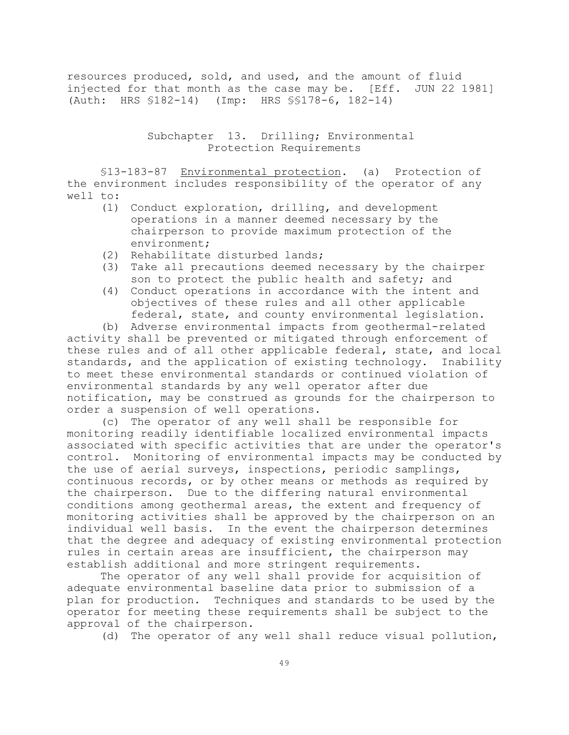resources produced, sold, and used, and the amount of fluid injected for that month as the case may be. [Eff. JUN 22 1981] (Auth: HRS §182-14) (Imp: HRS §§178-6, 182-14)

## Subchapter 13. Drilling; Environmental Protection Requirements

§13-183-87 <u>Environmental protection</u>. (a) Protection of the environment includes responsibility of the operator of any well to:

(1) Conduct exploration, drilling, and development operations in a manner deemed necessary by the chairperson to provide maximum protection of the environment;

(2) Rehabilitate disturbed lands;

(3) Take all precautions deemed necessary by the chairper son to protect the public health and safety; and

(4) Conduct operations in accordance with the intent and objectives of these rules and all other applicable federal, state, and county environmental legislation.

(b) Adverse environmental impacts from geothermal-related activity shall be prevented or mitigated through enforcement of these rules and of all other applicable federal, state, and local standards, and the application of existing technology. Inability to meet these environmental standards or continued violation of environmental standards by any well operator after due notification, may be construed as grounds for the chairperson to order a suspension of well operations.

(c) The operator of any well shall be responsible for monitoring readily identifiable localized environmental impacts associated with specific activities that are under the operator's control. Monitoring of environmental impacts may be conducted by the use of aerial surveys, inspections, periodic samplings, continuous records, or by other means or methods as required by the chairperson. Due to the differing natural environmental conditions among geothermal areas, the extent and frequency of monitoring activities shall be approved by the chairperson on an individual well basis. In the event the chairperson determines that the degree and adequacy of existing environmental protection rules in certain areas are insufficient, the chairperson may establish additional and more stringent requirements.

The operator of any well shall provide for acquisition of adequate environmental baseline data prior to submission of a plan for production. Techniques and standards to be used by the operator for meeting these requirements shall be subject to the approval of the chairperson.

(d) The operator of any well shall reduce visual pollution,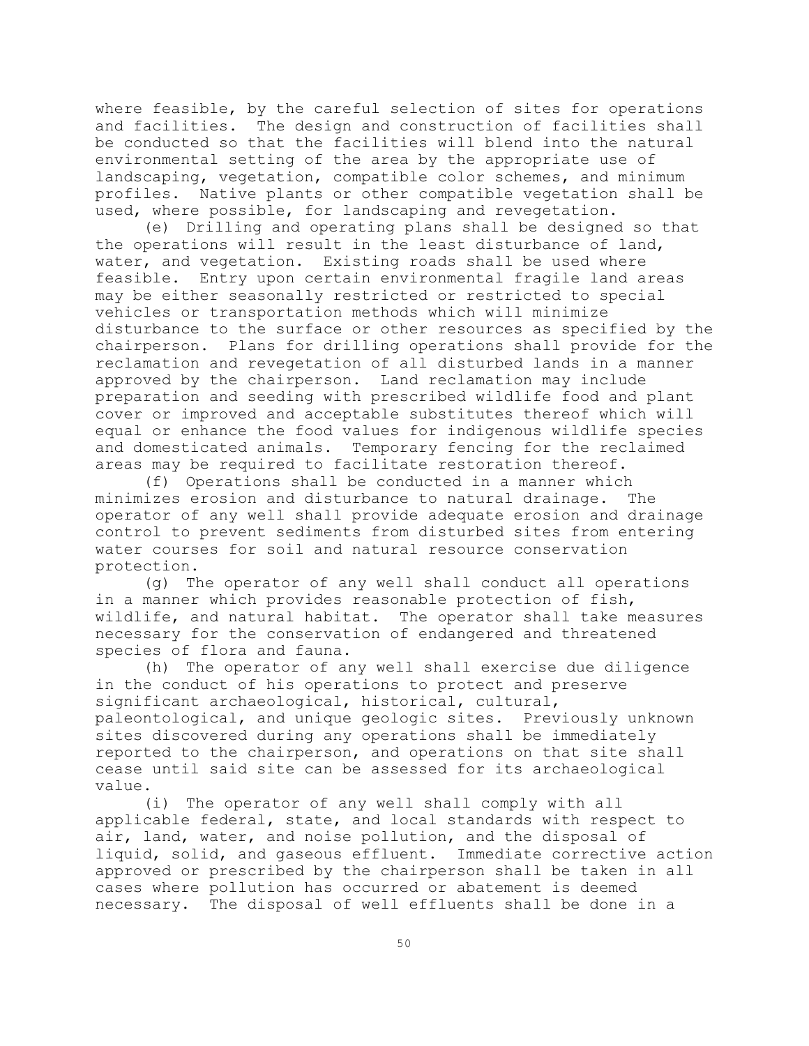where feasible, by the careful selection of sites for operations and facilities. The design and construction of facilities shall be conducted so that the facilities will blend into the natural environmental setting of the area by the appropriate use of landscaping, vegetation, compatible color schemes, and minimum profiles. Native plants or other compatible vegetation shall be used, where possible, for landscaping and revegetation.

(e) Drilling and operating plans shall be designed so that the operations will result in the least disturbance of land, water, and vegetation. Existing roads shall be used where feasible. Entry upon certain environmental fragile land areas may be either seasonally restricted or restricted to special vehicles or transportation methods which will minimize disturbance to the surface or other resources as specified by the chairperson. Plans for drilling operations shall provide for the reclamation and revegetation of all disturbed lands in a manner approved by the chairperson. Land reclamation may include preparation and seeding with prescribed wildlife food and plant cover or improved and acceptable substitutes thereof which will equal or enhance the food values for indigenous wildlife species and domesticated animals. Temporary fencing for the reclaimed areas may be required to facilitate restoration thereof.

(f) Operations shall be conducted in a manner which minimizes erosion and disturbance to natural drainage. The operator of any well shall provide adequate erosion and drainage control to prevent sediments from disturbed sites from entering water courses for soil and natural resource conservation protection.

(g) The operator of any well shall conduct all operations in a manner which provides reasonable protection of fish, wildlife, and natural habitat. The operator shall take measures necessary for the conservation of endangered and threatened species of flora and fauna.

(h) The operator of any well shall exercise due diligence in the conduct of his operations to protect and preserve significant archaeological, historical, cultural, paleontological, and unique geologic sites. Previously unknown sites discovered during any operations shall be immediately reported to the chairperson, and operations on that site shall cease until said site can be assessed for its archaeological value.

(i) The operator of any well shall comply with all applicable federal, state, and local standards with respect to air, land, water, and noise pollution, and the disposal of liquid, solid, and gaseous effluent. Immediate corrective action approved or prescribed by the chairperson shall be taken in all cases where pollution has occurred or abatement is deemed necessary. The disposal of well effluents shall be done in a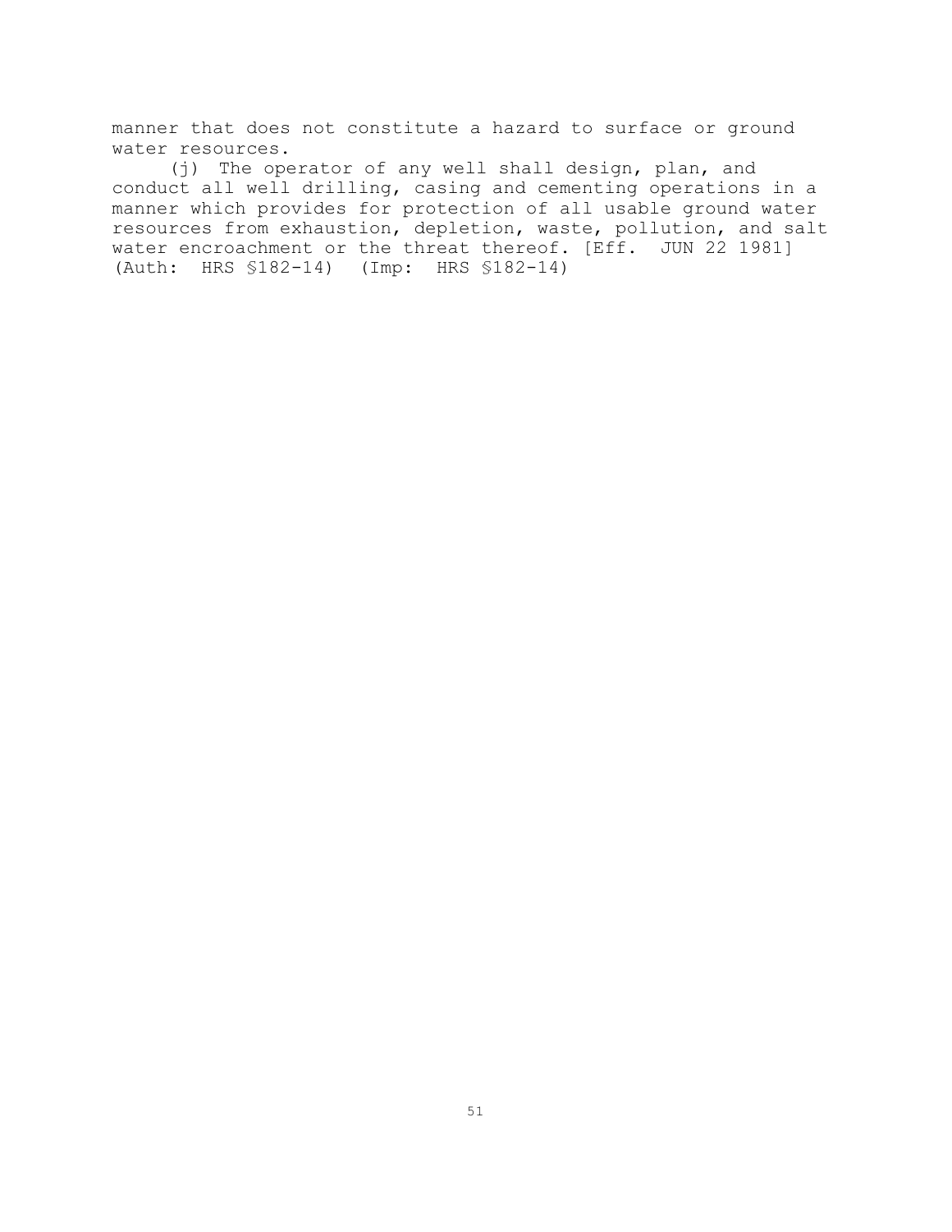manner that does not constitute a hazard to surface or ground water resources.

(j) The operator of any well shall design, plan, and conduct all well drilling, casing and cementing operations in a manner which provides for protection of all usable ground water resources from exhaustion, depletion, waste, pollution, and salt water encroachment or the threat thereof. [Eff. JUN 22 1981] (Auth: HRS §182-14) (Imp: HRS §182-14)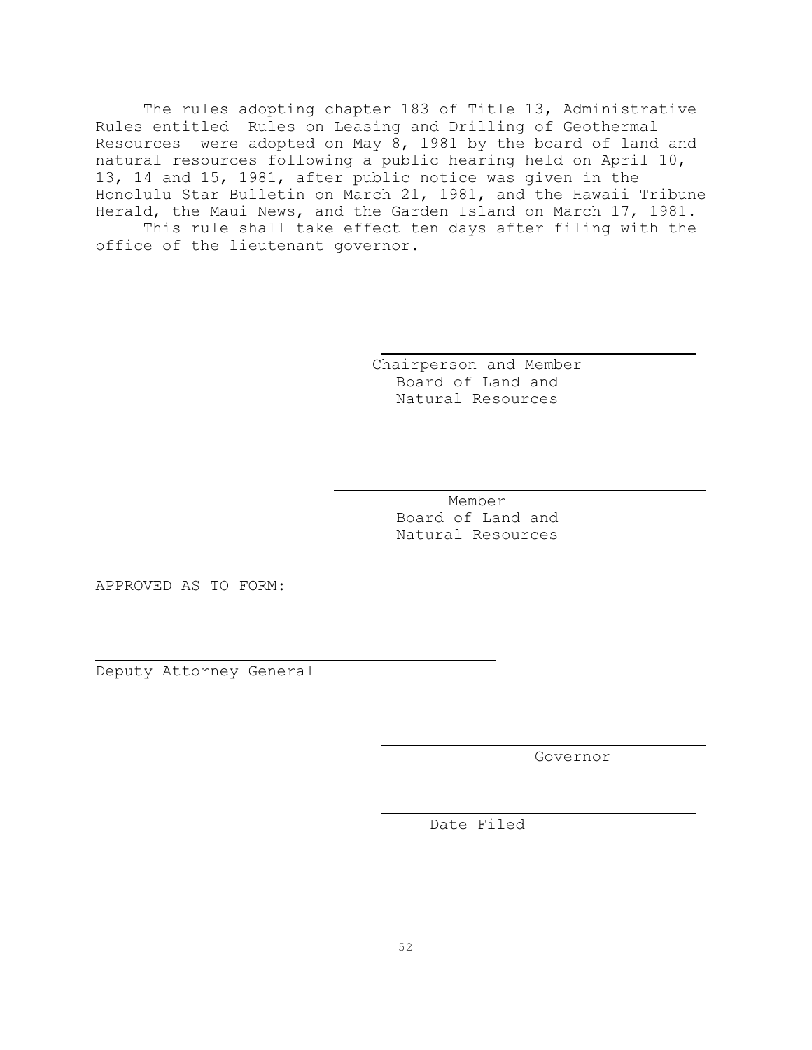The rules adopting chapter 183 of Title 13, Administrative Rules entitled  Rules on Leasing and Drilling of Geothermal Resources  were adopted on May 8, 1981 by the board of land and natural resources following a public hearing held on April 10, 13, 14 and 15, 1981, after public notice was given in the Honolulu Star Bulletin on March 21, 1981, and the Hawaii Tribune Herald, the Maui News, and the Garden Island on March 17, 1981.

This rule shall take effect ten days after filing with the office of the lieutenant governor.

\_\_\_\_\_\_\_\_\_\_\_\_\_\_\_\_\_\_\_\_\_\_\_\_\_\_\_\_\_\_\_\_\_\_\_\_\_\_
Chairperson and Member
Board of Land and
Natural Resources

\_\_\_\_\_\_\_\_\_\_\_\_\_\_\_\_\_\_\_\_\_\_\_\_\_\_\_\_\_\_\_\_\_\_\_\_\_\_
Member
Board of Land and
Natural Resources

APPROVED AS TO FORM:

\_\_\_\_\_\_\_\_\_\_\_\_\_\_\_\_\_\_\_\_\_\_\_\_\_\_\_\_\_\_\_\_\_\_\_\_\_\_
Deputy Attorney General

\_\_\_\_\_\_\_\_\_\_\_\_\_\_\_\_\_\_\_\_\_\_\_\_\_\_\_\_\_\_\_\_\_\_\_\_\_\_
Governor

\_\_\_\_\_\_\_\_\_\_\_\_\_\_\_\_\_\_\_\_\_\_\_\_\_\_\_\_\_\_\_\_\_\_\_\_\_\_
Date Filed